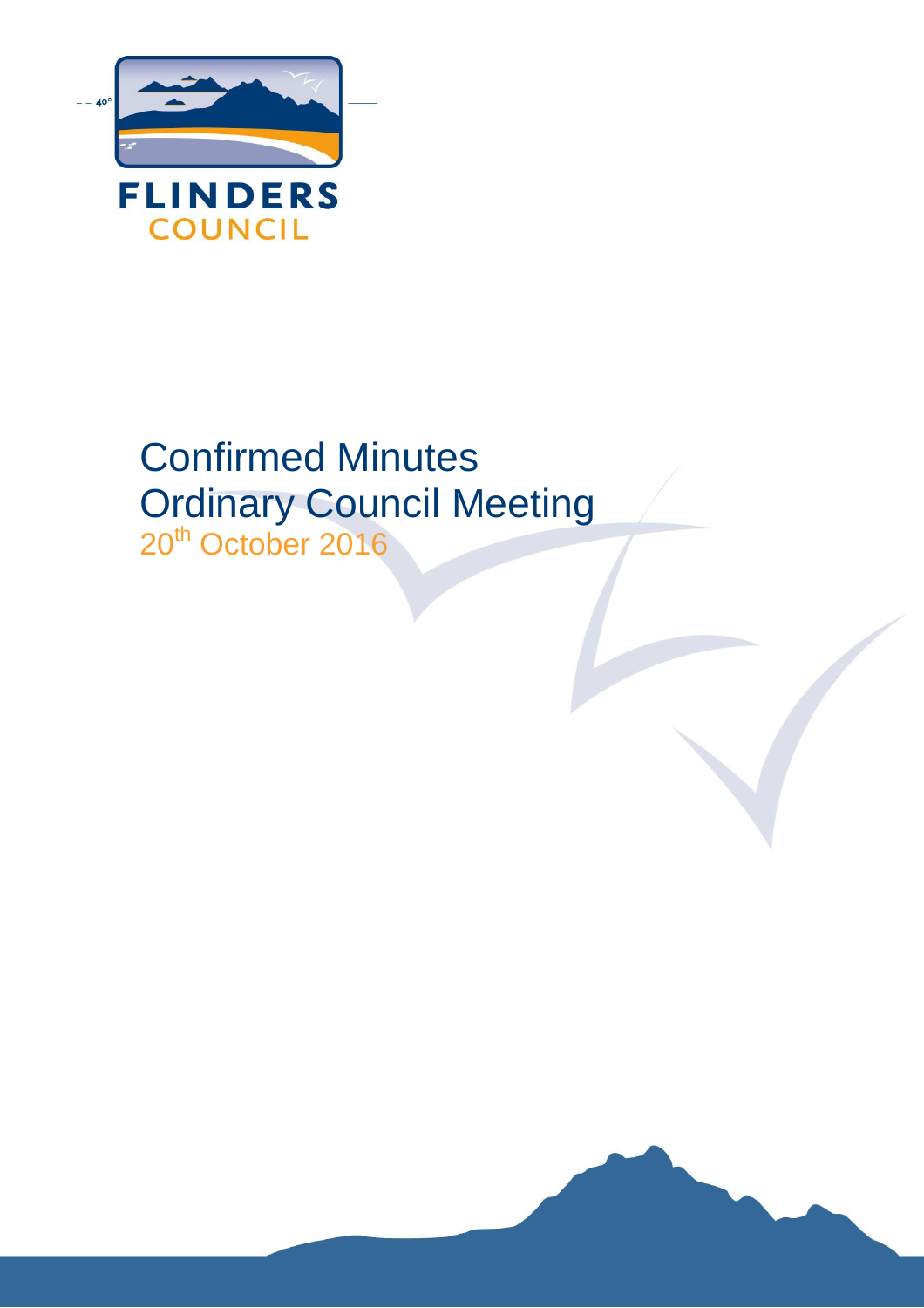FLINDERS
COUNCIL

# Confirmed Minutes
# Ordinary Council Meeting

20th October 2016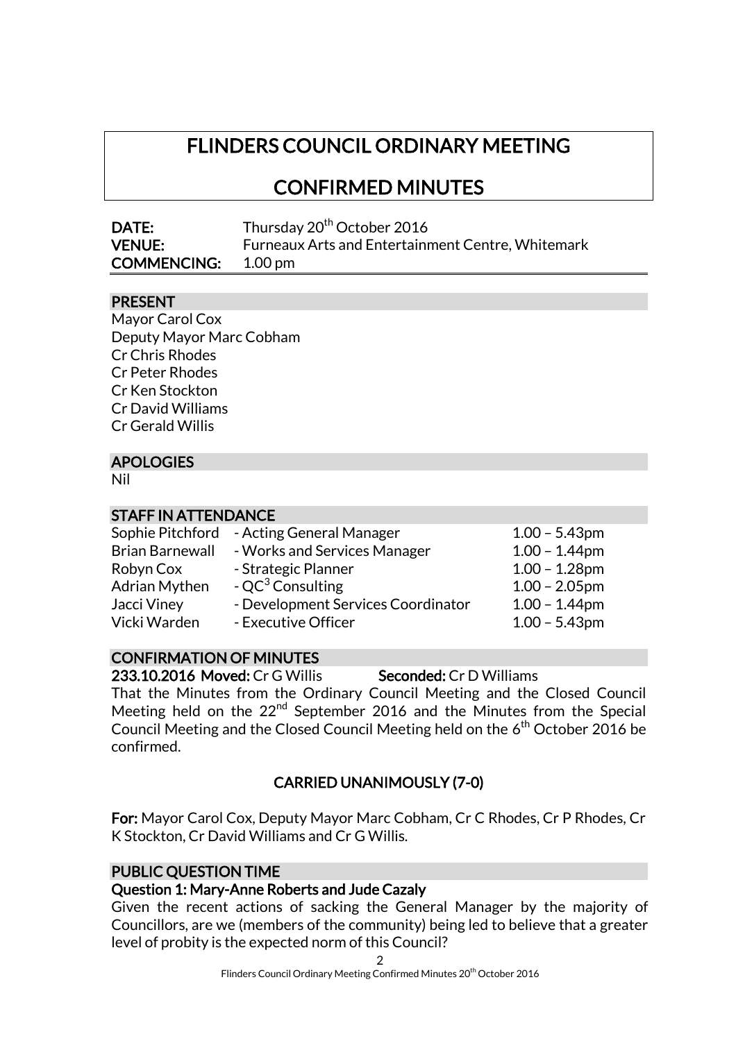# FLINDERS COUNCIL ORDINARY MEETING

# CONFIRMED MINUTES

**DATE:** Thursday 20th October 2016
**VENUE:** Furneaux Arts and Entertainment Centre, Whitemark
**COMMENCING:** 1.00 pm

## PRESENT

Mayor Carol Cox
Deputy Mayor Marc Cobham
Cr Chris Rhodes
Cr Peter Rhodes
Cr Ken Stockton
Cr David Williams
Cr Gerald Willis

## APOLOGIES

Nil

## STAFF IN ATTENDANCE

| | | |
|---|---|---|
| Sophie Pitchford | - Acting General Manager | 1.00 – 5.43pm |
| Brian Barnewall | - Works and Services Manager | 1.00 – 1.44pm |
| Robyn Cox | - Strategic Planner | 1.00 – 1.28pm |
| Adrian Mythen | - QC$^3$ Consulting | 1.00 – 2.05pm |
| Jacci Viney | - Development Services Coordinator | 1.00 – 1.44pm |
| Vicki Warden | - Executive Officer | 1.00 – 5.43pm |

## CONFIRMATION OF MINUTES

**233.10.2016 Moved:** Cr G Willis **Seconded:** Cr D Williams

That the Minutes from the Ordinary Council Meeting and the Closed Council Meeting held on the 22nd September 2016 and the Minutes from the Special Council Meeting and the Closed Council Meeting held on the 6th October 2016 be confirmed.

**CARRIED UNANIMOUSLY (7-0)**

**For:** Mayor Carol Cox, Deputy Mayor Marc Cobham, Cr C Rhodes, Cr P Rhodes, Cr K Stockton, Cr David Williams and Cr G Willis.

## PUBLIC QUESTION TIME

### Question 1: Mary-Anne Roberts and Jude Cazaly

Given the recent actions of sacking the General Manager by the majority of Councillors, are we (members of the community) being led to believe that a greater level of probity is the expected norm of this Council?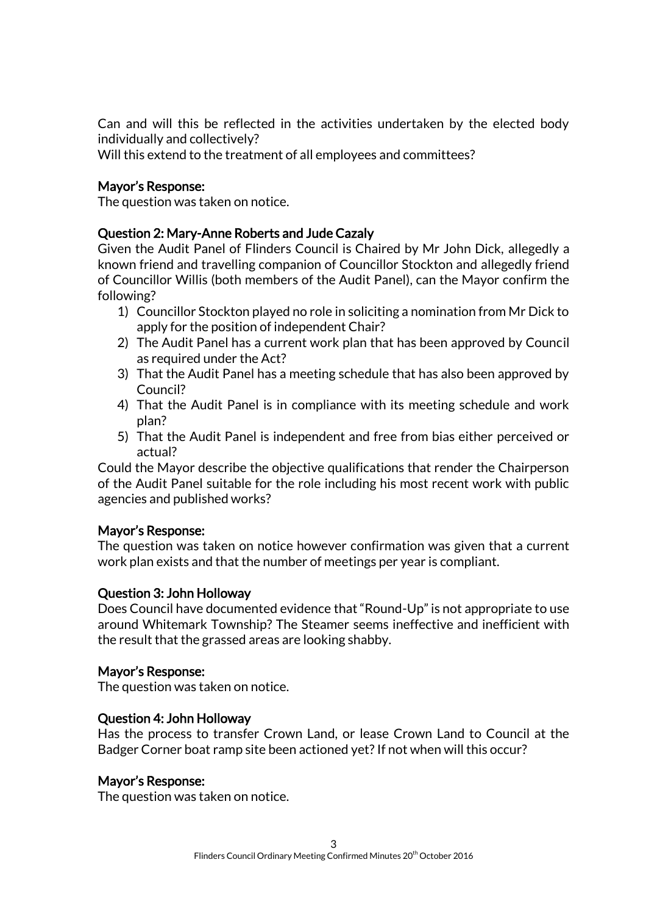Can and will this be reflected in the activities undertaken by the elected body individually and collectively?
Will this extend to the treatment of all employees and committees?

**Mayor's Response:**
The question was taken on notice.

**Question 2: Mary-Anne Roberts and Jude Cazaly**
Given the Audit Panel of Flinders Council is Chaired by Mr John Dick, allegedly a known friend and travelling companion of Councillor Stockton and allegedly friend of Councillor Willis (both members of the Audit Panel), can the Mayor confirm the following?

1) Councillor Stockton played no role in soliciting a nomination from Mr Dick to apply for the position of independent Chair?
2) The Audit Panel has a current work plan that has been approved by Council as required under the Act?
3) That the Audit Panel has a meeting schedule that has also been approved by Council?
4) That the Audit Panel is in compliance with its meeting schedule and work plan?
5) That the Audit Panel is independent and free from bias either perceived or actual?

Could the Mayor describe the objective qualifications that render the Chairperson of the Audit Panel suitable for the role including his most recent work with public agencies and published works?

**Mayor's Response:**
The question was taken on notice however confirmation was given that a current work plan exists and that the number of meetings per year is compliant.

**Question 3: John Holloway**
Does Council have documented evidence that "Round-Up" is not appropriate to use around Whitemark Township? The Steamer seems ineffective and inefficient with the result that the grassed areas are looking shabby.

**Mayor's Response:**
The question was taken on notice.

**Question 4: John Holloway**
Has the process to transfer Crown Land, or lease Crown Land to Council at the Badger Corner boat ramp site been actioned yet? If not when will this occur?

**Mayor's Response:**
The question was taken on notice.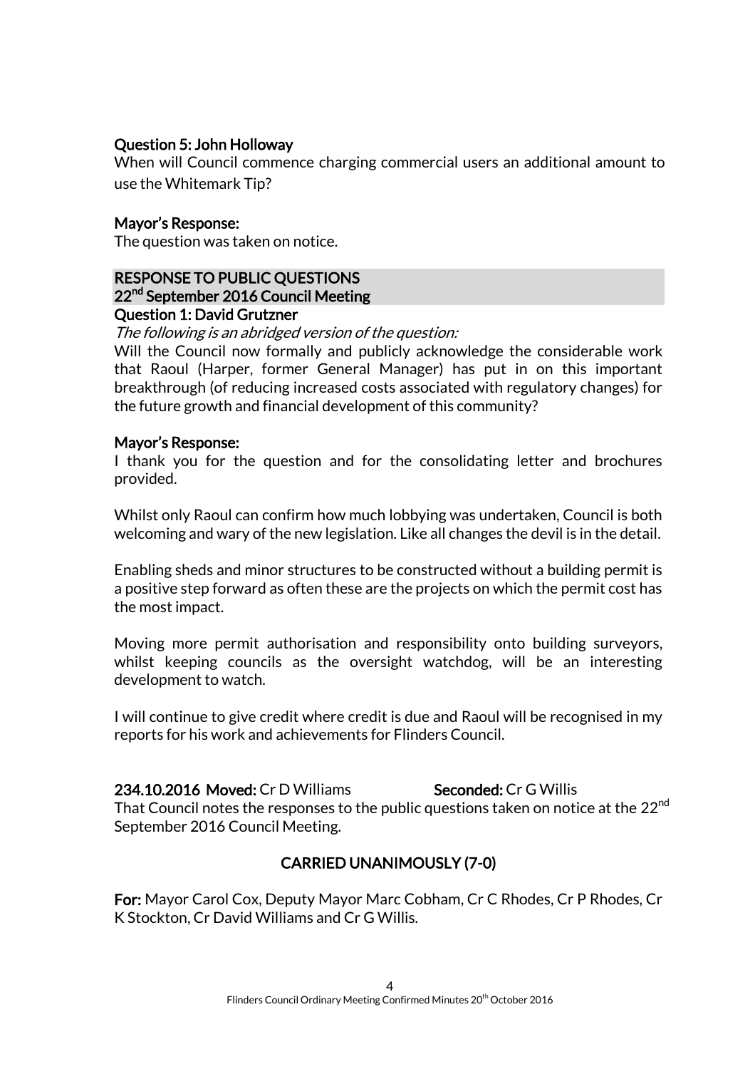**Question 5: John Holloway**

When will Council commence charging commercial users an additional amount to use the Whitemark Tip?

**Mayor's Response:**

The question was taken on notice.

## RESPONSE TO PUBLIC QUESTIONS
## 22nd September 2016 Council Meeting

**Question 1: David Grutzner**

*The following is an abridged version of the question:*

Will the Council now formally and publicly acknowledge the considerable work that Raoul (Harper, former General Manager) has put in on this important breakthrough (of reducing increased costs associated with regulatory changes) for the future growth and financial development of this community?

**Mayor's Response:**

I thank you for the question and for the consolidating letter and brochures provided.

Whilst only Raoul can confirm how much lobbying was undertaken, Council is both welcoming and wary of the new legislation. Like all changes the devil is in the detail.

Enabling sheds and minor structures to be constructed without a building permit is a positive step forward as often these are the projects on which the permit cost has the most impact.

Moving more permit authorisation and responsibility onto building surveyors, whilst keeping councils as the oversight watchdog, will be an interesting development to watch.

I will continue to give credit where credit is due and Raoul will be recognised in my reports for his work and achievements for Flinders Council.

**234.10.2016 Moved:** Cr D Williams **Seconded:** Cr G Willis

That Council notes the responses to the public questions taken on notice at the 22nd September 2016 Council Meeting.

**CARRIED UNANIMOUSLY (7-0)**

**For:** Mayor Carol Cox, Deputy Mayor Marc Cobham, Cr C Rhodes, Cr P Rhodes, Cr K Stockton, Cr David Williams and Cr G Willis.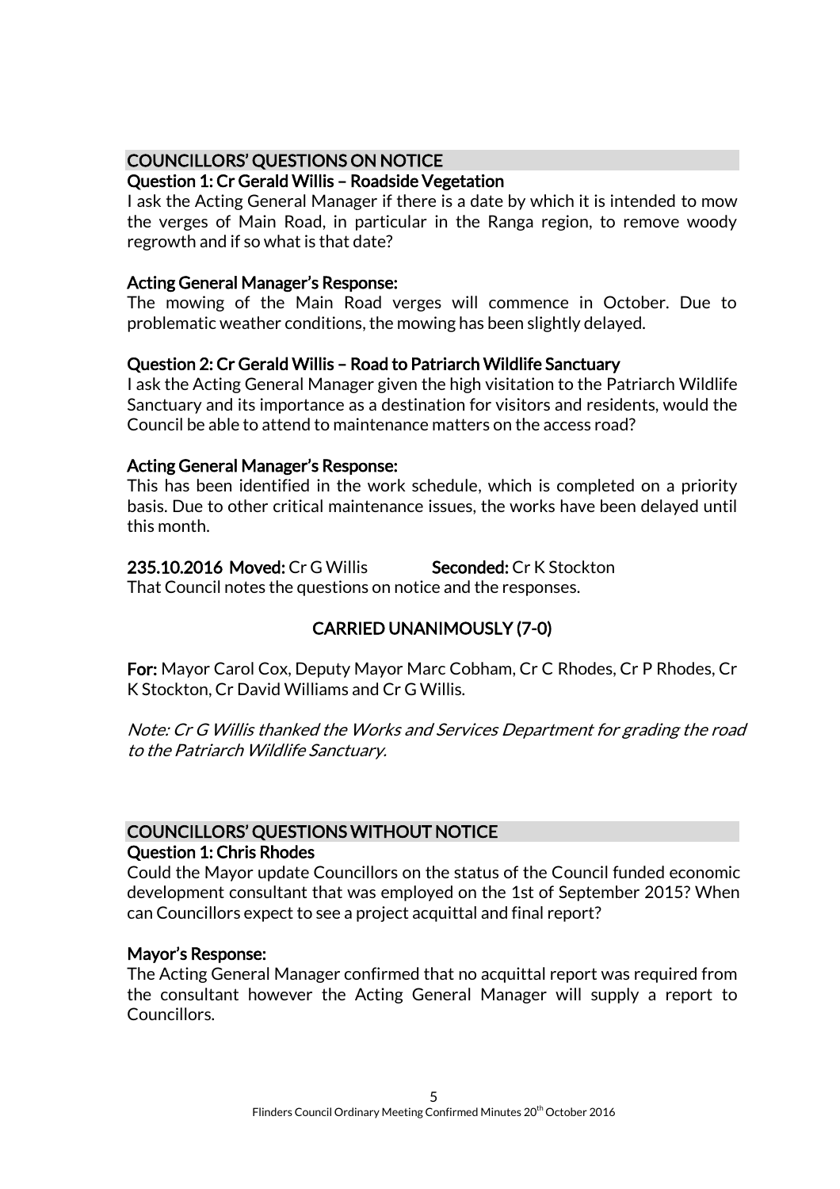## COUNCILLORS' QUESTIONS ON NOTICE

### Question 1: Cr Gerald Willis – Roadside Vegetation

I ask the Acting General Manager if there is a date by which it is intended to mow the verges of Main Road, in particular in the Ranga region, to remove woody regrowth and if so what is that date?

### Acting General Manager's Response:

The mowing of the Main Road verges will commence in October. Due to problematic weather conditions, the mowing has been slightly delayed.

### Question 2: Cr Gerald Willis – Road to Patriarch Wildlife Sanctuary

I ask the Acting General Manager given the high visitation to the Patriarch Wildlife Sanctuary and its importance as a destination for visitors and residents, would the Council be able to attend to maintenance matters on the access road?

### Acting General Manager's Response:

This has been identified in the work schedule, which is completed on a priority basis. Due to other critical maintenance issues, the works have been delayed until this month.

**235.10.2016 Moved:** Cr G Willis **Seconded:** Cr K Stockton

That Council notes the questions on notice and the responses.

**CARRIED UNANIMOUSLY (7-0)**

**For:** Mayor Carol Cox, Deputy Mayor Marc Cobham, Cr C Rhodes, Cr P Rhodes, Cr K Stockton, Cr David Williams and Cr G Willis.

*Note: Cr G Willis thanked the Works and Services Department for grading the road to the Patriarch Wildlife Sanctuary.*

## COUNCILLORS' QUESTIONS WITHOUT NOTICE

### Question 1: Chris Rhodes

Could the Mayor update Councillors on the status of the Council funded economic development consultant that was employed on the 1st of September 2015? When can Councillors expect to see a project acquittal and final report?

### Mayor's Response:

The Acting General Manager confirmed that no acquittal report was required from the consultant however the Acting General Manager will supply a report to Councillors.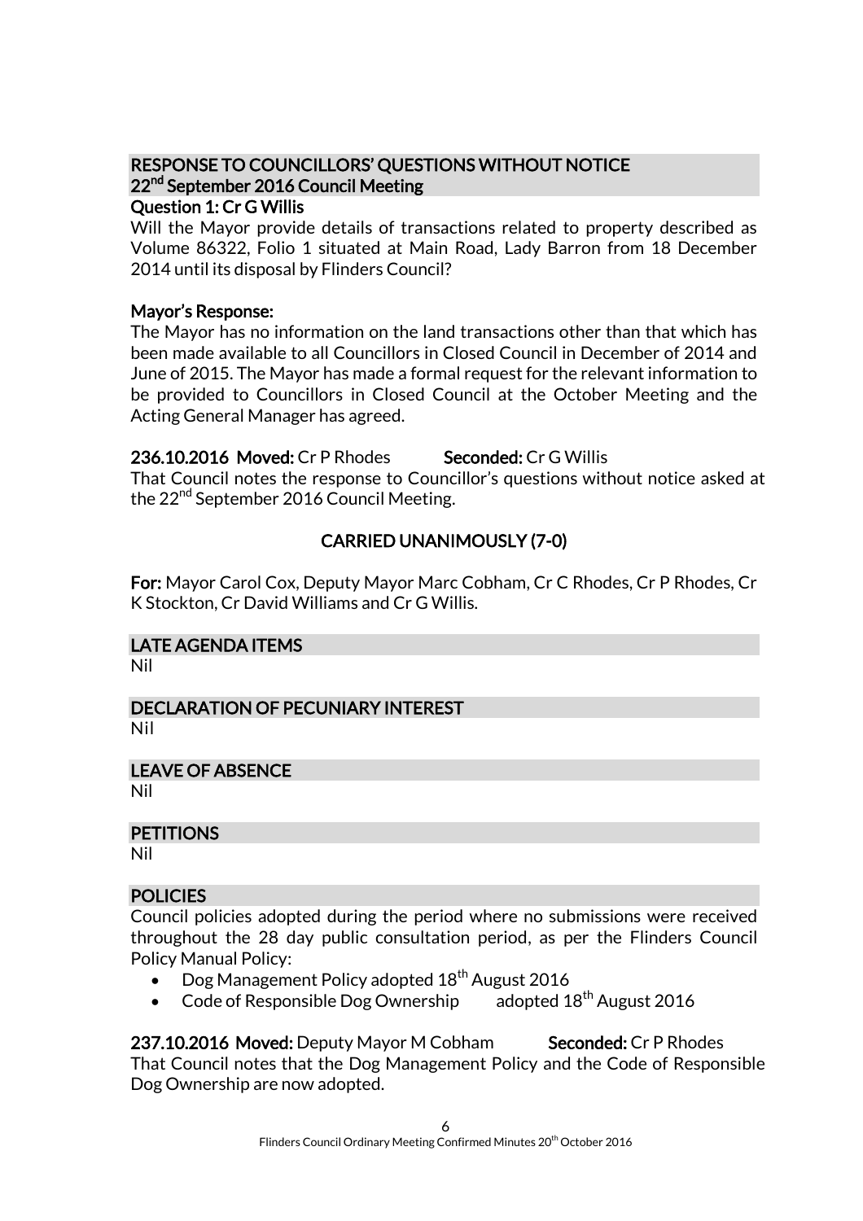## RESPONSE TO COUNCILLORS' QUESTIONS WITHOUT NOTICE 22nd September 2016 Council Meeting

### Question 1: Cr G Willis

Will the Mayor provide details of transactions related to property described as Volume 86322, Folio 1 situated at Main Road, Lady Barron from 18 December 2014 until its disposal by Flinders Council?

**Mayor's Response:**

The Mayor has no information on the land transactions other than that which has been made available to all Councillors in Closed Council in December of 2014 and June of 2015. The Mayor has made a formal request for the relevant information to be provided to Councillors in Closed Council at the October Meeting and the Acting General Manager has agreed.

**236.10.2016 Moved:** Cr P Rhodes **Seconded:** Cr G Willis

That Council notes the response to Councillor's questions without notice asked at the 22nd September 2016 Council Meeting.

**CARRIED UNANIMOUSLY (7-0)**

**For:** Mayor Carol Cox, Deputy Mayor Marc Cobham, Cr C Rhodes, Cr P Rhodes, Cr K Stockton, Cr David Williams and Cr G Willis.

## LATE AGENDA ITEMS

Nil

## DECLARATION OF PECUNIARY INTEREST

Nil

## LEAVE OF ABSENCE

Nil

## PETITIONS

Nil

## POLICIES

Council policies adopted during the period where no submissions were received throughout the 28 day public consultation period, as per the Flinders Council Policy Manual Policy:

- Dog Management Policy adopted 18th August 2016
- Code of Responsible Dog Ownership adopted 18th August 2016

**237.10.2016 Moved:** Deputy Mayor M Cobham **Seconded:** Cr P Rhodes

That Council notes that the Dog Management Policy and the Code of Responsible Dog Ownership are now adopted.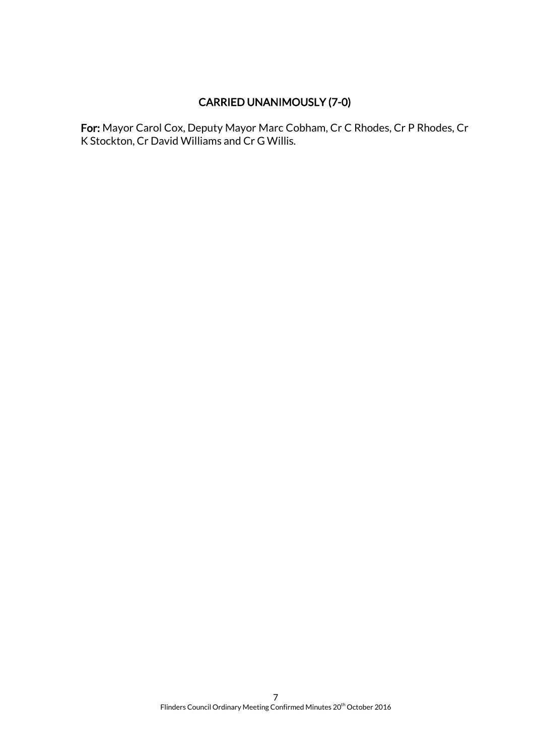**CARRIED UNANIMOUSLY (7-0)**

**For:** Mayor Carol Cox, Deputy Mayor Marc Cobham, Cr C Rhodes, Cr P Rhodes, Cr K Stockton, Cr David Williams and Cr G Willis.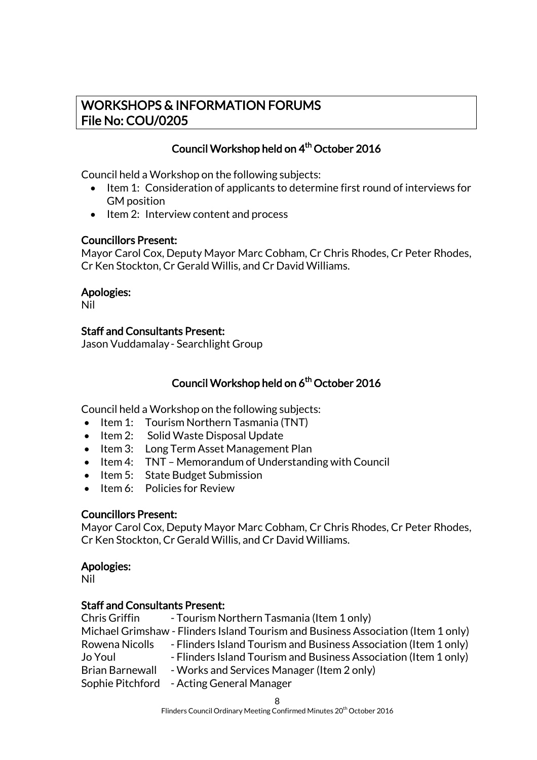## WORKSHOPS & INFORMATION FORUMS
## File No: COU/0205

### Council Workshop held on 4th October 2016

Council held a Workshop on the following subjects:

- Item 1: Consideration of applicants to determine first round of interviews for GM position
- Item 2: Interview content and process

**Councillors Present:**
Mayor Carol Cox, Deputy Mayor Marc Cobham, Cr Chris Rhodes, Cr Peter Rhodes, Cr Ken Stockton, Cr Gerald Willis, and Cr David Williams.

**Apologies:**
Nil

**Staff and Consultants Present:**
Jason Vuddamalay - Searchlight Group

### Council Workshop held on 6th October 2016

Council held a Workshop on the following subjects:

- Item 1: Tourism Northern Tasmania (TNT)
- Item 2: Solid Waste Disposal Update
- Item 3: Long Term Asset Management Plan
- Item 4: TNT – Memorandum of Understanding with Council
- Item 5: State Budget Submission
- Item 6: Policies for Review

**Councillors Present:**
Mayor Carol Cox, Deputy Mayor Marc Cobham, Cr Chris Rhodes, Cr Peter Rhodes, Cr Ken Stockton, Cr Gerald Willis, and Cr David Williams.

**Apologies:**
Nil

**Staff and Consultants Present:**
Chris Griffin - Tourism Northern Tasmania (Item 1 only)
Michael Grimshaw - Flinders Island Tourism and Business Association (Item 1 only)
Rowena Nicolls - Flinders Island Tourism and Business Association (Item 1 only)
Jo Youl - Flinders Island Tourism and Business Association (Item 1 only)
Brian Barnewall - Works and Services Manager (Item 2 only)
Sophie Pitchford - Acting General Manager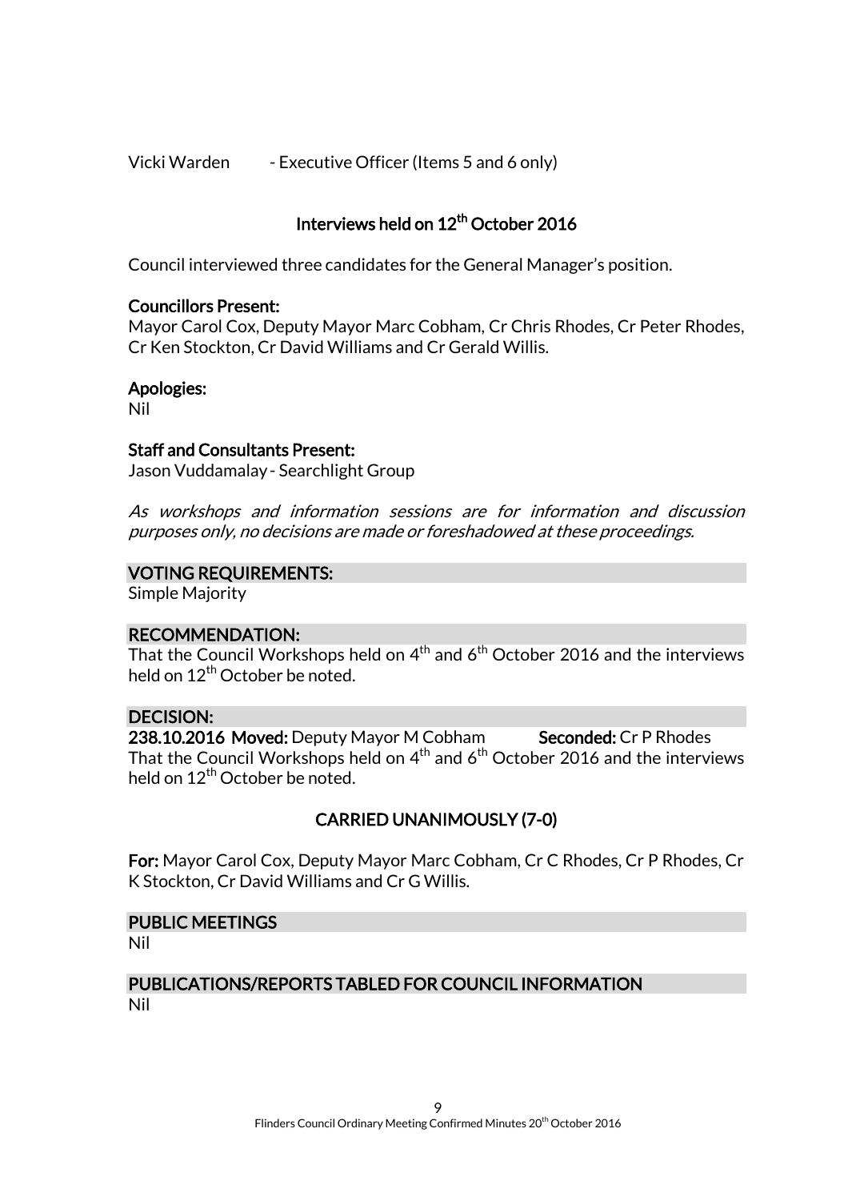Vicki Warden - Executive Officer (Items 5 and 6 only)

## Interviews held on 12th October 2016

Council interviewed three candidates for the General Manager's position.

**Councillors Present:**
Mayor Carol Cox, Deputy Mayor Marc Cobham, Cr Chris Rhodes, Cr Peter Rhodes, Cr Ken Stockton, Cr David Williams and Cr Gerald Willis.

**Apologies:**
Nil

**Staff and Consultants Present:**
Jason Vuddamalay - Searchlight Group

*As workshops and information sessions are for information and discussion purposes only, no decisions are made or foreshadowed at these proceedings.*

### VOTING REQUIREMENTS:

Simple Majority

### RECOMMENDATION:

That the Council Workshops held on 4th and 6th October 2016 and the interviews held on 12th October be noted.

### DECISION:

**238.10.2016 Moved:** Deputy Mayor M Cobham **Seconded:** Cr P Rhodes
That the Council Workshops held on 4th and 6th October 2016 and the interviews held on 12th October be noted.

**CARRIED UNANIMOUSLY (7-0)**

**For:** Mayor Carol Cox, Deputy Mayor Marc Cobham, Cr C Rhodes, Cr P Rhodes, Cr K Stockton, Cr David Williams and Cr G Willis.

### PUBLIC MEETINGS

Nil

### PUBLICATIONS/REPORTS TABLED FOR COUNCIL INFORMATION

Nil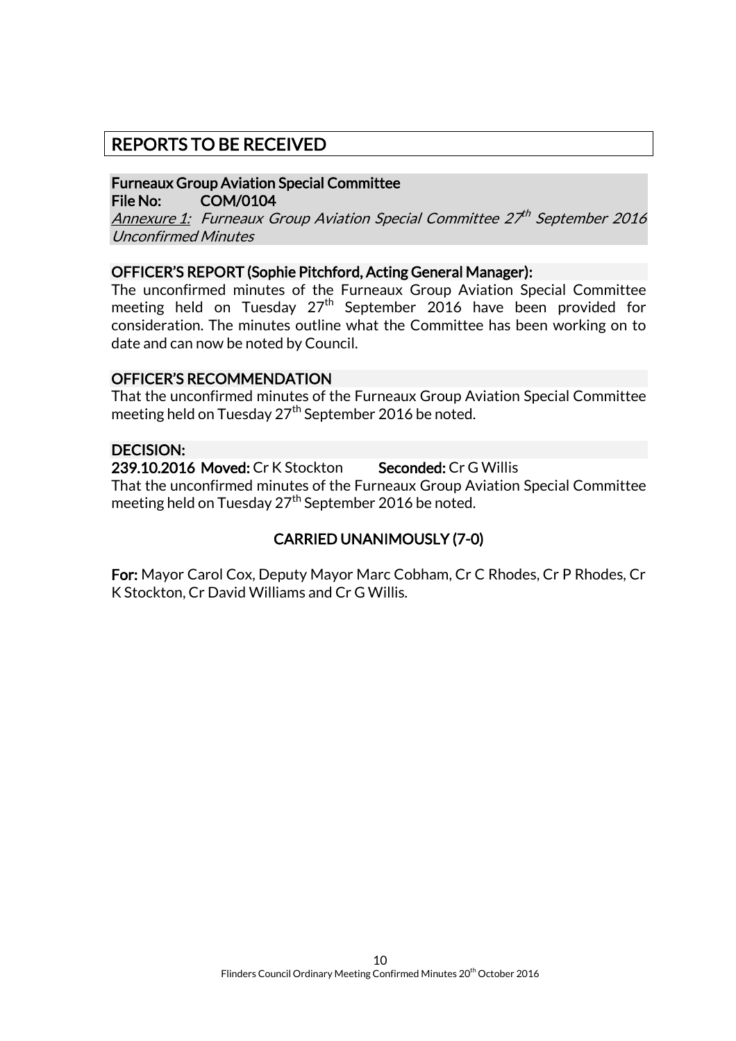## REPORTS TO BE RECEIVED

### Furneaux Group Aviation Special Committee

**File No: COM/0104**

*Annexure 1: Furneaux Group Aviation Special Committee 27th September 2016 Unconfirmed Minutes*

### OFFICER'S REPORT (Sophie Pitchford, Acting General Manager):

The unconfirmed minutes of the Furneaux Group Aviation Special Committee meeting held on Tuesday 27th September 2016 have been provided for consideration. The minutes outline what the Committee has been working on to date and can now be noted by Council.

### OFFICER'S RECOMMENDATION

That the unconfirmed minutes of the Furneaux Group Aviation Special Committee meeting held on Tuesday 27th September 2016 be noted.

### DECISION:

**239.10.2016 Moved:** Cr K Stockton **Seconded:** Cr G Willis

That the unconfirmed minutes of the Furneaux Group Aviation Special Committee meeting held on Tuesday 27th September 2016 be noted.

**CARRIED UNANIMOUSLY (7-0)**

**For:** Mayor Carol Cox, Deputy Mayor Marc Cobham, Cr C Rhodes, Cr P Rhodes, Cr K Stockton, Cr David Williams and Cr G Willis.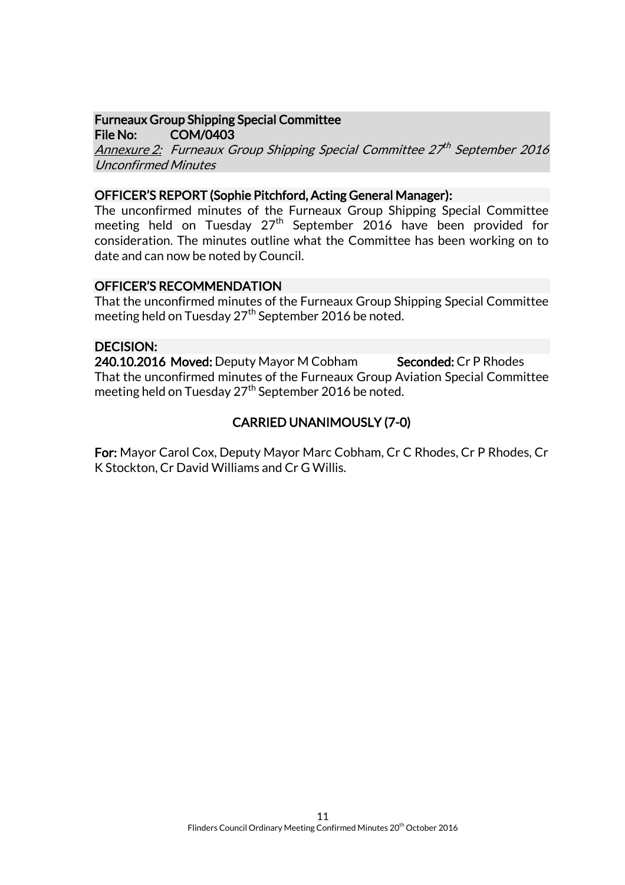**Furneaux Group Shipping Special Committee**
**File No: COM/0403**
*Annexure 2: Furneaux Group Shipping Special Committee 27th September 2016 Unconfirmed Minutes*

**OFFICER'S REPORT (Sophie Pitchford, Acting General Manager):**

The unconfirmed minutes of the Furneaux Group Shipping Special Committee meeting held on Tuesday 27th September 2016 have been provided for consideration. The minutes outline what the Committee has been working on to date and can now be noted by Council.

**OFFICER'S RECOMMENDATION**

That the unconfirmed minutes of the Furneaux Group Shipping Special Committee meeting held on Tuesday 27th September 2016 be noted.

**DECISION:**

**240.10.2016 Moved:** Deputy Mayor M Cobham **Seconded:** Cr P Rhodes

That the unconfirmed minutes of the Furneaux Group Aviation Special Committee meeting held on Tuesday 27th September 2016 be noted.

**CARRIED UNANIMOUSLY (7-0)**

**For:** Mayor Carol Cox, Deputy Mayor Marc Cobham, Cr C Rhodes, Cr P Rhodes, Cr K Stockton, Cr David Williams and Cr G Willis.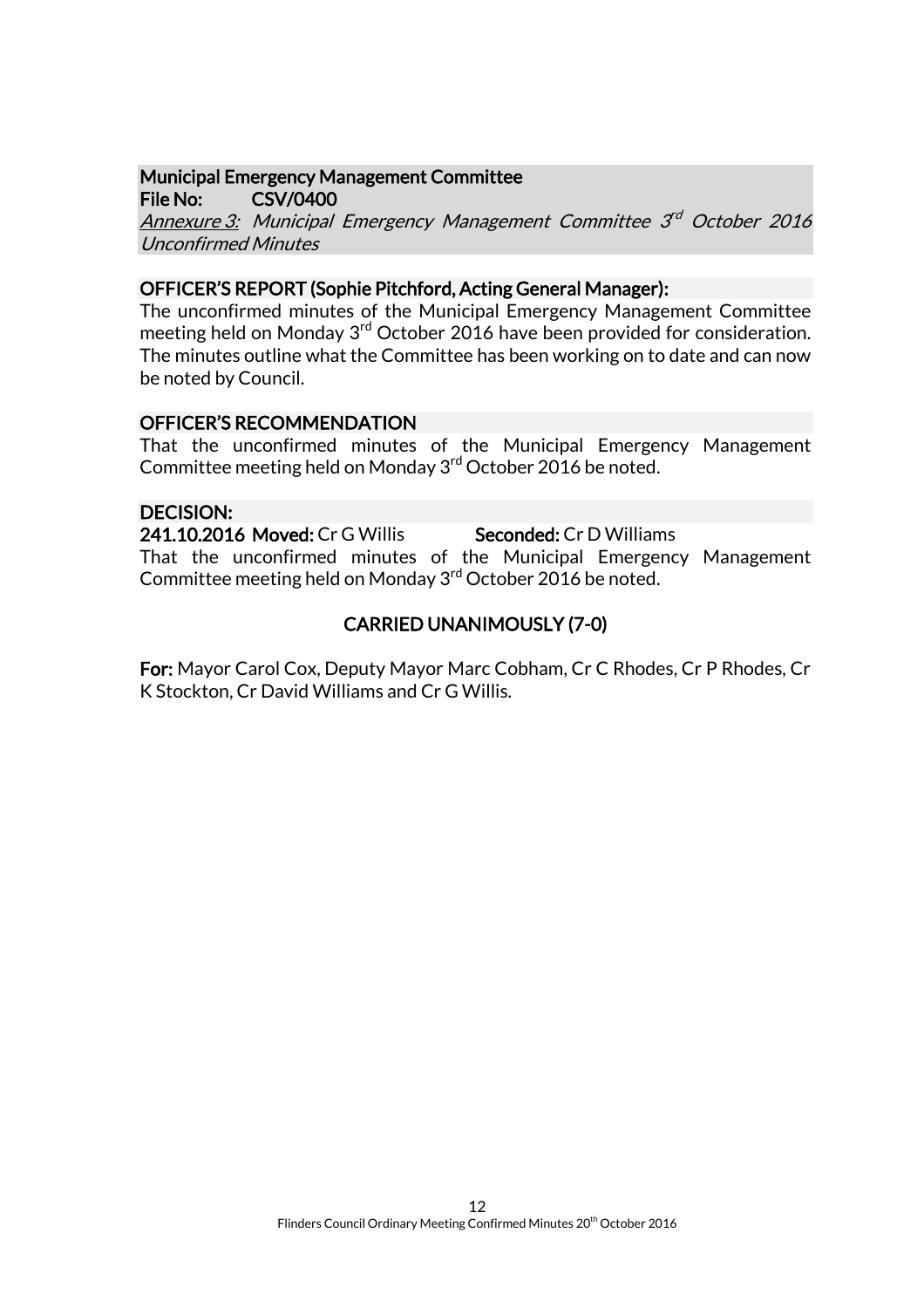**Municipal Emergency Management Committee**
**File No: CSV/0400**
*Annexure 3: Municipal Emergency Management Committee 3rd October 2016 Unconfirmed Minutes*

**OFFICER'S REPORT (Sophie Pitchford, Acting General Manager):**

The unconfirmed minutes of the Municipal Emergency Management Committee meeting held on Monday 3rd October 2016 have been provided for consideration. The minutes outline what the Committee has been working on to date and can now be noted by Council.

**OFFICER'S RECOMMENDATION**

That the unconfirmed minutes of the Municipal Emergency Management Committee meeting held on Monday 3rd October 2016 be noted.

**DECISION:**

**241.10.2016 Moved:** Cr G Willis **Seconded:** Cr D Williams

That the unconfirmed minutes of the Municipal Emergency Management Committee meeting held on Monday 3rd October 2016 be noted.

**CARRIED UNANIMOUSLY (7-0)**

**For:** Mayor Carol Cox, Deputy Mayor Marc Cobham, Cr C Rhodes, Cr P Rhodes, Cr K Stockton, Cr David Williams and Cr G Willis.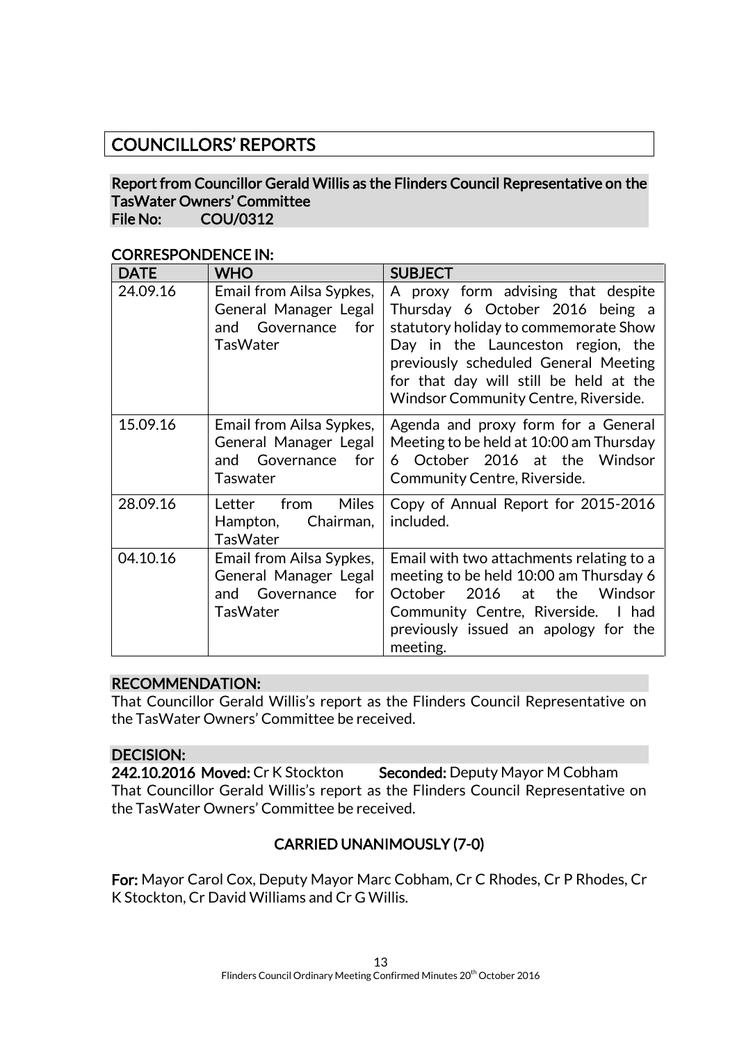# COUNCILLORS' REPORTS

## Report from Councillor Gerald Willis as the Flinders Council Representative on the TasWater Owners' Committee

**File No: COU/0312**

**CORRESPONDENCE IN:**

| DATE | WHO | SUBJECT |
|---|---|---|
| 24.09.16 | Email from Ailsa Sypkes, General Manager Legal and Governance for TasWater | A proxy form advising that despite Thursday 6 October 2016 being a statutory holiday to commemorate Show Day in the Launceston region, the previously scheduled General Meeting for that day will still be held at the Windsor Community Centre, Riverside. |
| 15.09.16 | Email from Ailsa Sypkes, General Manager Legal and Governance for Taswater | Agenda and proxy form for a General Meeting to be held at 10:00 am Thursday 6 October 2016 at the Windsor Community Centre, Riverside. |
| 28.09.16 | Letter from Miles Hampton, Chairman, TasWater | Copy of Annual Report for 2015-2016 included. |
| 04.10.16 | Email from Ailsa Sypkes, General Manager Legal and Governance for TasWater | Email with two attachments relating to a meeting to be held 10:00 am Thursday 6 October 2016 at the Windsor Community Centre, Riverside. I had previously issued an apology for the meeting. |

**RECOMMENDATION:**

That Councillor Gerald Willis's report as the Flinders Council Representative on the TasWater Owners' Committee be received.

**DECISION:**

**242.10.2016 Moved:** Cr K Stockton **Seconded:** Deputy Mayor M Cobham

That Councillor Gerald Willis's report as the Flinders Council Representative on the TasWater Owners' Committee be received.

**CARRIED UNANIMOUSLY (7-0)**

**For:** Mayor Carol Cox, Deputy Mayor Marc Cobham, Cr C Rhodes, Cr P Rhodes, Cr K Stockton, Cr David Williams and Cr G Willis.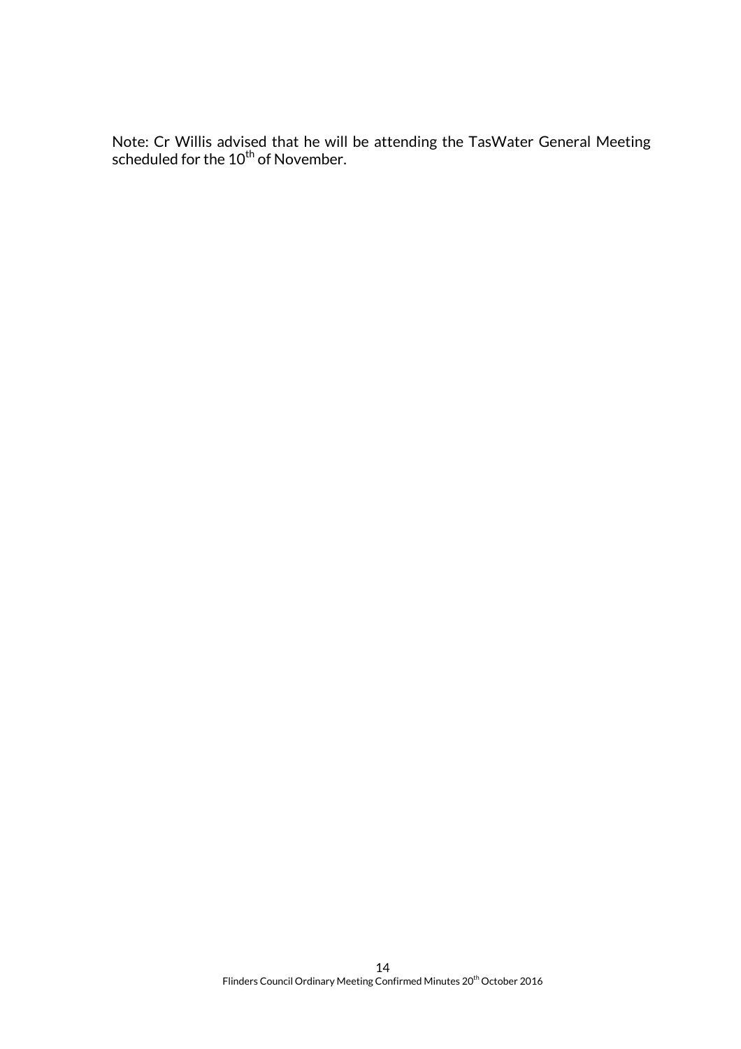Note: Cr Willis advised that he will be attending the TasWater General Meeting scheduled for the 10th of November.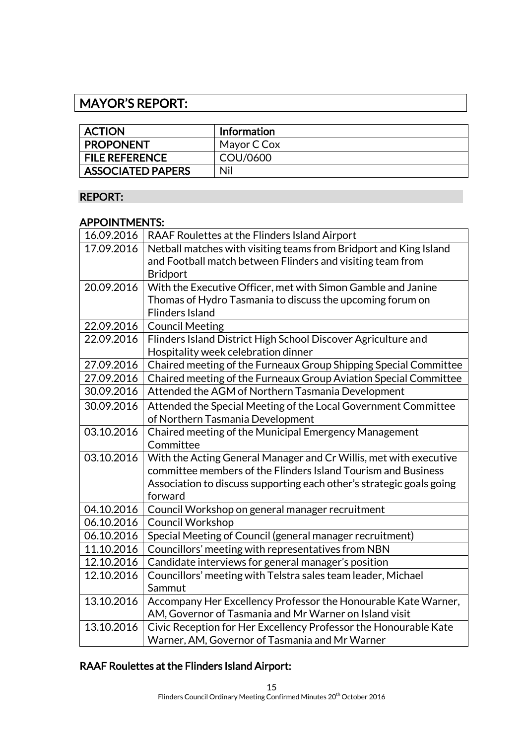# MAYOR'S REPORT:

| ACTION | Information |
| --- | --- |
| PROPONENT | Mayor C Cox |
| FILE REFERENCE | COU/0600 |
| ASSOCIATED PAPERS | Nil |

## REPORT:

### APPOINTMENTS:

| Date | Appointment |
| --- | --- |
| 16.09.2016 | RAAF Roulettes at the Flinders Island Airport |
| 17.09.2016 | Netball matches with visiting teams from Bridport and King Island and Football match between Flinders and visiting team from Bridport |
| 20.09.2016 | With the Executive Officer, met with Simon Gamble and Janine Thomas of Hydro Tasmania to discuss the upcoming forum on Flinders Island |
| 22.09.2016 | Council Meeting |
| 22.09.2016 | Flinders Island District High School Discover Agriculture and Hospitality week celebration dinner |
| 27.09.2016 | Chaired meeting of the Furneaux Group Shipping Special Committee |
| 27.09.2016 | Chaired meeting of the Furneaux Group Aviation Special Committee |
| 30.09.2016 | Attended the AGM of Northern Tasmania Development |
| 30.09.2016 | Attended the Special Meeting of the Local Government Committee of Northern Tasmania Development |
| 03.10.2016 | Chaired meeting of the Municipal Emergency Management Committee |
| 03.10.2016 | With the Acting General Manager and Cr Willis, met with executive committee members of the Flinders Island Tourism and Business Association to discuss supporting each other's strategic goals going forward |
| 04.10.2016 | Council Workshop on general manager recruitment |
| 06.10.2016 | Council Workshop |
| 06.10.2016 | Special Meeting of Council (general manager recruitment) |
| 11.10.2016 | Councillors' meeting with representatives from NBN |
| 12.10.2016 | Candidate interviews for general manager's position |
| 12.10.2016 | Councillors' meeting with Telstra sales team leader, Michael Sammut |
| 13.10.2016 | Accompany Her Excellency Professor the Honourable Kate Warner, AM, Governor of Tasmania and Mr Warner on Island visit |
| 13.10.2016 | Civic Reception for Her Excellency Professor the Honourable Kate Warner, AM, Governor of Tasmania and Mr Warner |

### RAAF Roulettes at the Flinders Island Airport: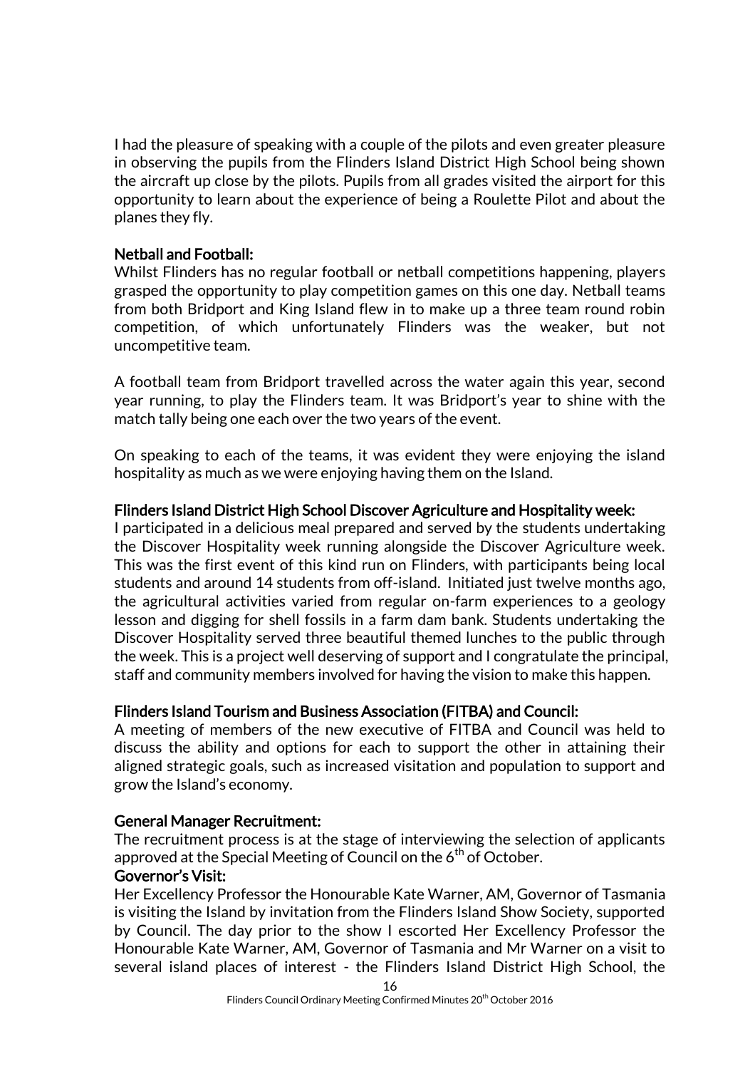I had the pleasure of speaking with a couple of the pilots and even greater pleasure in observing the pupils from the Flinders Island District High School being shown the aircraft up close by the pilots. Pupils from all grades visited the airport for this opportunity to learn about the experience of being a Roulette Pilot and about the planes they fly.

**Netball and Football:**

Whilst Flinders has no regular football or netball competitions happening, players grasped the opportunity to play competition games on this one day. Netball teams from both Bridport and King Island flew in to make up a three team round robin competition, of which unfortunately Flinders was the weaker, but not uncompetitive team.

A football team from Bridport travelled across the water again this year, second year running, to play the Flinders team. It was Bridport's year to shine with the match tally being one each over the two years of the event.

On speaking to each of the teams, it was evident they were enjoying the island hospitality as much as we were enjoying having them on the Island.

**Flinders Island District High School Discover Agriculture and Hospitality week:**

I participated in a delicious meal prepared and served by the students undertaking the Discover Hospitality week running alongside the Discover Agriculture week. This was the first event of this kind run on Flinders, with participants being local students and around 14 students from off-island. Initiated just twelve months ago, the agricultural activities varied from regular on-farm experiences to a geology lesson and digging for shell fossils in a farm dam bank. Students undertaking the Discover Hospitality served three beautiful themed lunches to the public through the week. This is a project well deserving of support and I congratulate the principal, staff and community members involved for having the vision to make this happen.

**Flinders Island Tourism and Business Association (FITBA) and Council:**

A meeting of members of the new executive of FITBA and Council was held to discuss the ability and options for each to support the other in attaining their aligned strategic goals, such as increased visitation and population to support and grow the Island's economy.

**General Manager Recruitment:**

The recruitment process is at the stage of interviewing the selection of applicants approved at the Special Meeting of Council on the 6th of October.

**Governor's Visit:**

Her Excellency Professor the Honourable Kate Warner, AM, Governor of Tasmania is visiting the Island by invitation from the Flinders Island Show Society, supported by Council. The day prior to the show I escorted Her Excellency Professor the Honourable Kate Warner, AM, Governor of Tasmania and Mr Warner on a visit to several island places of interest - the Flinders Island District High School, the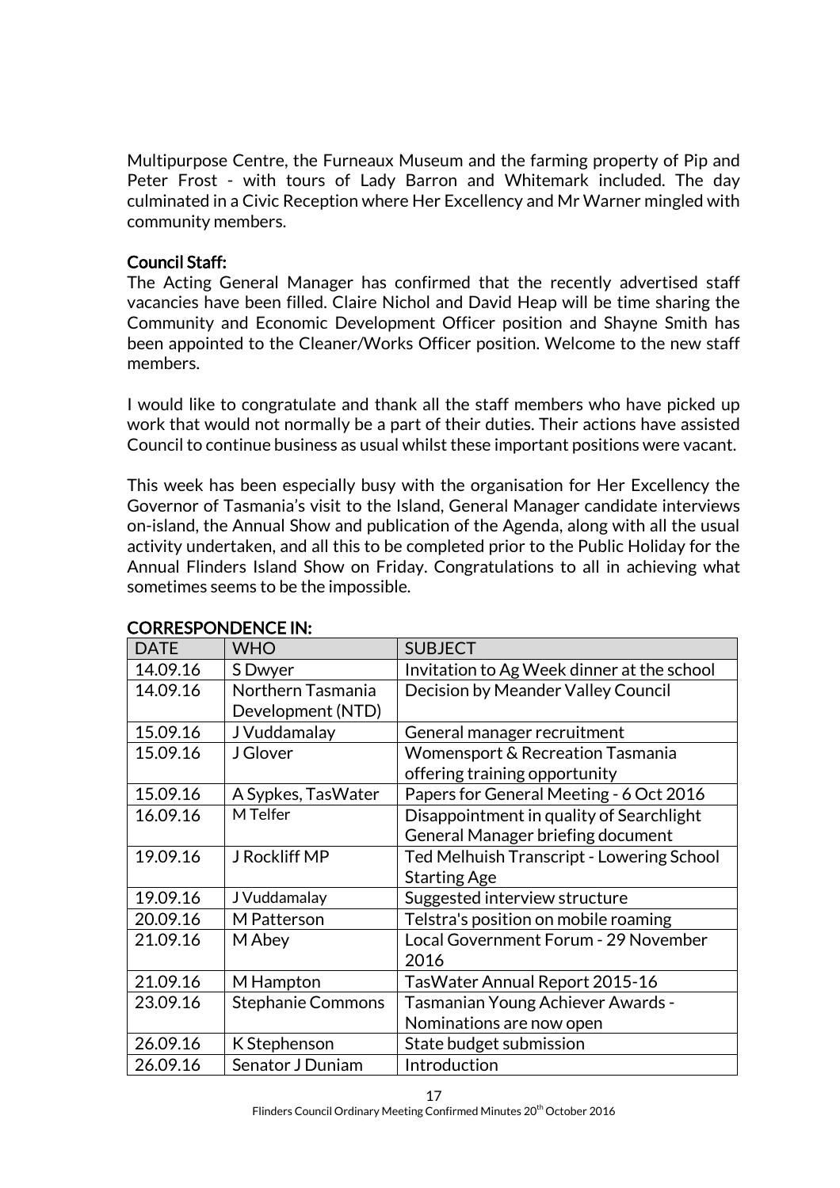Multipurpose Centre, the Furneaux Museum and the farming property of Pip and Peter Frost - with tours of Lady Barron and Whitemark included. The day culminated in a Civic Reception where Her Excellency and Mr Warner mingled with community members.

**Council Staff:**

The Acting General Manager has confirmed that the recently advertised staff vacancies have been filled. Claire Nichol and David Heap will be time sharing the Community and Economic Development Officer position and Shayne Smith has been appointed to the Cleaner/Works Officer position. Welcome to the new staff members.

I would like to congratulate and thank all the staff members who have picked up work that would not normally be a part of their duties. Their actions have assisted Council to continue business as usual whilst these important positions were vacant.

This week has been especially busy with the organisation for Her Excellency the Governor of Tasmania's visit to the Island, General Manager candidate interviews on-island, the Annual Show and publication of the Agenda, along with all the usual activity undertaken, and all this to be completed prior to the Public Holiday for the Annual Flinders Island Show on Friday. Congratulations to all in achieving what sometimes seems to be the impossible.

**CORRESPONDENCE IN:**

| DATE | WHO | SUBJECT |
|---|---|---|
| 14.09.16 | S Dwyer | Invitation to Ag Week dinner at the school |
| 14.09.16 | Northern Tasmania Development (NTD) | Decision by Meander Valley Council |
| 15.09.16 | J Vuddamalay | General manager recruitment |
| 15.09.16 | J Glover | Womensport & Recreation Tasmania offering training opportunity |
| 15.09.16 | A Sypkes, TasWater | Papers for General Meeting - 6 Oct 2016 |
| 16.09.16 | M Telfer | Disappointment in quality of Searchlight General Manager briefing document |
| 19.09.16 | J Rockliff MP | Ted Melhuish Transcript - Lowering School Starting Age |
| 19.09.16 | J Vuddamalay | Suggested interview structure |
| 20.09.16 | M Patterson | Telstra's position on mobile roaming |
| 21.09.16 | M Abey | Local Government Forum - 29 November 2016 |
| 21.09.16 | M Hampton | TasWater Annual Report 2015-16 |
| 23.09.16 | Stephanie Commons | Tasmanian Young Achiever Awards - Nominations are now open |
| 26.09.16 | K Stephenson | State budget submission |
| 26.09.16 | Senator J Duniam | Introduction |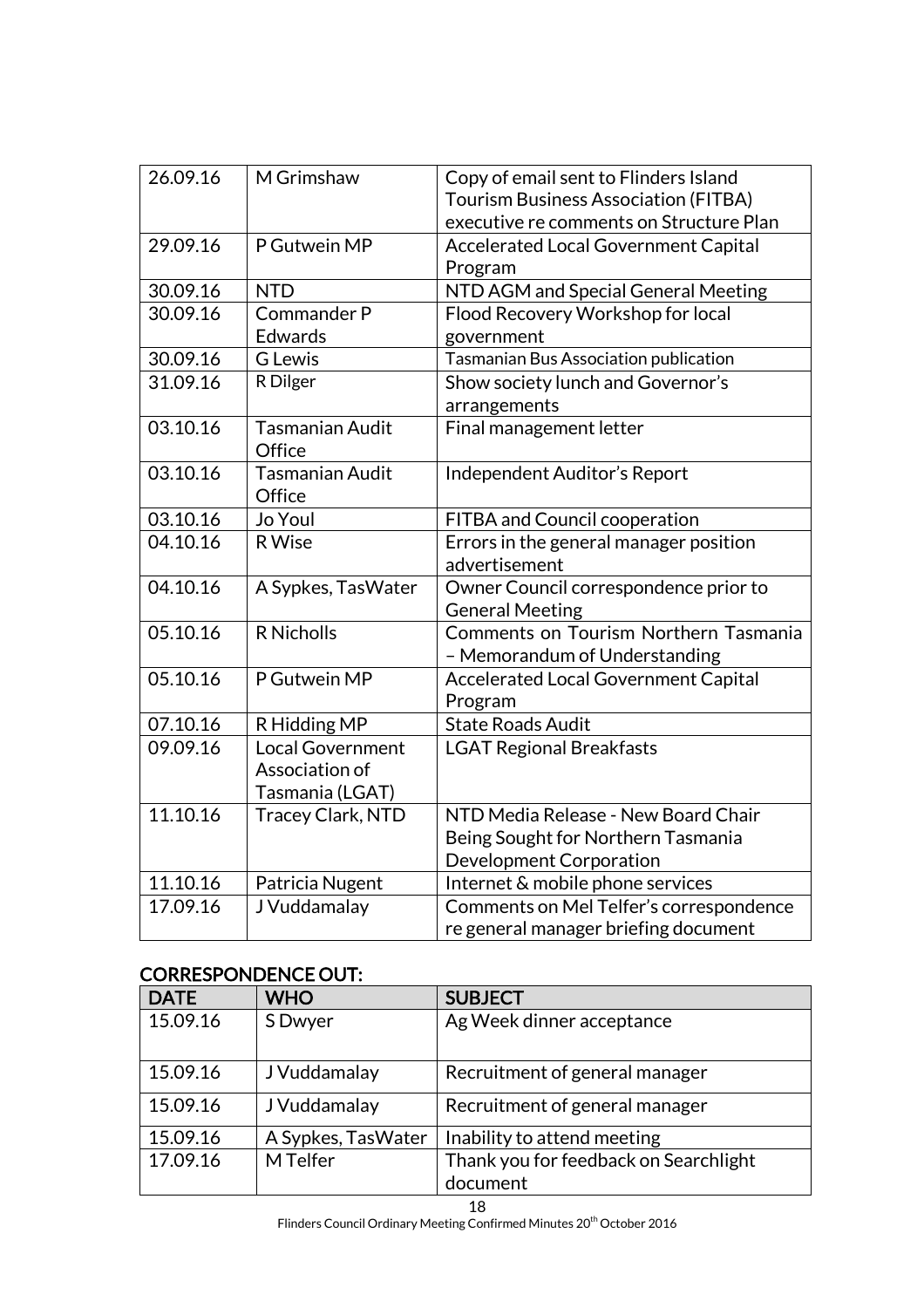| | | |
|---|---|---|
| 26.09.16 | M Grimshaw | Copy of email sent to Flinders Island Tourism Business Association (FITBA) executive re comments on Structure Plan |
| 29.09.16 | P Gutwein MP | Accelerated Local Government Capital Program |
| 30.09.16 | NTD | NTD AGM and Special General Meeting |
| 30.09.16 | Commander P Edwards | Flood Recovery Workshop for local government |
| 30.09.16 | G Lewis | Tasmanian Bus Association publication |
| 31.09.16 | R Dilger | Show society lunch and Governor's arrangements |
| 03.10.16 | Tasmanian Audit Office | Final management letter |
| 03.10.16 | Tasmanian Audit Office | Independent Auditor's Report |
| 03.10.16 | Jo Youl | FITBA and Council cooperation |
| 04.10.16 | R Wise | Errors in the general manager position advertisement |
| 04.10.16 | A Sypkes, TasWater | Owner Council correspondence prior to General Meeting |
| 05.10.16 | R Nicholls | Comments on Tourism Northern Tasmania – Memorandum of Understanding |
| 05.10.16 | P Gutwein MP | Accelerated Local Government Capital Program |
| 07.10.16 | R Hidding MP | State Roads Audit |
| 09.09.16 | Local Government Association of Tasmania (LGAT) | LGAT Regional Breakfasts |
| 11.10.16 | Tracey Clark, NTD | NTD Media Release - New Board Chair Being Sought for Northern Tasmania Development Corporation |
| 11.10.16 | Patricia Nugent | Internet & mobile phone services |
| 17.09.16 | J Vuddamalay | Comments on Mel Telfer's correspondence re general manager briefing document |

**CORRESPONDENCE OUT:**

| DATE | WHO | SUBJECT |
|---|---|---|
| 15.09.16 | S Dwyer | Ag Week dinner acceptance |
| 15.09.16 | J Vuddamalay | Recruitment of general manager |
| 15.09.16 | J Vuddamalay | Recruitment of general manager |
| 15.09.16 | A Sypkes, TasWater | Inability to attend meeting |
| 17.09.16 | M Telfer | Thank you for feedback on Searchlight document |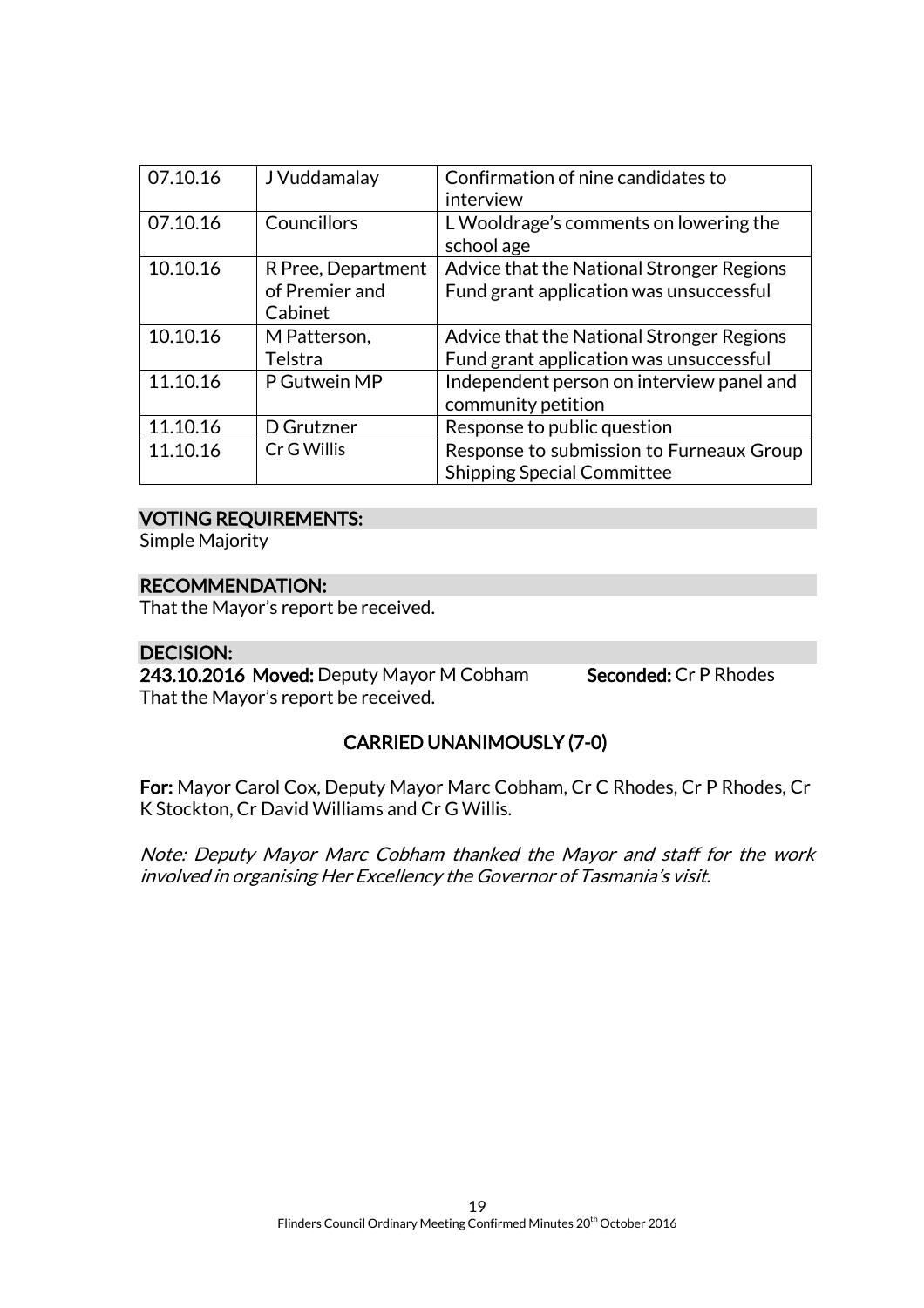| | | |
|---|---|---|
| 07.10.16 | J Vuddamalay | Confirmation of nine candidates to interview |
| 07.10.16 | Councillors | L Wooldrage's comments on lowering the school age |
| 10.10.16 | R Pree, Department of Premier and Cabinet | Advice that the National Stronger Regions Fund grant application was unsuccessful |
| 10.10.16 | M Patterson, Telstra | Advice that the National Stronger Regions Fund grant application was unsuccessful |
| 11.10.16 | P Gutwein MP | Independent person on interview panel and community petition |
| 11.10.16 | D Grutzner | Response to public question |
| 11.10.16 | Cr G Willis | Response to submission to Furneaux Group Shipping Special Committee |

**VOTING REQUIREMENTS:**

Simple Majority

**RECOMMENDATION:**

That the Mayor's report be received.

**DECISION:**

**243.10.2016 Moved:** Deputy Mayor M Cobham **Seconded:** Cr P Rhodes

That the Mayor's report be received.

**CARRIED UNANIMOUSLY (7-0)**

**For:** Mayor Carol Cox, Deputy Mayor Marc Cobham, Cr C Rhodes, Cr P Rhodes, Cr K Stockton, Cr David Williams and Cr G Willis.

*Note: Deputy Mayor Marc Cobham thanked the Mayor and staff for the work involved in organising Her Excellency the Governor of Tasmania's visit.*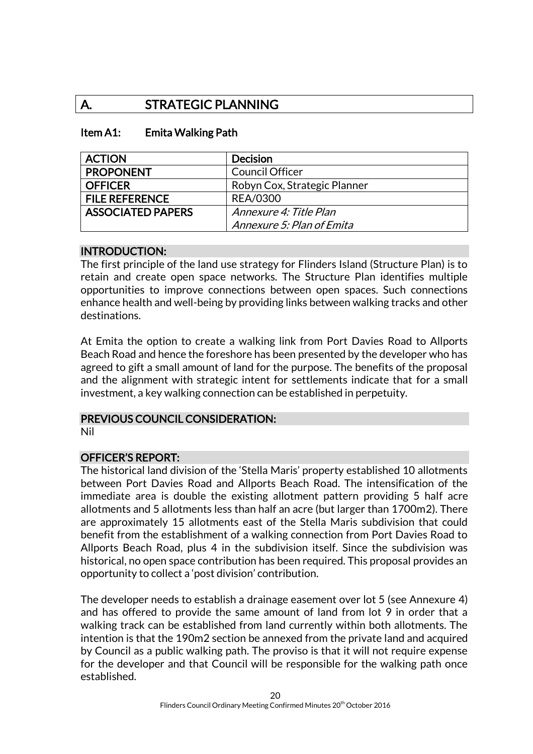# A. STRATEGIC PLANNING

## Item A1: Emita Walking Path

| ACTION | Decision |
|---|---|
| PROPONENT | Council Officer |
| OFFICER | Robyn Cox, Strategic Planner |
| FILE REFERENCE | REA/0300 |
| ASSOCIATED PAPERS | *Annexure 4: Title Plan*<br>*Annexure 5: Plan of Emita* |

### INTRODUCTION:

The first principle of the land use strategy for Flinders Island (Structure Plan) is to retain and create open space networks. The Structure Plan identifies multiple opportunities to improve connections between open spaces. Such connections enhance health and well-being by providing links between walking tracks and other destinations.

At Emita the option to create a walking link from Port Davies Road to Allports Beach Road and hence the foreshore has been presented by the developer who has agreed to gift a small amount of land for the purpose. The benefits of the proposal and the alignment with strategic intent for settlements indicate that for a small investment, a key walking connection can be established in perpetuity.

### PREVIOUS COUNCIL CONSIDERATION:

Nil

### OFFICER'S REPORT:

The historical land division of the 'Stella Maris' property established 10 allotments between Port Davies Road and Allports Beach Road. The intensification of the immediate area is double the existing allotment pattern providing 5 half acre allotments and 5 allotments less than half an acre (but larger than 1700m2). There are approximately 15 allotments east of the Stella Maris subdivision that could benefit from the establishment of a walking connection from Port Davies Road to Allports Beach Road, plus 4 in the subdivision itself. Since the subdivision was historical, no open space contribution has been required. This proposal provides an opportunity to collect a 'post division' contribution.

The developer needs to establish a drainage easement over lot 5 (see Annexure 4) and has offered to provide the same amount of land from lot 9 in order that a walking track can be established from land currently within both allotments. The intention is that the 190m2 section be annexed from the private land and acquired by Council as a public walking path. The proviso is that it will not require expense for the developer and that Council will be responsible for the walking path once established.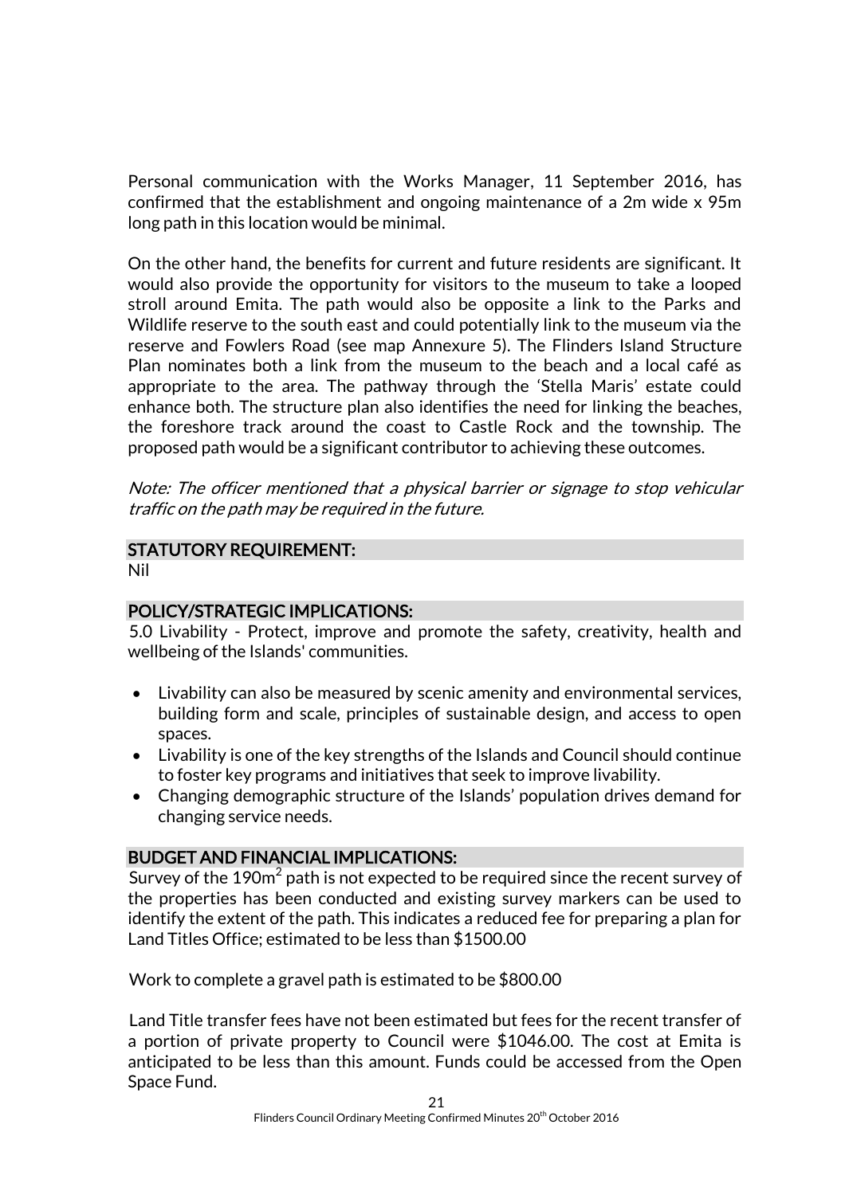Personal communication with the Works Manager, 11 September 2016, has confirmed that the establishment and ongoing maintenance of a 2m wide x 95m long path in this location would be minimal.

On the other hand, the benefits for current and future residents are significant. It would also provide the opportunity for visitors to the museum to take a looped stroll around Emita. The path would also be opposite a link to the Parks and Wildlife reserve to the south east and could potentially link to the museum via the reserve and Fowlers Road (see map Annexure 5). The Flinders Island Structure Plan nominates both a link from the museum to the beach and a local café as appropriate to the area. The pathway through the 'Stella Maris' estate could enhance both. The structure plan also identifies the need for linking the beaches, the foreshore track around the coast to Castle Rock and the township. The proposed path would be a significant contributor to achieving these outcomes.

*Note: The officer mentioned that a physical barrier or signage to stop vehicular traffic on the path may be required in the future.*

## STATUTORY REQUIREMENT:

Nil

## POLICY/STRATEGIC IMPLICATIONS:

5.0 Livability - Protect, improve and promote the safety, creativity, health and wellbeing of the Islands' communities.

- Livability can also be measured by scenic amenity and environmental services, building form and scale, principles of sustainable design, and access to open spaces.
- Livability is one of the key strengths of the Islands and Council should continue to foster key programs and initiatives that seek to improve livability.
- Changing demographic structure of the Islands' population drives demand for changing service needs.

## BUDGET AND FINANCIAL IMPLICATIONS:

Survey of the 190m$^2$ path is not expected to be required since the recent survey of the properties has been conducted and existing survey markers can be used to identify the extent of the path. This indicates a reduced fee for preparing a plan for Land Titles Office; estimated to be less than $1500.00

Work to complete a gravel path is estimated to be $800.00

Land Title transfer fees have not been estimated but fees for the recent transfer of a portion of private property to Council were $1046.00. The cost at Emita is anticipated to be less than this amount. Funds could be accessed from the Open Space Fund.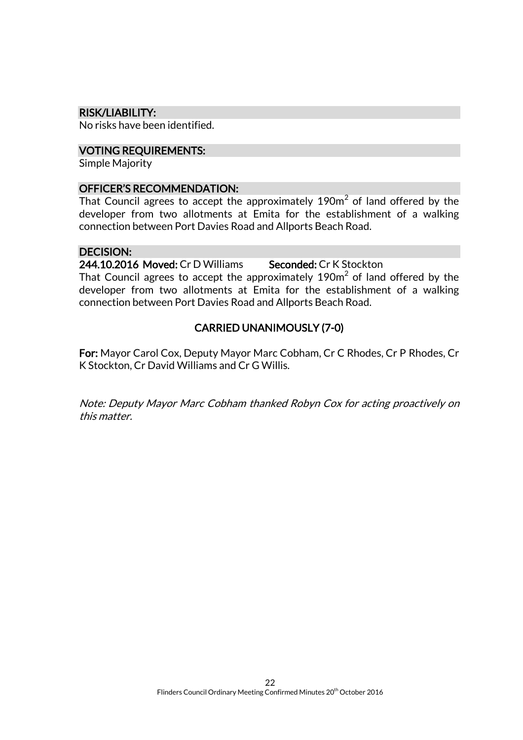## RISK/LIABILITY:

No risks have been identified.

## VOTING REQUIREMENTS:

Simple Majority

## OFFICER'S RECOMMENDATION:

That Council agrees to accept the approximately 190m$^2$ of land offered by the developer from two allotments at Emita for the establishment of a walking connection between Port Davies Road and Allports Beach Road.

## DECISION:

**244.10.2016 Moved:** Cr D Williams **Seconded:** Cr K Stockton

That Council agrees to accept the approximately 190m$^2$ of land offered by the developer from two allotments at Emita for the establishment of a walking connection between Port Davies Road and Allports Beach Road.

**CARRIED UNANIMOUSLY (7-0)**

**For:** Mayor Carol Cox, Deputy Mayor Marc Cobham, Cr C Rhodes, Cr P Rhodes, Cr K Stockton, Cr David Williams and Cr G Willis.

*Note: Deputy Mayor Marc Cobham thanked Robyn Cox for acting proactively on this matter.*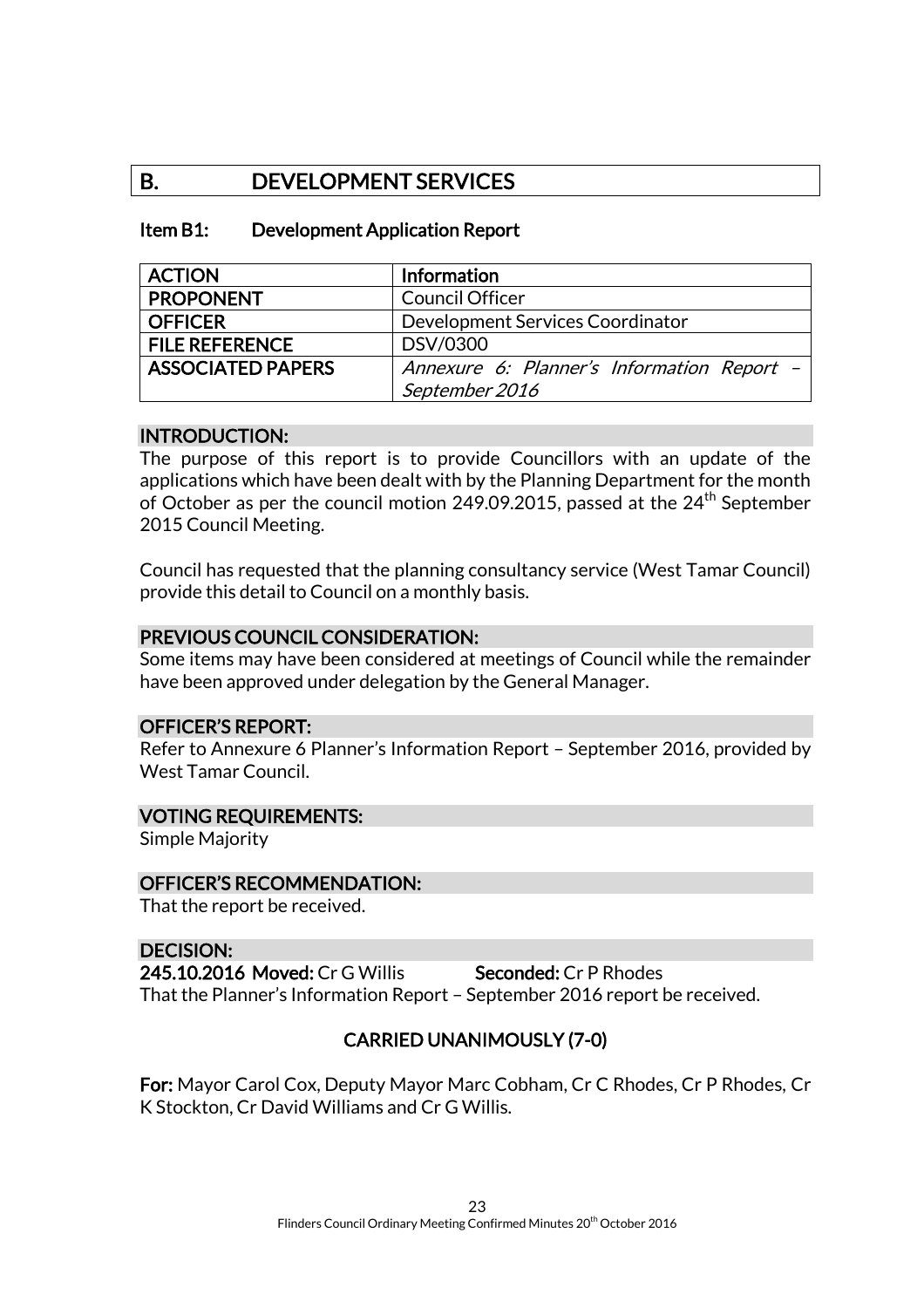# B. DEVELOPMENT SERVICES

## Item B1: Development Application Report

| ACTION | Information |
|---|---|
| PROPONENT | Council Officer |
| OFFICER | Development Services Coordinator |
| FILE REFERENCE | DSV/0300 |
| ASSOCIATED PAPERS | *Annexure 6: Planner's Information Report – September 2016* |

### INTRODUCTION:

The purpose of this report is to provide Councillors with an update of the applications which have been dealt with by the Planning Department for the month of October as per the council motion 249.09.2015, passed at the 24th September 2015 Council Meeting.

Council has requested that the planning consultancy service (West Tamar Council) provide this detail to Council on a monthly basis.

### PREVIOUS COUNCIL CONSIDERATION:

Some items may have been considered at meetings of Council while the remainder have been approved under delegation by the General Manager.

### OFFICER'S REPORT:

Refer to Annexure 6 Planner's Information Report – September 2016, provided by West Tamar Council.

### VOTING REQUIREMENTS:

Simple Majority

### OFFICER'S RECOMMENDATION:

That the report be received.

### DECISION:

**245.10.2016 Moved:** Cr G Willis **Seconded:** Cr P Rhodes

That the Planner's Information Report – September 2016 report be received.

**CARRIED UNANIMOUSLY (7-0)**

**For:** Mayor Carol Cox, Deputy Mayor Marc Cobham, Cr C Rhodes, Cr P Rhodes, Cr K Stockton, Cr David Williams and Cr G Willis.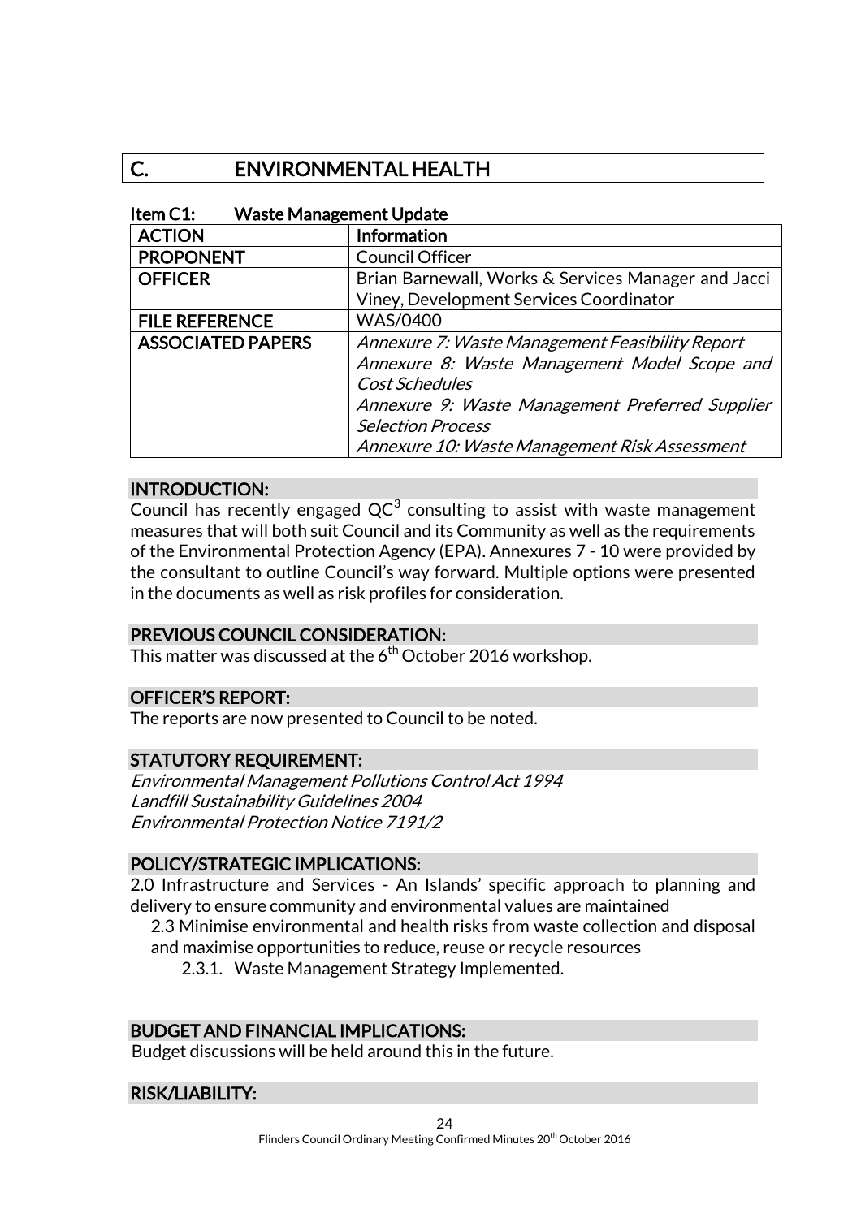## C. ENVIRONMENTAL HEALTH

### Item C1: Waste Management Update

| ACTION | Information |
|---|---|
| PROPONENT | Council Officer |
| OFFICER | Brian Barnewall, Works & Services Manager and Jacci Viney, Development Services Coordinator |
| FILE REFERENCE | WAS/0400 |
| ASSOCIATED PAPERS | *Annexure 7: Waste Management Feasibility Report*<br>*Annexure 8: Waste Management Model Scope and Cost Schedules*<br>*Annexure 9: Waste Management Preferred Supplier Selection Process*<br>*Annexure 10: Waste Management Risk Assessment* |

#### INTRODUCTION:

Council has recently engaged QC$^3$ consulting to assist with waste management measures that will both suit Council and its Community as well as the requirements of the Environmental Protection Agency (EPA). Annexures 7 - 10 were provided by the consultant to outline Council's way forward. Multiple options were presented in the documents as well as risk profiles for consideration.

#### PREVIOUS COUNCIL CONSIDERATION:

This matter was discussed at the 6th October 2016 workshop.

#### OFFICER'S REPORT:

The reports are now presented to Council to be noted.

#### STATUTORY REQUIREMENT:

*Environmental Management Pollutions Control Act 1994*
*Landfill Sustainability Guidelines 2004*
*Environmental Protection Notice 7191/2*

#### POLICY/STRATEGIC IMPLICATIONS:

2.0 Infrastructure and Services - An Islands' specific approach to planning and delivery to ensure community and environmental values are maintained

- 2.3 Minimise environmental and health risks from waste collection and disposal and maximise opportunities to reduce, reuse or recycle resources
  - 2.3.1. Waste Management Strategy Implemented.

#### BUDGET AND FINANCIAL IMPLICATIONS:

Budget discussions will be held around this in the future.

#### RISK/LIABILITY: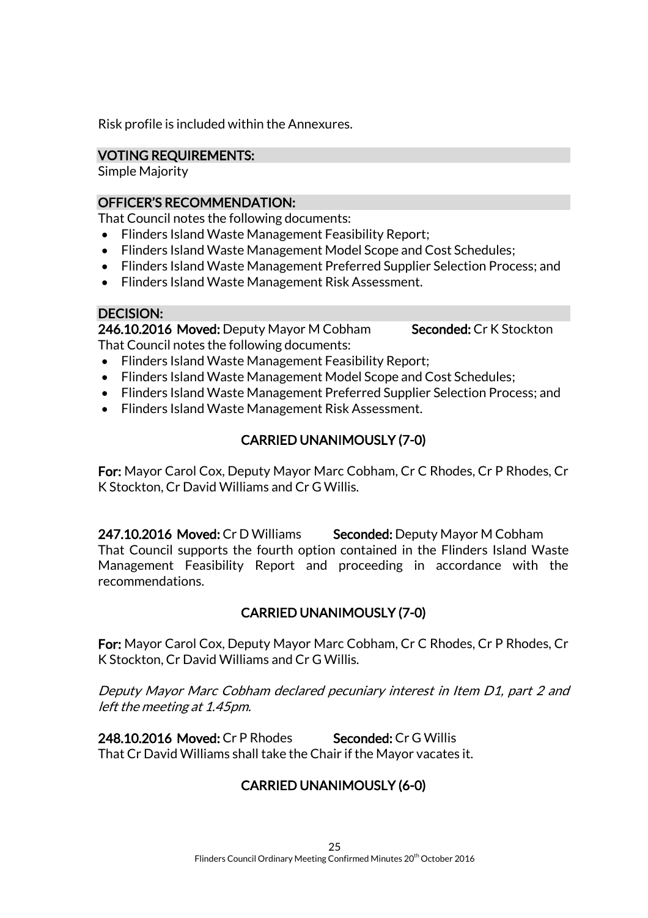Risk profile is included within the Annexures.

**VOTING REQUIREMENTS:**
Simple Majority

**OFFICER'S RECOMMENDATION:**
That Council notes the following documents:

- Flinders Island Waste Management Feasibility Report;
- Flinders Island Waste Management Model Scope and Cost Schedules;
- Flinders Island Waste Management Preferred Supplier Selection Process; and
- Flinders Island Waste Management Risk Assessment.

**DECISION:**
**246.10.2016 Moved:** Deputy Mayor M Cobham **Seconded:** Cr K Stockton
That Council notes the following documents:

- Flinders Island Waste Management Feasibility Report;
- Flinders Island Waste Management Model Scope and Cost Schedules;
- Flinders Island Waste Management Preferred Supplier Selection Process; and
- Flinders Island Waste Management Risk Assessment.

**CARRIED UNANIMOUSLY (7-0)**

**For:** Mayor Carol Cox, Deputy Mayor Marc Cobham, Cr C Rhodes, Cr P Rhodes, Cr K Stockton, Cr David Williams and Cr G Willis.

**247.10.2016 Moved:** Cr D Williams **Seconded:** Deputy Mayor M Cobham
That Council supports the fourth option contained in the Flinders Island Waste Management Feasibility Report and proceeding in accordance with the recommendations.

**CARRIED UNANIMOUSLY (7-0)**

**For:** Mayor Carol Cox, Deputy Mayor Marc Cobham, Cr C Rhodes, Cr P Rhodes, Cr K Stockton, Cr David Williams and Cr G Willis.

*Deputy Mayor Marc Cobham declared pecuniary interest in Item D1, part 2 and left the meeting at 1.45pm.*

**248.10.2016 Moved:** Cr P Rhodes **Seconded:** Cr G Willis
That Cr David Williams shall take the Chair if the Mayor vacates it.

**CARRIED UNANIMOUSLY (6-0)**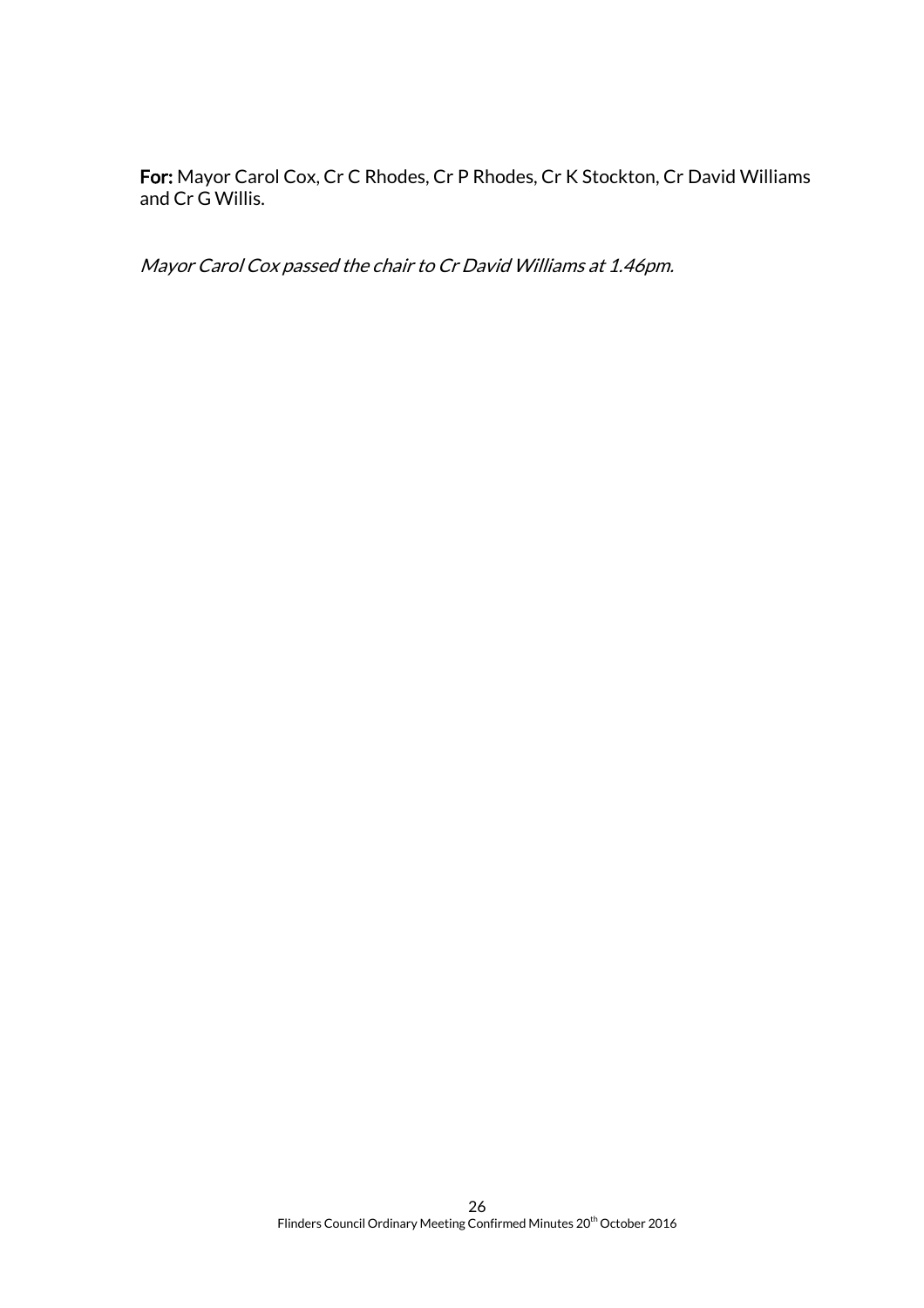**For:** Mayor Carol Cox, Cr C Rhodes, Cr P Rhodes, Cr K Stockton, Cr David Williams and Cr G Willis.

*Mayor Carol Cox passed the chair to Cr David Williams at 1.46pm.*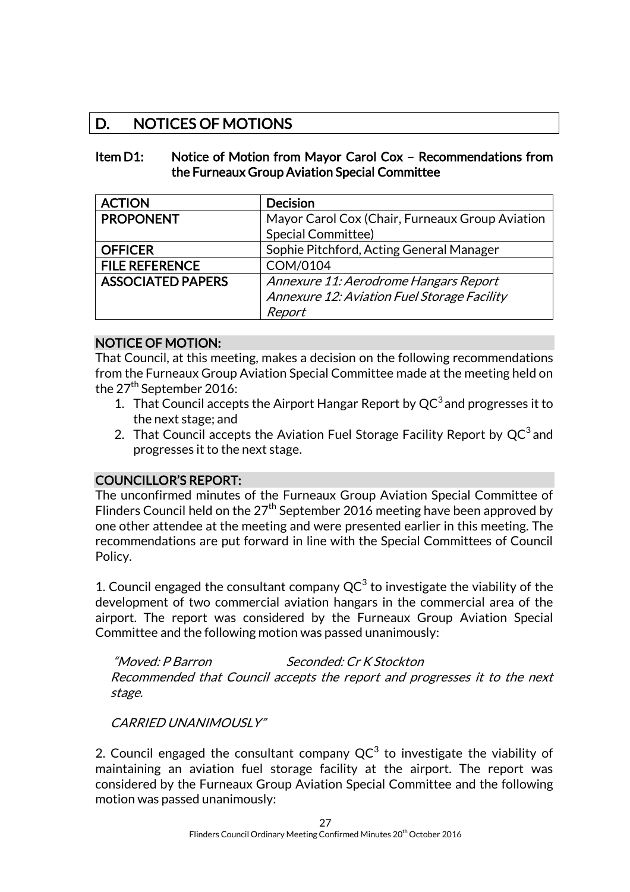# D. NOTICES OF MOTIONS

## Item D1: Notice of Motion from Mayor Carol Cox – Recommendations from the Furneaux Group Aviation Special Committee

| ACTION | Decision |
|---|---|
| PROPONENT | Mayor Carol Cox (Chair, Furneaux Group Aviation Special Committee) |
| OFFICER | Sophie Pitchford, Acting General Manager |
| FILE REFERENCE | COM/0104 |
| ASSOCIATED PAPERS | *Annexure 11: Aerodrome Hangars Report*<br>*Annexure 12: Aviation Fuel Storage Facility Report* |

### NOTICE OF MOTION:

That Council, at this meeting, makes a decision on the following recommendations from the Furneaux Group Aviation Special Committee made at the meeting held on the 27th September 2016:

1. That Council accepts the Airport Hangar Report by $QC^3$ and progresses it to the next stage; and
2. That Council accepts the Aviation Fuel Storage Facility Report by $QC^3$ and progresses it to the next stage.

### COUNCILLOR'S REPORT:

The unconfirmed minutes of the Furneaux Group Aviation Special Committee of Flinders Council held on the 27th September 2016 meeting have been approved by one other attendee at the meeting and were presented earlier in this meeting. The recommendations are put forward in line with the Special Committees of Council Policy.

1. Council engaged the consultant company $QC^3$ to investigate the viability of the development of two commercial aviation hangars in the commercial area of the airport. The report was considered by the Furneaux Group Aviation Special Committee and the following motion was passed unanimously:

> *"Moved: P Barron Seconded: Cr K Stockton*
> *Recommended that Council accepts the report and progresses it to the next stage.*
>
> *CARRIED UNANIMOUSLY"*

2. Council engaged the consultant company $QC^3$ to investigate the viability of maintaining an aviation fuel storage facility at the airport. The report was considered by the Furneaux Group Aviation Special Committee and the following motion was passed unanimously: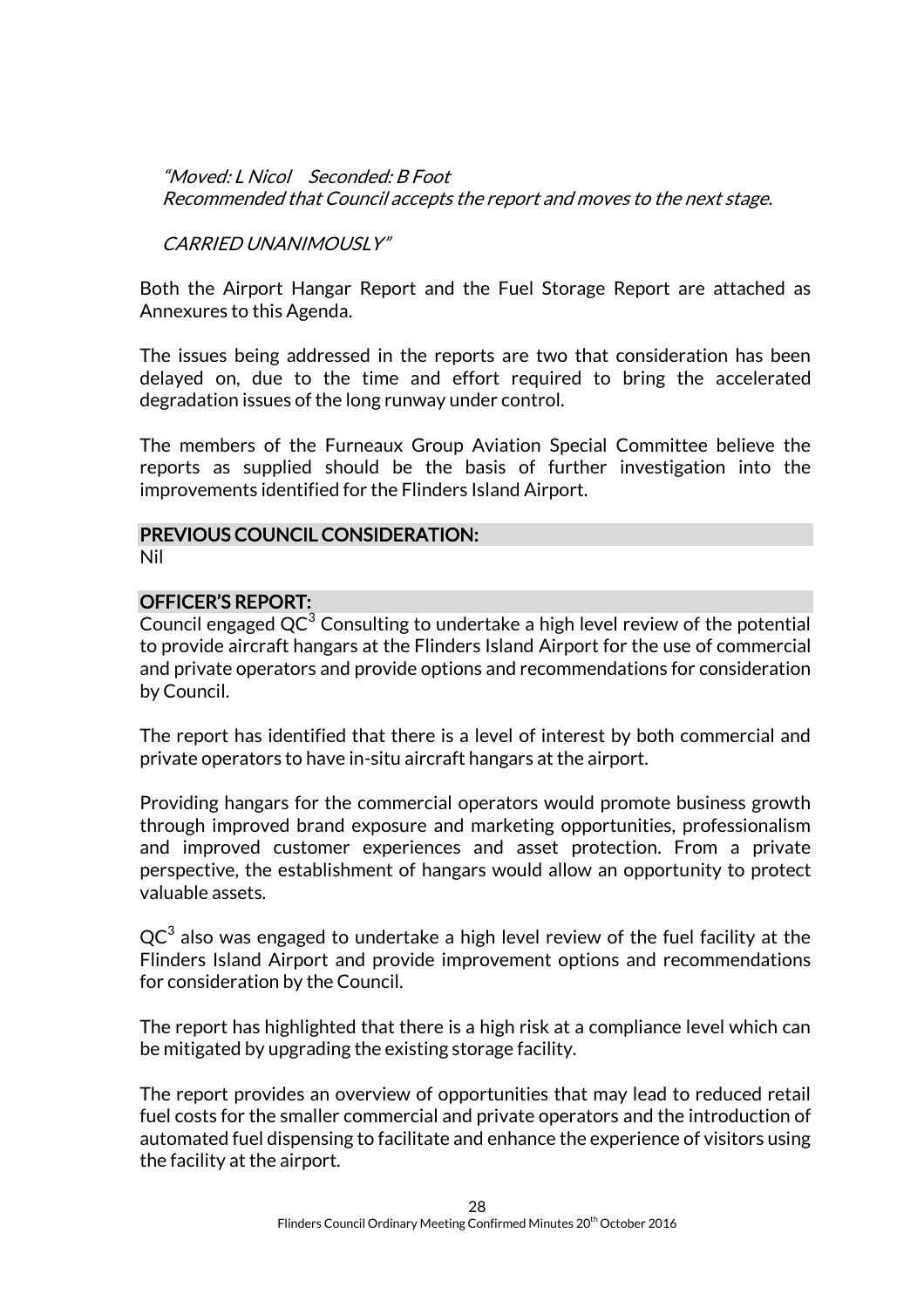*"Moved: L Nicol Seconded: B Foot*
*Recommended that Council accepts the report and moves to the next stage.*

*CARRIED UNANIMOUSLY"*

Both the Airport Hangar Report and the Fuel Storage Report are attached as Annexures to this Agenda.

The issues being addressed in the reports are two that consideration has been delayed on, due to the time and effort required to bring the accelerated degradation issues of the long runway under control.

The members of the Furneaux Group Aviation Special Committee believe the reports as supplied should be the basis of further investigation into the improvements identified for the Flinders Island Airport.

## PREVIOUS COUNCIL CONSIDERATION:

Nil

## OFFICER'S REPORT:

Council engaged $QC^3$ Consulting to undertake a high level review of the potential to provide aircraft hangars at the Flinders Island Airport for the use of commercial and private operators and provide options and recommendations for consideration by Council.

The report has identified that there is a level of interest by both commercial and private operators to have in-situ aircraft hangars at the airport.

Providing hangars for the commercial operators would promote business growth through improved brand exposure and marketing opportunities, professionalism and improved customer experiences and asset protection. From a private perspective, the establishment of hangars would allow an opportunity to protect valuable assets.

$QC^3$ also was engaged to undertake a high level review of the fuel facility at the Flinders Island Airport and provide improvement options and recommendations for consideration by the Council.

The report has highlighted that there is a high risk at a compliance level which can be mitigated by upgrading the existing storage facility.

The report provides an overview of opportunities that may lead to reduced retail fuel costs for the smaller commercial and private operators and the introduction of automated fuel dispensing to facilitate and enhance the experience of visitors using the facility at the airport.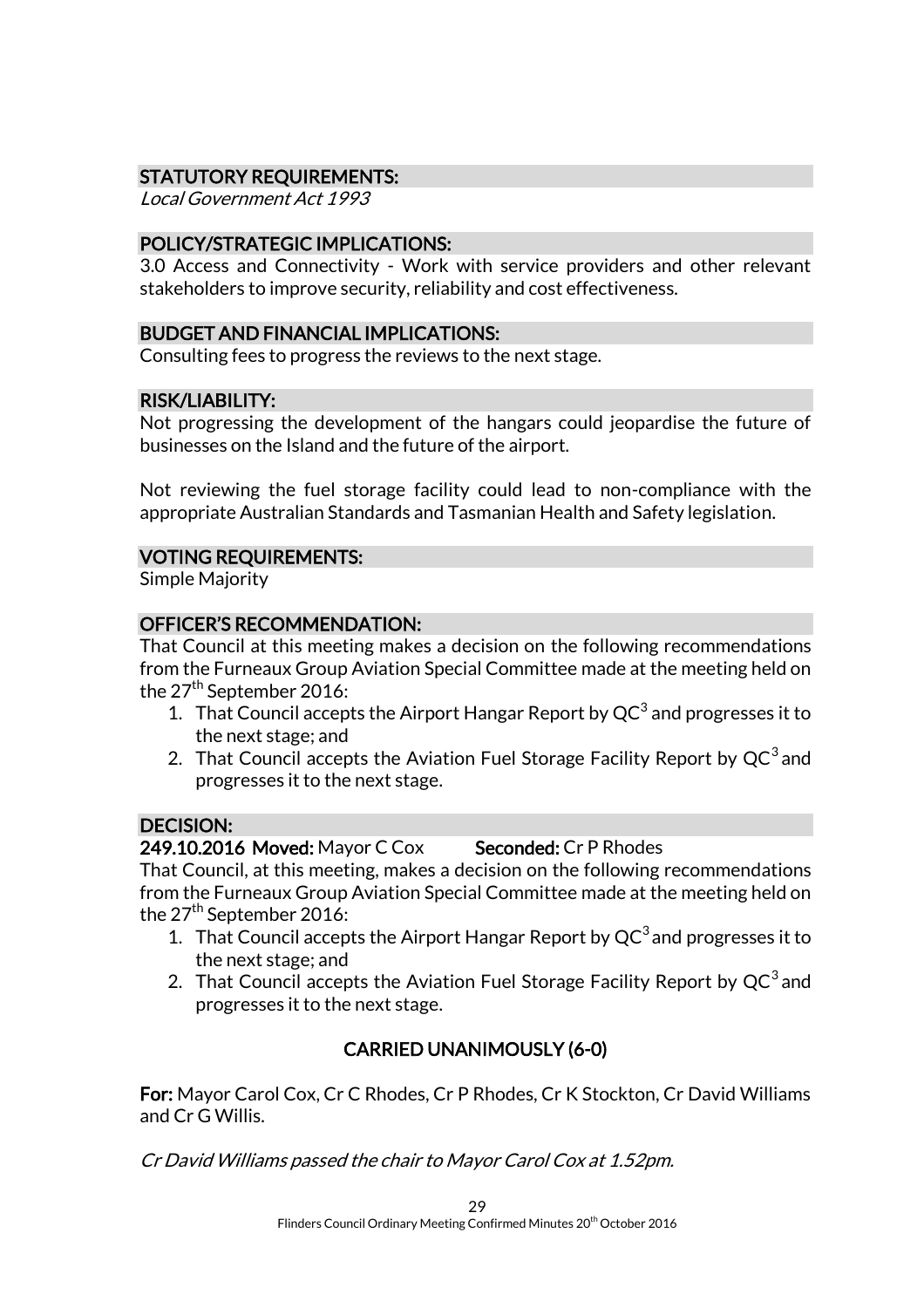### STATUTORY REQUIREMENTS:

*Local Government Act 1993*

### POLICY/STRATEGIC IMPLICATIONS:

3.0 Access and Connectivity - Work with service providers and other relevant stakeholders to improve security, reliability and cost effectiveness.

### BUDGET AND FINANCIAL IMPLICATIONS:

Consulting fees to progress the reviews to the next stage.

### RISK/LIABILITY:

Not progressing the development of the hangars could jeopardise the future of businesses on the Island and the future of the airport.

Not reviewing the fuel storage facility could lead to non-compliance with the appropriate Australian Standards and Tasmanian Health and Safety legislation.

### VOTING REQUIREMENTS:

Simple Majority

### OFFICER'S RECOMMENDATION:

That Council at this meeting makes a decision on the following recommendations from the Furneaux Group Aviation Special Committee made at the meeting held on the 27th September 2016:

1. That Council accepts the Airport Hangar Report by $QC^3$ and progresses it to the next stage; and
2. That Council accepts the Aviation Fuel Storage Facility Report by $QC^3$ and progresses it to the next stage.

### DECISION:

**249.10.2016 Moved:** Mayor C Cox **Seconded:** Cr P Rhodes

That Council, at this meeting, makes a decision on the following recommendations from the Furneaux Group Aviation Special Committee made at the meeting held on the 27th September 2016:

1. That Council accepts the Airport Hangar Report by $QC^3$ and progresses it to the next stage; and
2. That Council accepts the Aviation Fuel Storage Facility Report by $QC^3$ and progresses it to the next stage.

**CARRIED UNANIMOUSLY (6-0)**

**For:** Mayor Carol Cox, Cr C Rhodes, Cr P Rhodes, Cr K Stockton, Cr David Williams and Cr G Willis.

*Cr David Williams passed the chair to Mayor Carol Cox at 1.52pm.*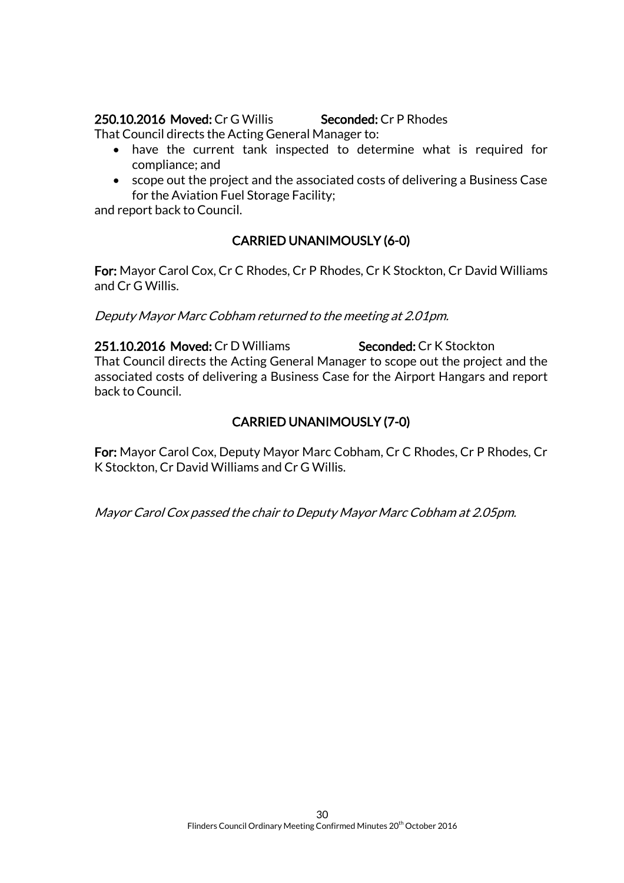**250.10.2016 Moved:** Cr G Willis **Seconded:** Cr P Rhodes

That Council directs the Acting General Manager to:

- have the current tank inspected to determine what is required for compliance; and
- scope out the project and the associated costs of delivering a Business Case for the Aviation Fuel Storage Facility;

and report back to Council.

**CARRIED UNANIMOUSLY (6-0)**

**For:** Mayor Carol Cox, Cr C Rhodes, Cr P Rhodes, Cr K Stockton, Cr David Williams and Cr G Willis.

*Deputy Mayor Marc Cobham returned to the meeting at 2.01pm.*

**251.10.2016 Moved:** Cr D Williams **Seconded:** Cr K Stockton

That Council directs the Acting General Manager to scope out the project and the associated costs of delivering a Business Case for the Airport Hangars and report back to Council.

**CARRIED UNANIMOUSLY (7-0)**

**For:** Mayor Carol Cox, Deputy Mayor Marc Cobham, Cr C Rhodes, Cr P Rhodes, Cr K Stockton, Cr David Williams and Cr G Willis.

*Mayor Carol Cox passed the chair to Deputy Mayor Marc Cobham at 2.05pm.*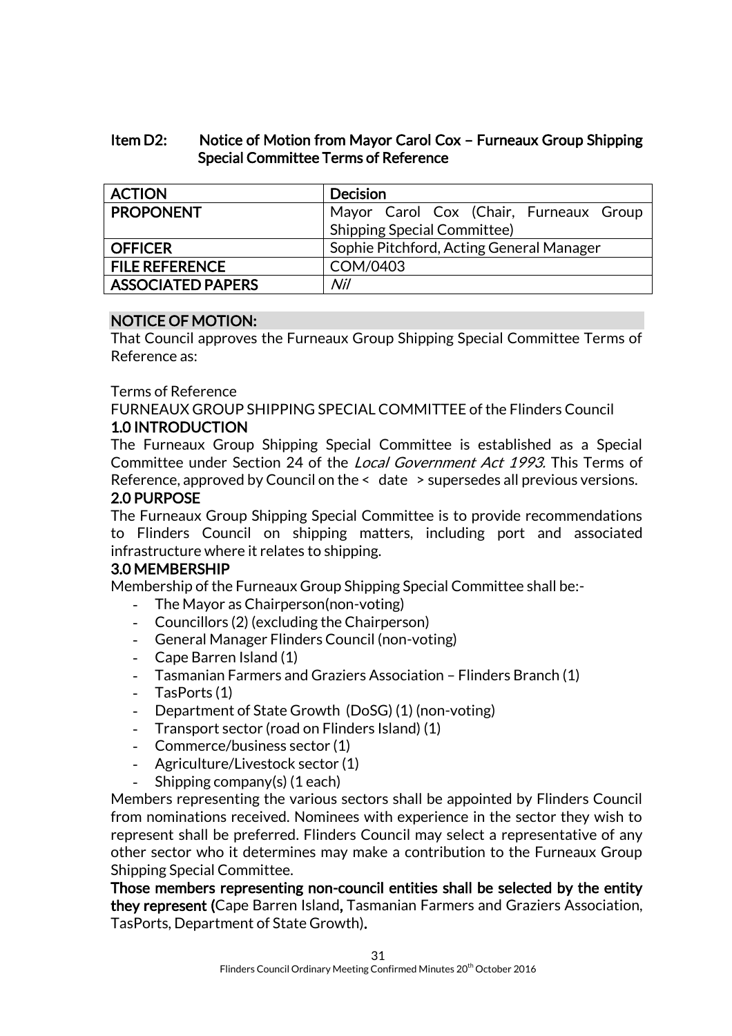## Item D2: Notice of Motion from Mayor Carol Cox – Furneaux Group Shipping Special Committee Terms of Reference

| ACTION | Decision |
|---|---|
| PROPONENT | Mayor Carol Cox (Chair, Furneaux Group Shipping Special Committee) |
| OFFICER | Sophie Pitchford, Acting General Manager |
| FILE REFERENCE | COM/0403 |
| ASSOCIATED PAPERS | *Nil* |

### NOTICE OF MOTION:

That Council approves the Furneaux Group Shipping Special Committee Terms of Reference as:

Terms of Reference

FURNEAUX GROUP SHIPPING SPECIAL COMMITTEE of the Flinders Council

**1.0 INTRODUCTION**

The Furneaux Group Shipping Special Committee is established as a Special Committee under Section 24 of the *Local Government Act 1993.* This Terms of Reference, approved by Council on the < date > supersedes all previous versions.

**2.0 PURPOSE**

The Furneaux Group Shipping Special Committee is to provide recommendations to Flinders Council on shipping matters, including port and associated infrastructure where it relates to shipping.

**3.0 MEMBERSHIP**

Membership of the Furneaux Group Shipping Special Committee shall be:-

- The Mayor as Chairperson(non-voting)
- Councillors (2) (excluding the Chairperson)
- General Manager Flinders Council (non-voting)
- Cape Barren Island (1)
- Tasmanian Farmers and Graziers Association – Flinders Branch (1)
- TasPorts (1)
- Department of State Growth (DoSG) (1) (non-voting)
- Transport sector (road on Flinders Island) (1)
- Commerce/business sector (1)
- Agriculture/Livestock sector (1)
- Shipping company(s) (1 each)

Members representing the various sectors shall be appointed by Flinders Council from nominations received. Nominees with experience in the sector they wish to represent shall be preferred. Flinders Council may select a representative of any other sector who it determines may make a contribution to the Furneaux Group Shipping Special Committee.

**Those members representing non-council entities shall be selected by the entity they represent (**Cape Barren Island**,** Tasmanian Farmers and Graziers Association, TasPorts, Department of State Growth)**.**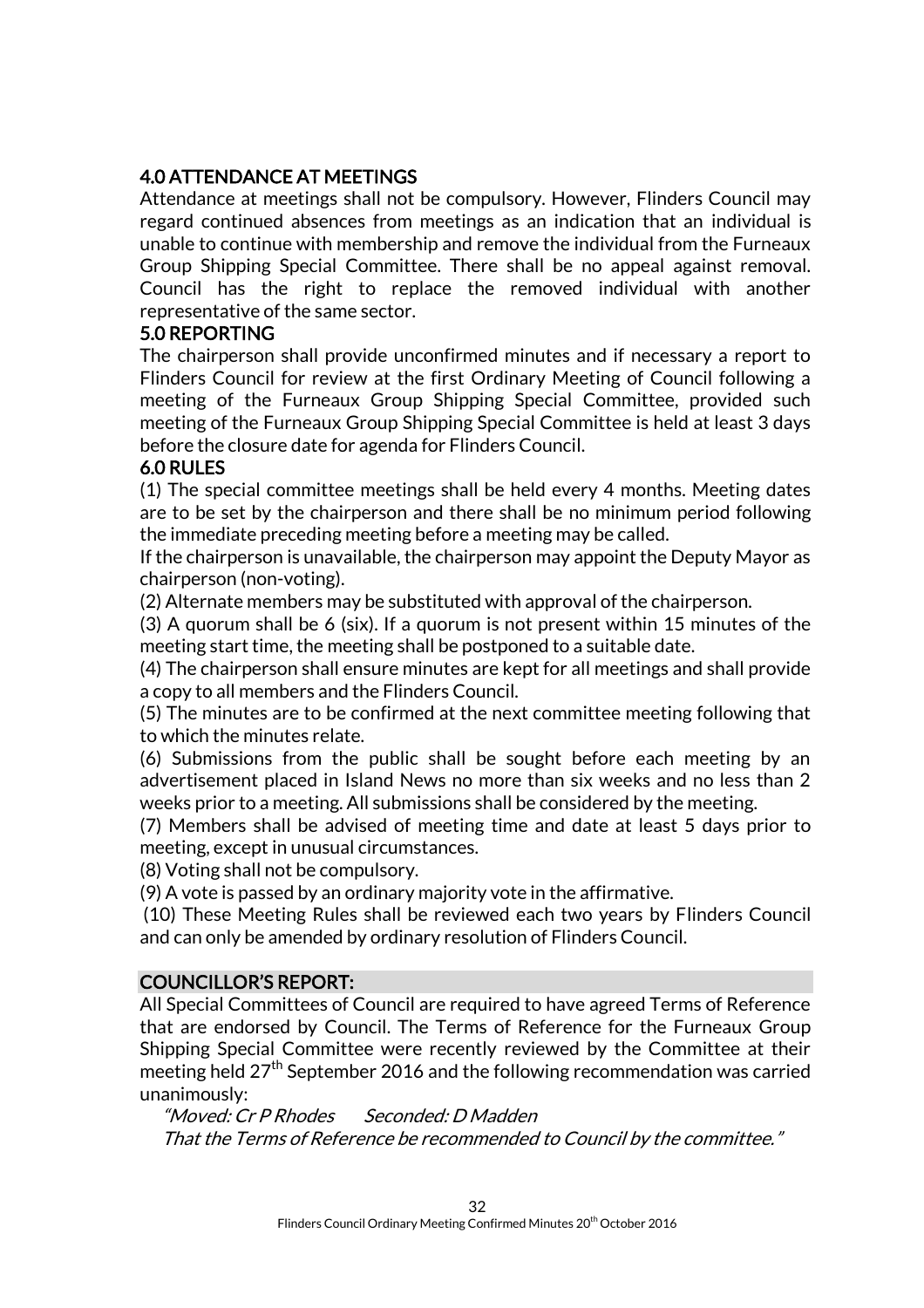## 4.0 ATTENDANCE AT MEETINGS

Attendance at meetings shall not be compulsory. However, Flinders Council may regard continued absences from meetings as an indication that an individual is unable to continue with membership and remove the individual from the Furneaux Group Shipping Special Committee. There shall be no appeal against removal. Council has the right to replace the removed individual with another representative of the same sector.

## 5.0 REPORTING

The chairperson shall provide unconfirmed minutes and if necessary a report to Flinders Council for review at the first Ordinary Meeting of Council following a meeting of the Furneaux Group Shipping Special Committee, provided such meeting of the Furneaux Group Shipping Special Committee is held at least 3 days before the closure date for agenda for Flinders Council.

## 6.0 RULES

(1) The special committee meetings shall be held every 4 months. Meeting dates are to be set by the chairperson and there shall be no minimum period following the immediate preceding meeting before a meeting may be called.

If the chairperson is unavailable, the chairperson may appoint the Deputy Mayor as chairperson (non-voting).

(2) Alternate members may be substituted with approval of the chairperson.

(3) A quorum shall be 6 (six). If a quorum is not present within 15 minutes of the meeting start time, the meeting shall be postponed to a suitable date.

(4) The chairperson shall ensure minutes are kept for all meetings and shall provide a copy to all members and the Flinders Council.

(5) The minutes are to be confirmed at the next committee meeting following that to which the minutes relate.

(6) Submissions from the public shall be sought before each meeting by an advertisement placed in Island News no more than six weeks and no less than 2 weeks prior to a meeting. All submissions shall be considered by the meeting.

(7) Members shall be advised of meeting time and date at least 5 days prior to meeting, except in unusual circumstances.

(8) Voting shall not be compulsory.

(9) A vote is passed by an ordinary majority vote in the affirmative.

(10) These Meeting Rules shall be reviewed each two years by Flinders Council and can only be amended by ordinary resolution of Flinders Council.

## COUNCILLOR'S REPORT:

All Special Committees of Council are required to have agreed Terms of Reference that are endorsed by Council. The Terms of Reference for the Furneaux Group Shipping Special Committee were recently reviewed by the Committee at their meeting held 27th September 2016 and the following recommendation was carried unanimously:

*"Moved: Cr P Rhodes Seconded: D Madden*
*That the Terms of Reference be recommended to Council by the committee."*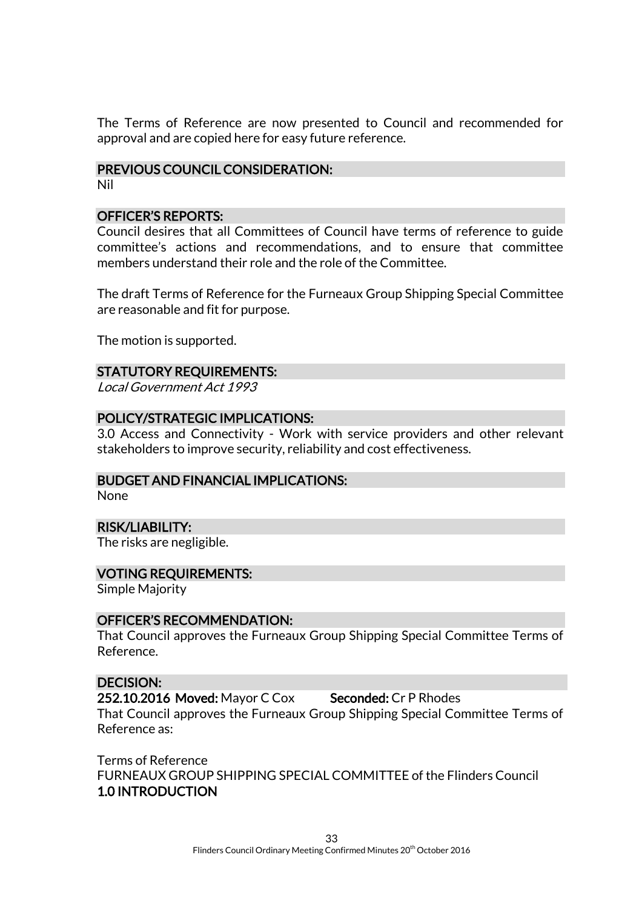The Terms of Reference are now presented to Council and recommended for approval and are copied here for easy future reference.

### PREVIOUS COUNCIL CONSIDERATION:

Nil

### OFFICER'S REPORTS:

Council desires that all Committees of Council have terms of reference to guide committee's actions and recommendations, and to ensure that committee members understand their role and the role of the Committee.

The draft Terms of Reference for the Furneaux Group Shipping Special Committee are reasonable and fit for purpose.

The motion is supported.

### STATUTORY REQUIREMENTS:

*Local Government Act 1993*

### POLICY/STRATEGIC IMPLICATIONS:

3.0 Access and Connectivity - Work with service providers and other relevant stakeholders to improve security, reliability and cost effectiveness.

### BUDGET AND FINANCIAL IMPLICATIONS:

None

### RISK/LIABILITY:

The risks are negligible.

### VOTING REQUIREMENTS:

Simple Majority

### OFFICER'S RECOMMENDATION:

That Council approves the Furneaux Group Shipping Special Committee Terms of Reference.

### DECISION:

**252.10.2016 Moved:** Mayor C Cox **Seconded:** Cr P Rhodes

That Council approves the Furneaux Group Shipping Special Committee Terms of Reference as:

Terms of Reference

FURNEAUX GROUP SHIPPING SPECIAL COMMITTEE of the Flinders Council

**1.0 INTRODUCTION**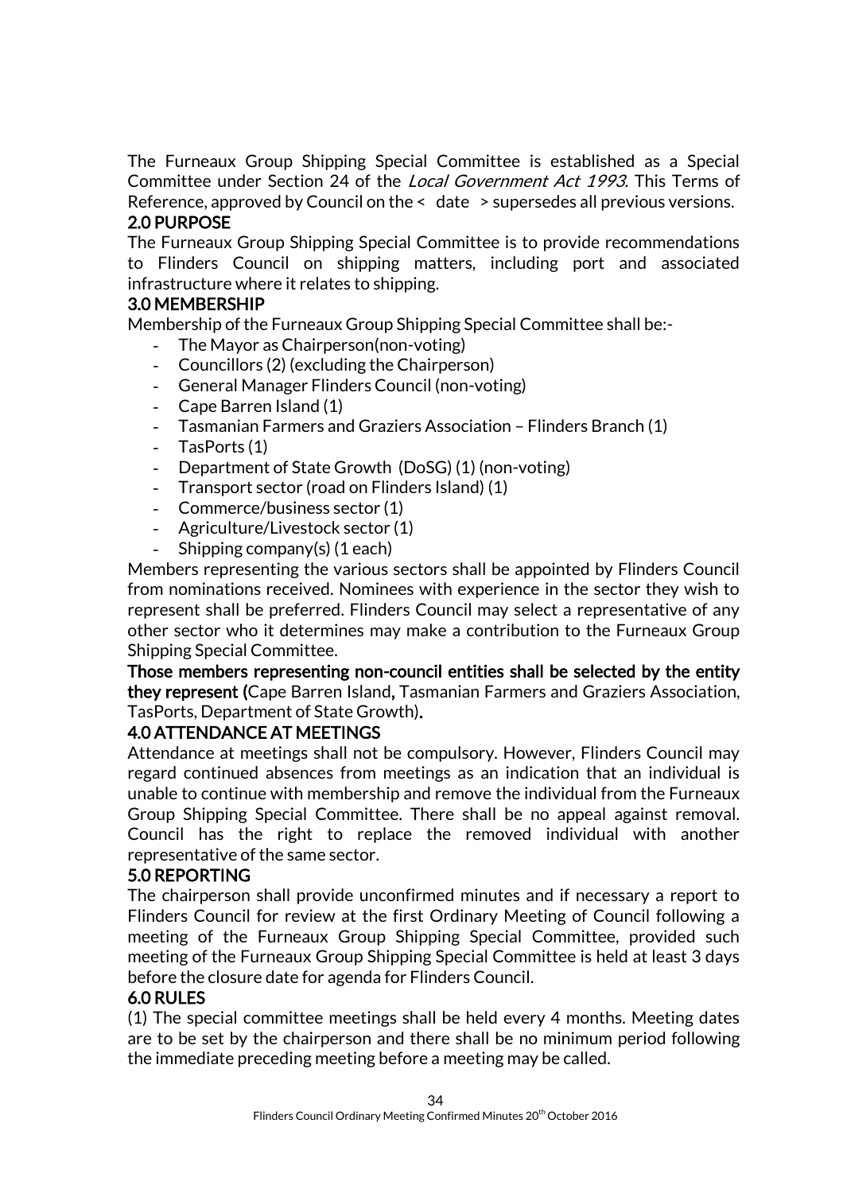The Furneaux Group Shipping Special Committee is established as a Special Committee under Section 24 of the *Local Government Act 1993.* This Terms of Reference, approved by Council on the < date > supersedes all previous versions.

## 2.0 PURPOSE

The Furneaux Group Shipping Special Committee is to provide recommendations to Flinders Council on shipping matters, including port and associated infrastructure where it relates to shipping.

## 3.0 MEMBERSHIP

Membership of the Furneaux Group Shipping Special Committee shall be:-

- The Mayor as Chairperson(non-voting)
- Councillors (2) (excluding the Chairperson)
- General Manager Flinders Council (non-voting)
- Cape Barren Island (1)
- Tasmanian Farmers and Graziers Association – Flinders Branch (1)
- TasPorts (1)
- Department of State Growth (DoSG) (1) (non-voting)
- Transport sector (road on Flinders Island) (1)
- Commerce/business sector (1)
- Agriculture/Livestock sector (1)
- Shipping company(s) (1 each)

Members representing the various sectors shall be appointed by Flinders Council from nominations received. Nominees with experience in the sector they wish to represent shall be preferred. Flinders Council may select a representative of any other sector who it determines may make a contribution to the Furneaux Group Shipping Special Committee.

**Those members representing non-council entities shall be selected by the entity they represent (**Cape Barren Island**,** Tasmanian Farmers and Graziers Association, TasPorts, Department of State Growth)**.**

## 4.0 ATTENDANCE AT MEETINGS

Attendance at meetings shall not be compulsory. However, Flinders Council may regard continued absences from meetings as an indication that an individual is unable to continue with membership and remove the individual from the Furneaux Group Shipping Special Committee. There shall be no appeal against removal. Council has the right to replace the removed individual with another representative of the same sector.

## 5.0 REPORTING

The chairperson shall provide unconfirmed minutes and if necessary a report to Flinders Council for review at the first Ordinary Meeting of Council following a meeting of the Furneaux Group Shipping Special Committee, provided such meeting of the Furneaux Group Shipping Special Committee is held at least 3 days before the closure date for agenda for Flinders Council.

## 6.0 RULES

(1) The special committee meetings shall be held every 4 months. Meeting dates are to be set by the chairperson and there shall be no minimum period following the immediate preceding meeting before a meeting may be called.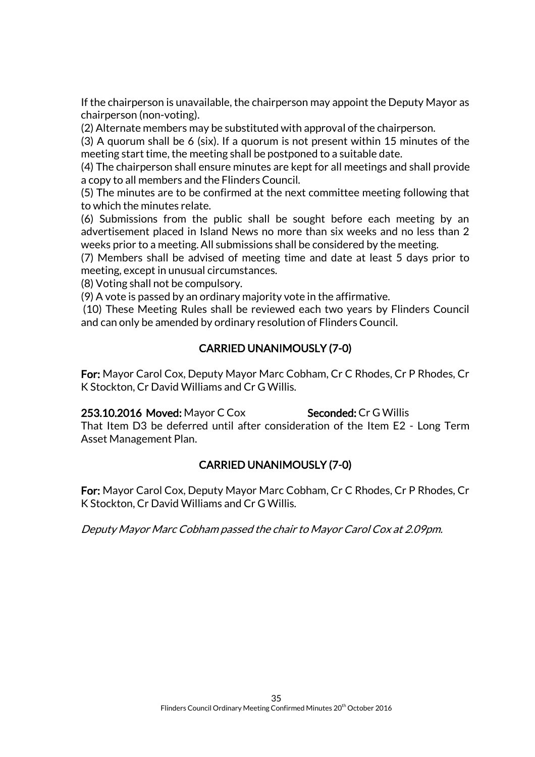If the chairperson is unavailable, the chairperson may appoint the Deputy Mayor as chairperson (non-voting).

(2) Alternate members may be substituted with approval of the chairperson.

(3) A quorum shall be 6 (six). If a quorum is not present within 15 minutes of the meeting start time, the meeting shall be postponed to a suitable date.

(4) The chairperson shall ensure minutes are kept for all meetings and shall provide a copy to all members and the Flinders Council.

(5) The minutes are to be confirmed at the next committee meeting following that to which the minutes relate.

(6) Submissions from the public shall be sought before each meeting by an advertisement placed in Island News no more than six weeks and no less than 2 weeks prior to a meeting. All submissions shall be considered by the meeting.

(7) Members shall be advised of meeting time and date at least 5 days prior to meeting, except in unusual circumstances.

(8) Voting shall not be compulsory.

(9) A vote is passed by an ordinary majority vote in the affirmative.

(10) These Meeting Rules shall be reviewed each two years by Flinders Council and can only be amended by ordinary resolution of Flinders Council.

**CARRIED UNANIMOUSLY (7-0)**

**For:** Mayor Carol Cox, Deputy Mayor Marc Cobham, Cr C Rhodes, Cr P Rhodes, Cr K Stockton, Cr David Williams and Cr G Willis.

**253.10.2016 Moved:** Mayor C Cox **Seconded:** Cr G Willis

That Item D3 be deferred until after consideration of the Item E2 - Long Term Asset Management Plan.

**CARRIED UNANIMOUSLY (7-0)**

**For:** Mayor Carol Cox, Deputy Mayor Marc Cobham, Cr C Rhodes, Cr P Rhodes, Cr K Stockton, Cr David Williams and Cr G Willis.

*Deputy Mayor Marc Cobham passed the chair to Mayor Carol Cox at 2.09pm.*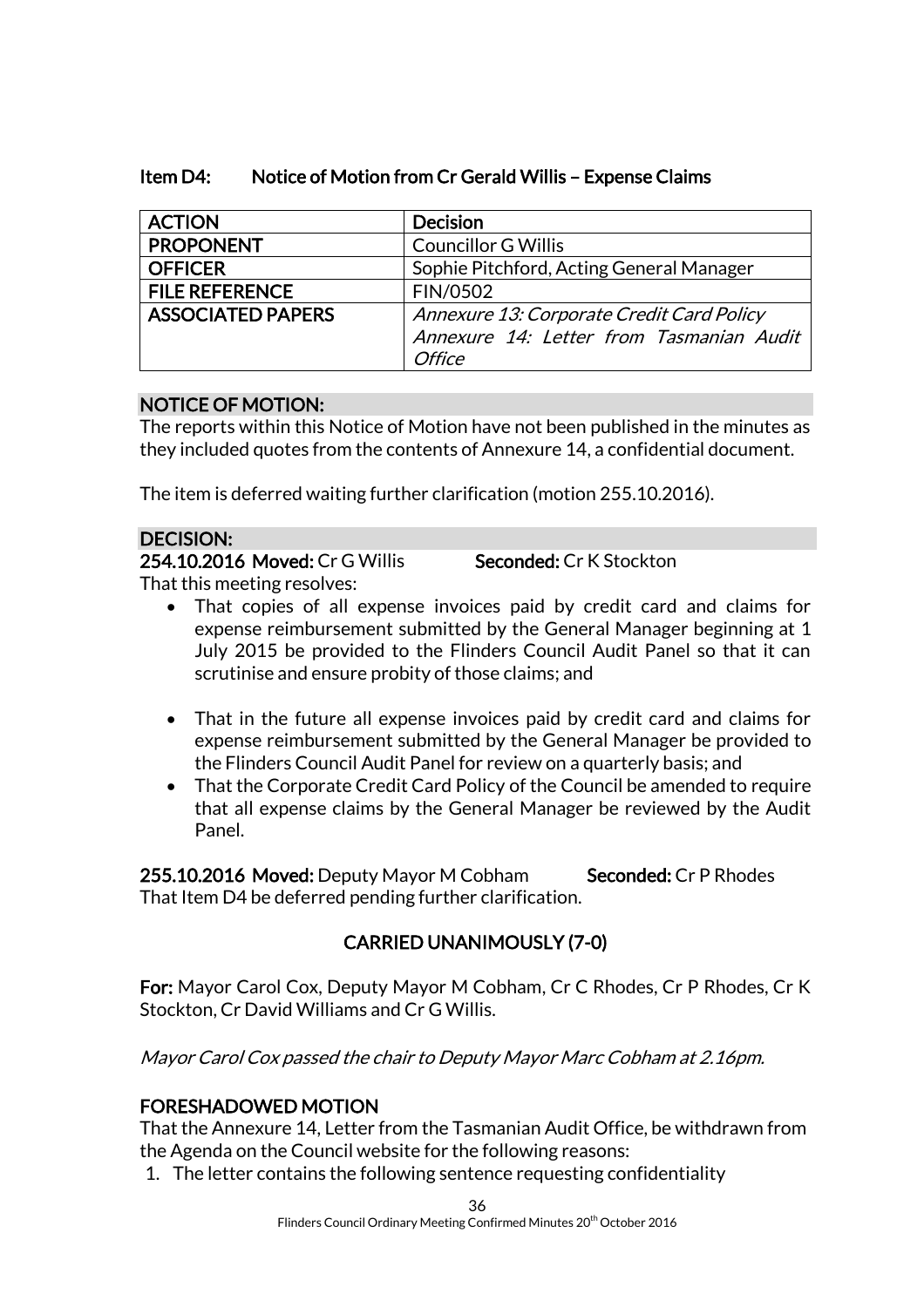### Item D4: Notice of Motion from Cr Gerald Willis – Expense Claims

| **ACTION** | **Decision** |
|---|---|
| **PROPONENT** | Councillor G Willis |
| **OFFICER** | Sophie Pitchford, Acting General Manager |
| **FILE REFERENCE** | FIN/0502 |
| **ASSOCIATED PAPERS** | *Annexure 13: Corporate Credit Card Policy* *Annexure 14: Letter from Tasmanian Audit Office* |

**NOTICE OF MOTION:**

The reports within this Notice of Motion have not been published in the minutes as they included quotes from the contents of Annexure 14, a confidential document.

The item is deferred waiting further clarification (motion 255.10.2016).

**DECISION:**

**254.10.2016 Moved:** Cr G Willis **Seconded:** Cr K Stockton

That this meeting resolves:

- That copies of all expense invoices paid by credit card and claims for expense reimbursement submitted by the General Manager beginning at 1 July 2015 be provided to the Flinders Council Audit Panel so that it can scrutinise and ensure probity of those claims; and
- That in the future all expense invoices paid by credit card and claims for expense reimbursement submitted by the General Manager be provided to the Flinders Council Audit Panel for review on a quarterly basis; and
- That the Corporate Credit Card Policy of the Council be amended to require that all expense claims by the General Manager be reviewed by the Audit Panel.

**255.10.2016 Moved:** Deputy Mayor M Cobham **Seconded:** Cr P Rhodes

That Item D4 be deferred pending further clarification.

**CARRIED UNANIMOUSLY (7-0)**

**For:** Mayor Carol Cox, Deputy Mayor M Cobham, Cr C Rhodes, Cr P Rhodes, Cr K Stockton, Cr David Williams and Cr G Willis.

*Mayor Carol Cox passed the chair to Deputy Mayor Marc Cobham at 2.16pm.*

**FORESHADOWED MOTION**

That the Annexure 14, Letter from the Tasmanian Audit Office, be withdrawn from the Agenda on the Council website for the following reasons:

1. The letter contains the following sentence requesting confidentiality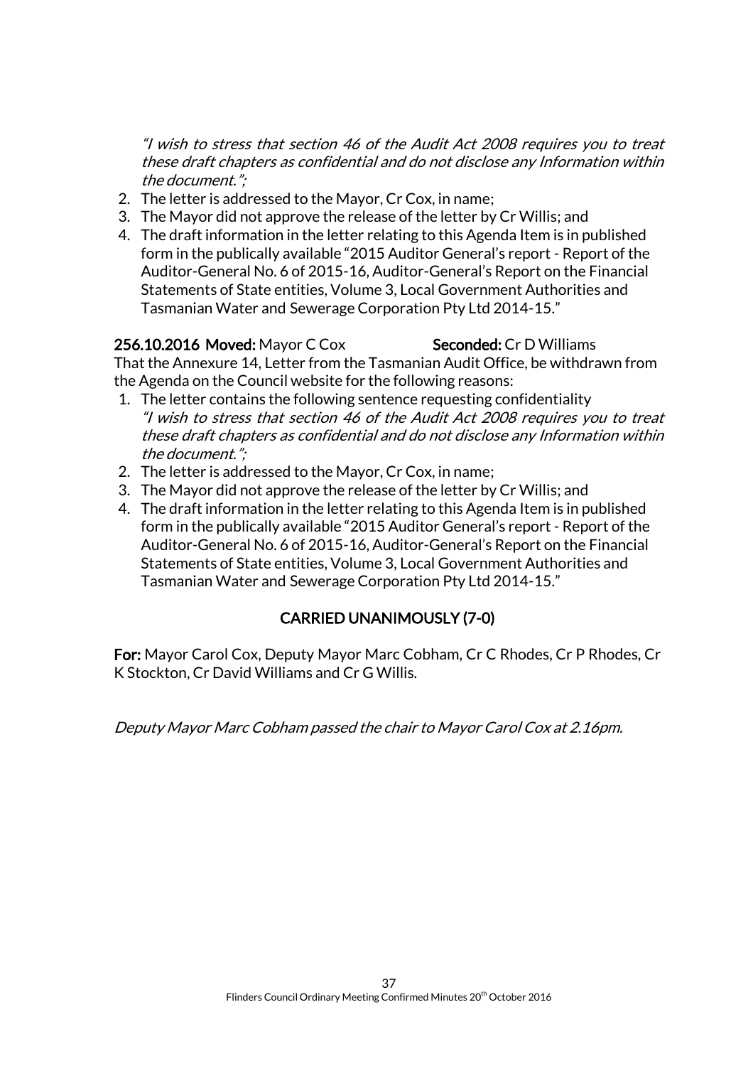*"I wish to stress that section 46 of the Audit Act 2008 requires you to treat these draft chapters as confidential and do not disclose any Information within the document.";*

2. The letter is addressed to the Mayor, Cr Cox, in name;
3. The Mayor did not approve the release of the letter by Cr Willis; and
4. The draft information in the letter relating to this Agenda Item is in published form in the publically available "2015 Auditor General's report - Report of the Auditor-General No. 6 of 2015-16, Auditor-General's Report on the Financial Statements of State entities, Volume 3, Local Government Authorities and Tasmanian Water and Sewerage Corporation Pty Ltd 2014-15."

**256.10.2016 Moved:** Mayor C Cox **Seconded:** Cr D Williams

That the Annexure 14, Letter from the Tasmanian Audit Office, be withdrawn from the Agenda on the Council website for the following reasons:

1. The letter contains the following sentence requesting confidentiality
   *"I wish to stress that section 46 of the Audit Act 2008 requires you to treat these draft chapters as confidential and do not disclose any Information within the document.";*
2. The letter is addressed to the Mayor, Cr Cox, in name;
3. The Mayor did not approve the release of the letter by Cr Willis; and
4. The draft information in the letter relating to this Agenda Item is in published form in the publically available "2015 Auditor General's report - Report of the Auditor-General No. 6 of 2015-16, Auditor-General's Report on the Financial Statements of State entities, Volume 3, Local Government Authorities and Tasmanian Water and Sewerage Corporation Pty Ltd 2014-15."

**CARRIED UNANIMOUSLY (7-0)**

**For:** Mayor Carol Cox, Deputy Mayor Marc Cobham, Cr C Rhodes, Cr P Rhodes, Cr K Stockton, Cr David Williams and Cr G Willis.

*Deputy Mayor Marc Cobham passed the chair to Mayor Carol Cox at 2.16pm.*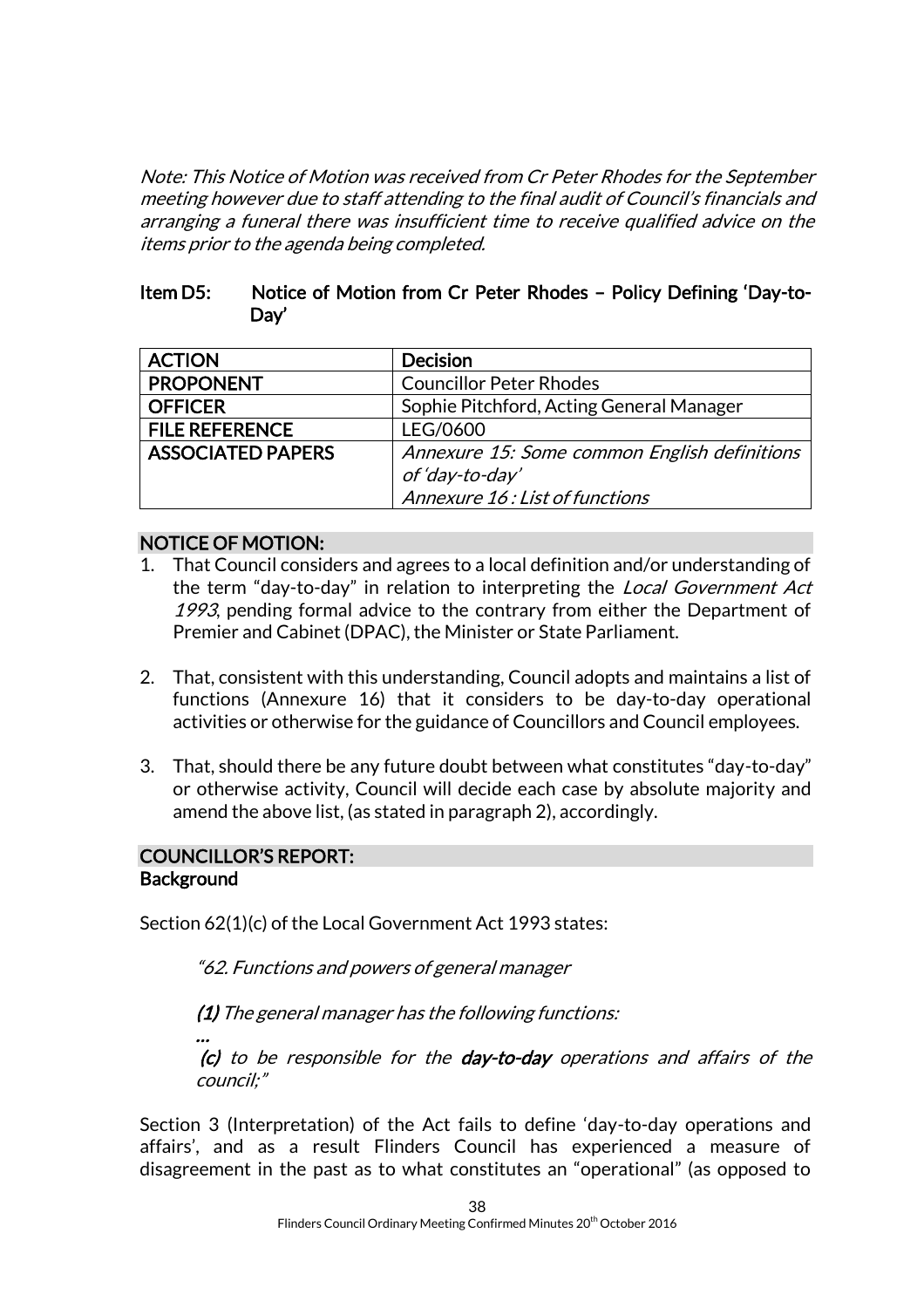*Note: This Notice of Motion was received from Cr Peter Rhodes for the September meeting however due to staff attending to the final audit of Council's financials and arranging a funeral there was insufficient time to receive qualified advice on the items prior to the agenda being completed.*

## Item D5: Notice of Motion from Cr Peter Rhodes – Policy Defining 'Day-to-Day'

| ACTION | Decision |
|---|---|
| PROPONENT | Councillor Peter Rhodes |
| OFFICER | Sophie Pitchford, Acting General Manager |
| FILE REFERENCE | LEG/0600 |
| ASSOCIATED PAPERS | *Annexure 15: Some common English definitions of 'day-to-day'*<br>*Annexure 16 : List of functions* |

### NOTICE OF MOTION:

1. That Council considers and agrees to a local definition and/or understanding of the term "day-to-day" in relation to interpreting the *Local Government Act 1993*, pending formal advice to the contrary from either the Department of Premier and Cabinet (DPAC), the Minister or State Parliament.

2. That, consistent with this understanding, Council adopts and maintains a list of functions (Annexure 16) that it considers to be day-to-day operational activities or otherwise for the guidance of Councillors and Council employees.

3. That, should there be any future doubt between what constitutes "day-to-day" or otherwise activity, Council will decide each case by absolute majority and amend the above list, (as stated in paragraph 2), accordingly.

### COUNCILLOR'S REPORT:

**Background**

Section 62(1)(c) of the Local Government Act 1993 states:

> *"62. Functions and powers of general manager*
>
> ***(1)*** *The general manager has the following functions:*
>
> ***...***
>
> ***(c)*** *to be responsible for the* ***day-to-day*** *operations and affairs of the council;"*

Section 3 (Interpretation) of the Act fails to define 'day-to-day operations and affairs', and as a result Flinders Council has experienced a measure of disagreement in the past as to what constitutes an "operational" (as opposed to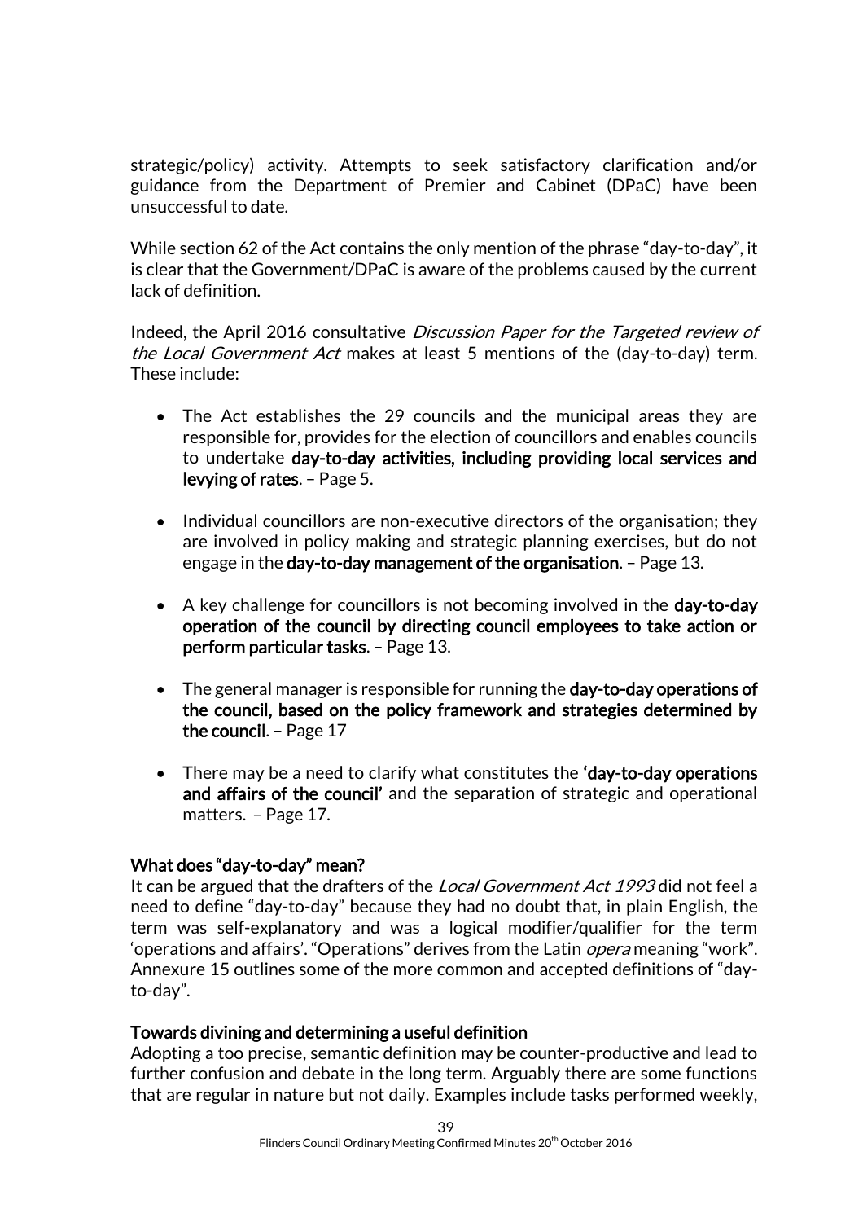strategic/policy) activity. Attempts to seek satisfactory clarification and/or guidance from the Department of Premier and Cabinet (DPaC) have been unsuccessful to date.

While section 62 of the Act contains the only mention of the phrase "day-to-day", it is clear that the Government/DPaC is aware of the problems caused by the current lack of definition.

Indeed, the April 2016 consultative *Discussion Paper for the Targeted review of the Local Government Act* makes at least 5 mentions of the (day-to-day) term. These include:

- The Act establishes the 29 councils and the municipal areas they are responsible for, provides for the election of councillors and enables councils to undertake **day-to-day activities, including providing local services and levying of rates**. – Page 5.
- Individual councillors are non-executive directors of the organisation; they are involved in policy making and strategic planning exercises, but do not engage in the **day-to-day management of the organisation**. – Page 13.
- A key challenge for councillors is not becoming involved in the **day-to-day operation of the council by directing council employees to take action or perform particular tasks**. – Page 13.
- The general manager is responsible for running the **day-to-day operations of the council, based on the policy framework and strategies determined by the council**. – Page 17
- There may be a need to clarify what constitutes the **'day-to-day operations and affairs of the council'** and the separation of strategic and operational matters. – Page 17.

**What does "day-to-day" mean?**

It can be argued that the drafters of the *Local Government Act 1993* did not feel a need to define "day-to-day" because they had no doubt that, in plain English, the term was self-explanatory and was a logical modifier/qualifier for the term 'operations and affairs'. "Operations" derives from the Latin *opera* meaning "work". Annexure 15 outlines some of the more common and accepted definitions of "day-to-day".

**Towards divining and determining a useful definition**

Adopting a too precise, semantic definition may be counter-productive and lead to further confusion and debate in the long term. Arguably there are some functions that are regular in nature but not daily. Examples include tasks performed weekly,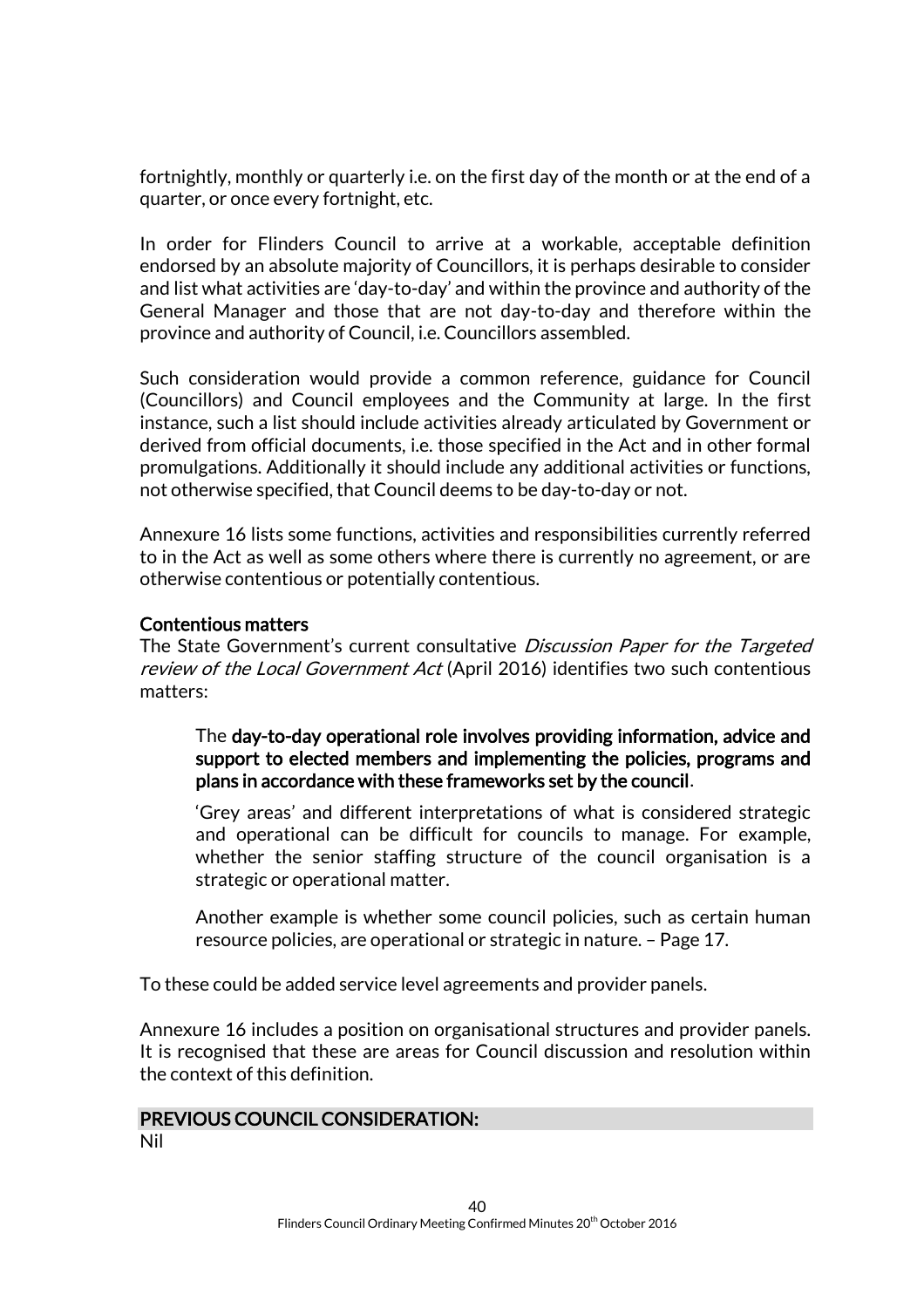fortnightly, monthly or quarterly i.e. on the first day of the month or at the end of a quarter, or once every fortnight, etc.

In order for Flinders Council to arrive at a workable, acceptable definition endorsed by an absolute majority of Councillors, it is perhaps desirable to consider and list what activities are 'day-to-day' and within the province and authority of the General Manager and those that are not day-to-day and therefore within the province and authority of Council, i.e. Councillors assembled.

Such consideration would provide a common reference, guidance for Council (Councillors) and Council employees and the Community at large. In the first instance, such a list should include activities already articulated by Government or derived from official documents, i.e. those specified in the Act and in other formal promulgations. Additionally it should include any additional activities or functions, not otherwise specified, that Council deems to be day-to-day or not.

Annexure 16 lists some functions, activities and responsibilities currently referred to in the Act as well as some others where there is currently no agreement, or are otherwise contentious or potentially contentious.

**Contentious matters**

The State Government's current consultative *Discussion Paper for the Targeted review of the Local Government Act* (April 2016) identifies two such contentious matters:

> The **day-to-day operational role involves providing information, advice and support to elected members and implementing the policies, programs and plans in accordance with these frameworks set by the council**.
>
> 'Grey areas' and different interpretations of what is considered strategic and operational can be difficult for councils to manage. For example, whether the senior staffing structure of the council organisation is a strategic or operational matter.
>
> Another example is whether some council policies, such as certain human resource policies, are operational or strategic in nature. – Page 17.

To these could be added service level agreements and provider panels.

Annexure 16 includes a position on organisational structures and provider panels. It is recognised that these are areas for Council discussion and resolution within the context of this definition.

**PREVIOUS COUNCIL CONSIDERATION:**

Nil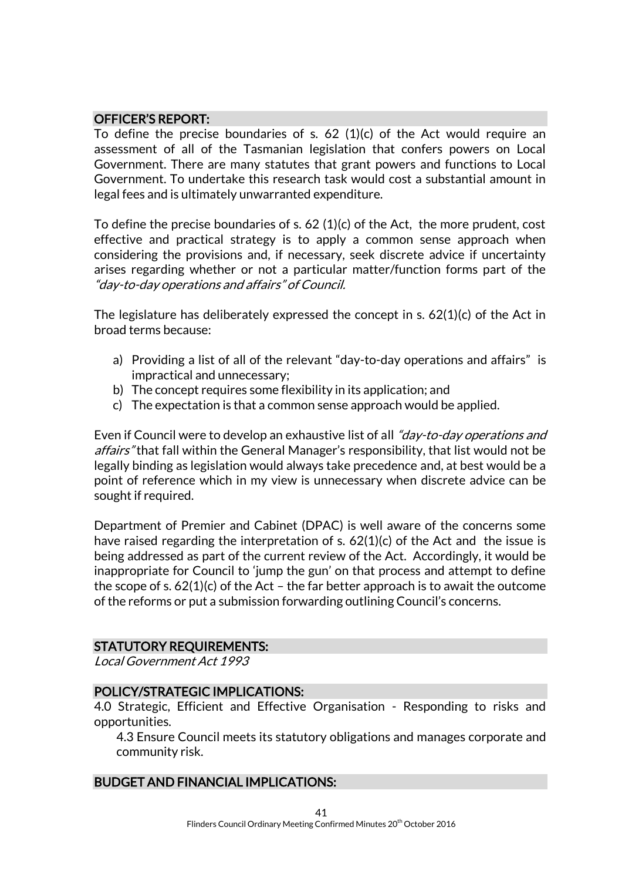## OFFICER'S REPORT:

To define the precise boundaries of s. 62 (1)(c) of the Act would require an assessment of all of the Tasmanian legislation that confers powers on Local Government. There are many statutes that grant powers and functions to Local Government. To undertake this research task would cost a substantial amount in legal fees and is ultimately unwarranted expenditure.

To define the precise boundaries of s. 62 (1)(c) of the Act, the more prudent, cost effective and practical strategy is to apply a common sense approach when considering the provisions and, if necessary, seek discrete advice if uncertainty arises regarding whether or not a particular matter/function forms part of the *"day-to-day operations and affairs" of Council.*

The legislature has deliberately expressed the concept in s. 62(1)(c) of the Act in broad terms because:

a) Providing a list of all of the relevant "day-to-day operations and affairs" is impractical and unnecessary;
b) The concept requires some flexibility in its application; and
c) The expectation is that a common sense approach would be applied.

Even if Council were to develop an exhaustive list of all *"day-to-day operations and affairs"* that fall within the General Manager's responsibility, that list would not be legally binding as legislation would always take precedence and, at best would be a point of reference which in my view is unnecessary when discrete advice can be sought if required.

Department of Premier and Cabinet (DPAC) is well aware of the concerns some have raised regarding the interpretation of s. 62(1)(c) of the Act and the issue is being addressed as part of the current review of the Act. Accordingly, it would be inappropriate for Council to 'jump the gun' on that process and attempt to define the scope of s. 62(1)(c) of the Act – the far better approach is to await the outcome of the reforms or put a submission forwarding outlining Council's concerns.

## STATUTORY REQUIREMENTS:

*Local Government Act 1993*

## POLICY/STRATEGIC IMPLICATIONS:

4.0 Strategic, Efficient and Effective Organisation - Responding to risks and opportunities.

4.3 Ensure Council meets its statutory obligations and manages corporate and community risk.

## BUDGET AND FINANCIAL IMPLICATIONS: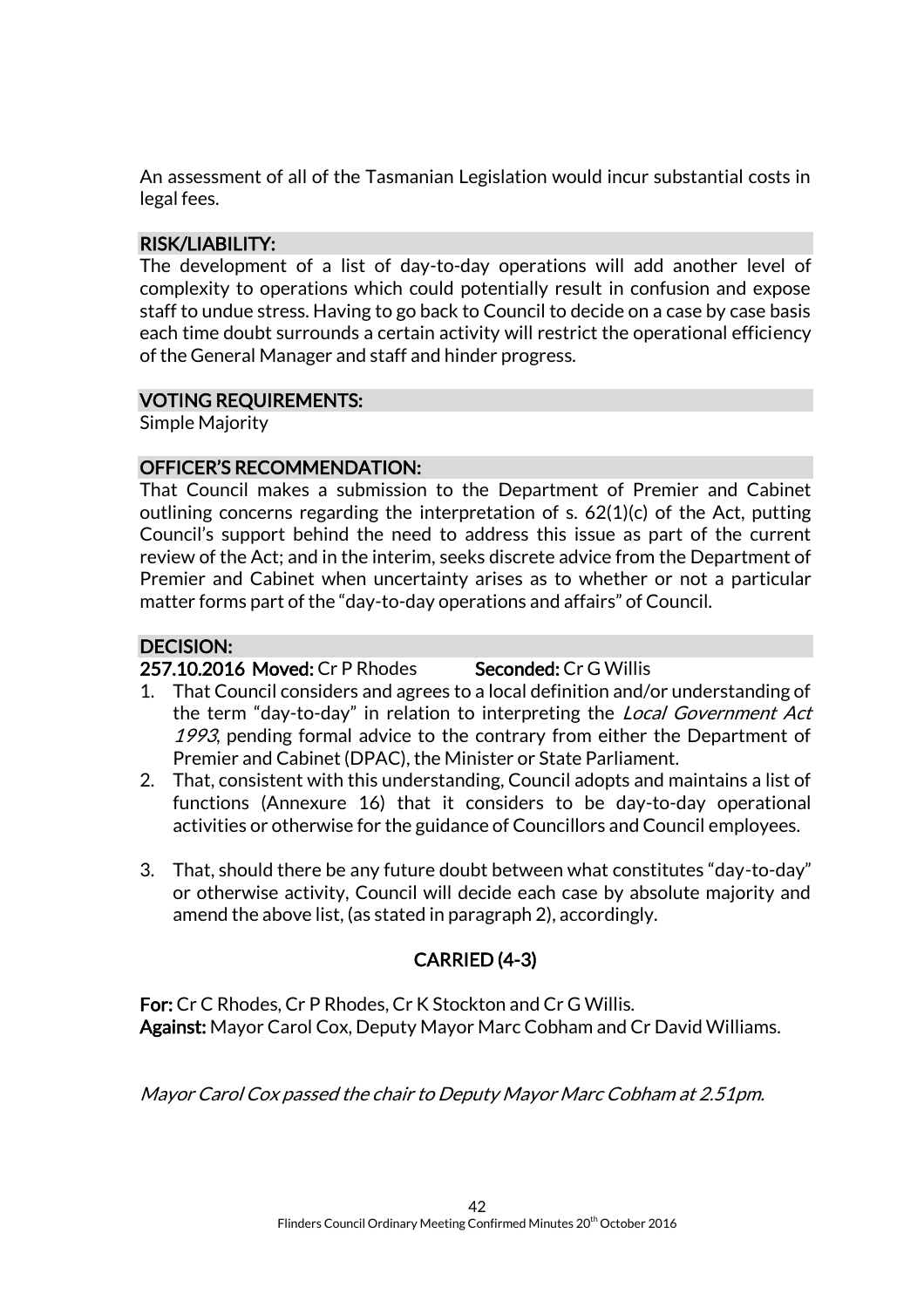An assessment of all of the Tasmanian Legislation would incur substantial costs in legal fees.

## RISK/LIABILITY:

The development of a list of day-to-day operations will add another level of complexity to operations which could potentially result in confusion and expose staff to undue stress. Having to go back to Council to decide on a case by case basis each time doubt surrounds a certain activity will restrict the operational efficiency of the General Manager and staff and hinder progress.

## VOTING REQUIREMENTS:

Simple Majority

## OFFICER'S RECOMMENDATION:

That Council makes a submission to the Department of Premier and Cabinet outlining concerns regarding the interpretation of s. 62(1)(c) of the Act, putting Council's support behind the need to address this issue as part of the current review of the Act; and in the interim, seeks discrete advice from the Department of Premier and Cabinet when uncertainty arises as to whether or not a particular matter forms part of the "day-to-day operations and affairs" of Council.

## DECISION:

**257.10.2016 Moved:** Cr P Rhodes **Seconded:** Cr G Willis

1. That Council considers and agrees to a local definition and/or understanding of the term "day-to-day" in relation to interpreting the *Local Government Act 1993*, pending formal advice to the contrary from either the Department of Premier and Cabinet (DPAC), the Minister or State Parliament.
2. That, consistent with this understanding, Council adopts and maintains a list of functions (Annexure 16) that it considers to be day-to-day operational activities or otherwise for the guidance of Councillors and Council employees.
3. That, should there be any future doubt between what constitutes "day-to-day" or otherwise activity, Council will decide each case by absolute majority and amend the above list, (as stated in paragraph 2), accordingly.

**CARRIED (4-3)**

**For:** Cr C Rhodes, Cr P Rhodes, Cr K Stockton and Cr G Willis.
**Against:** Mayor Carol Cox, Deputy Mayor Marc Cobham and Cr David Williams.

*Mayor Carol Cox passed the chair to Deputy Mayor Marc Cobham at 2.51pm.*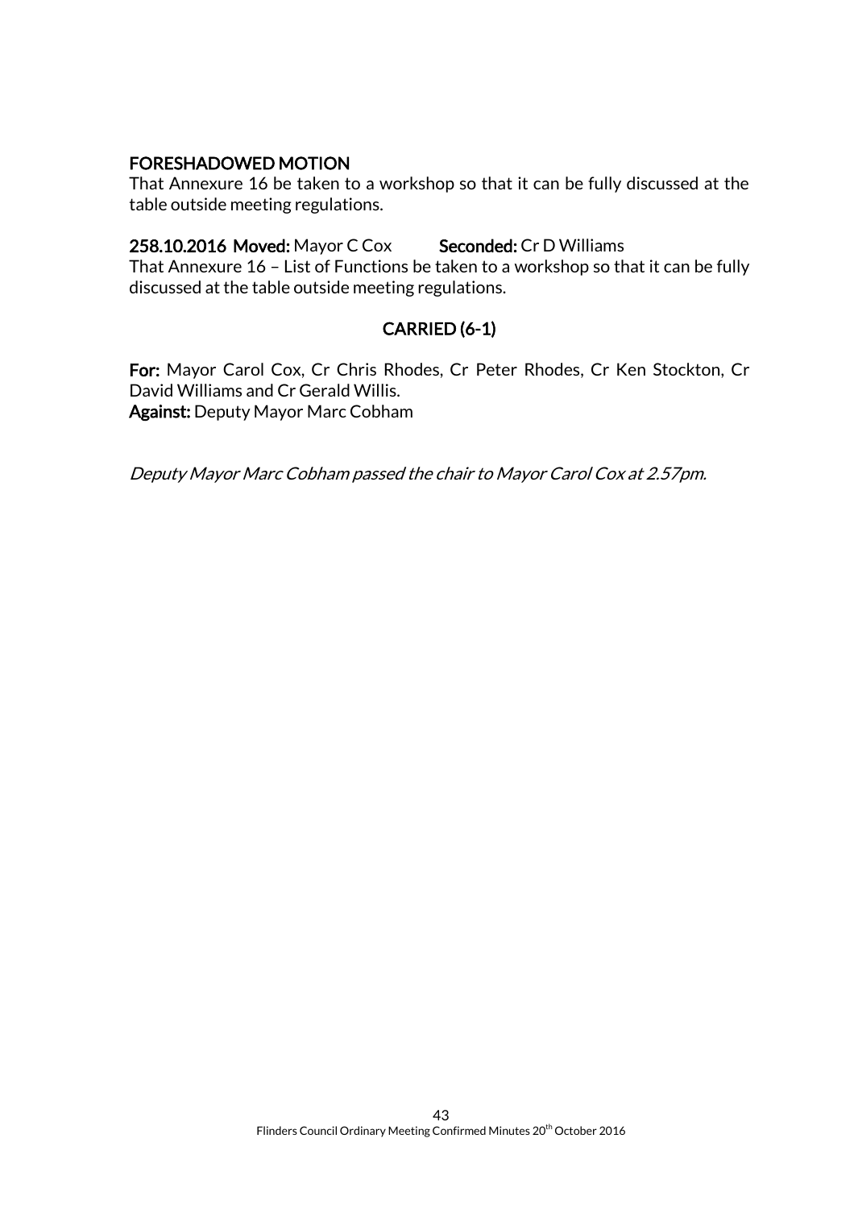**FORESHADOWED MOTION**

That Annexure 16 be taken to a workshop so that it can be fully discussed at the table outside meeting regulations.

**258.10.2016 Moved:** Mayor C Cox **Seconded:** Cr D Williams

That Annexure 16 – List of Functions be taken to a workshop so that it can be fully discussed at the table outside meeting regulations.

**CARRIED (6-1)**

**For:** Mayor Carol Cox, Cr Chris Rhodes, Cr Peter Rhodes, Cr Ken Stockton, Cr David Williams and Cr Gerald Willis.

**Against:** Deputy Mayor Marc Cobham

*Deputy Mayor Marc Cobham passed the chair to Mayor Carol Cox at 2.57pm.*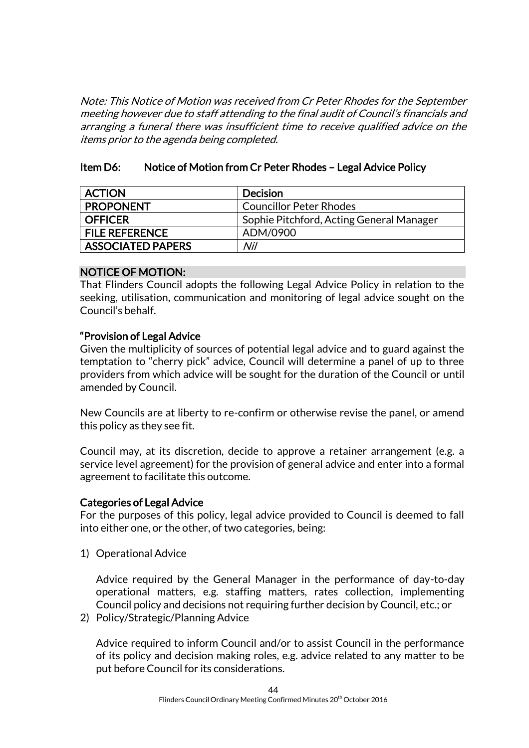*Note: This Notice of Motion was received from Cr Peter Rhodes for the September meeting however due to staff attending to the final audit of Council's financials and arranging a funeral there was insufficient time to receive qualified advice on the items prior to the agenda being completed.*

## Item D6: Notice of Motion from Cr Peter Rhodes – Legal Advice Policy

| ACTION | Decision |
|---|---|
| PROPONENT | Councillor Peter Rhodes |
| OFFICER | Sophie Pitchford, Acting General Manager |
| FILE REFERENCE | ADM/0900 |
| ASSOCIATED PAPERS | *Nil* |

### NOTICE OF MOTION:

That Flinders Council adopts the following Legal Advice Policy in relation to the seeking, utilisation, communication and monitoring of legal advice sought on the Council's behalf.

**"Provision of Legal Advice**

Given the multiplicity of sources of potential legal advice and to guard against the temptation to "cherry pick" advice, Council will determine a panel of up to three providers from which advice will be sought for the duration of the Council or until amended by Council.

New Councils are at liberty to re-confirm or otherwise revise the panel, or amend this policy as they see fit.

Council may, at its discretion, decide to approve a retainer arrangement (e.g. a service level agreement) for the provision of general advice and enter into a formal agreement to facilitate this outcome.

**Categories of Legal Advice**

For the purposes of this policy, legal advice provided to Council is deemed to fall into either one, or the other, of two categories, being:

1) Operational Advice

   Advice required by the General Manager in the performance of day-to-day operational matters, e.g. staffing matters, rates collection, implementing Council policy and decisions not requiring further decision by Council, etc.; or

2) Policy/Strategic/Planning Advice

   Advice required to inform Council and/or to assist Council in the performance of its policy and decision making roles, e.g. advice related to any matter to be put before Council for its considerations.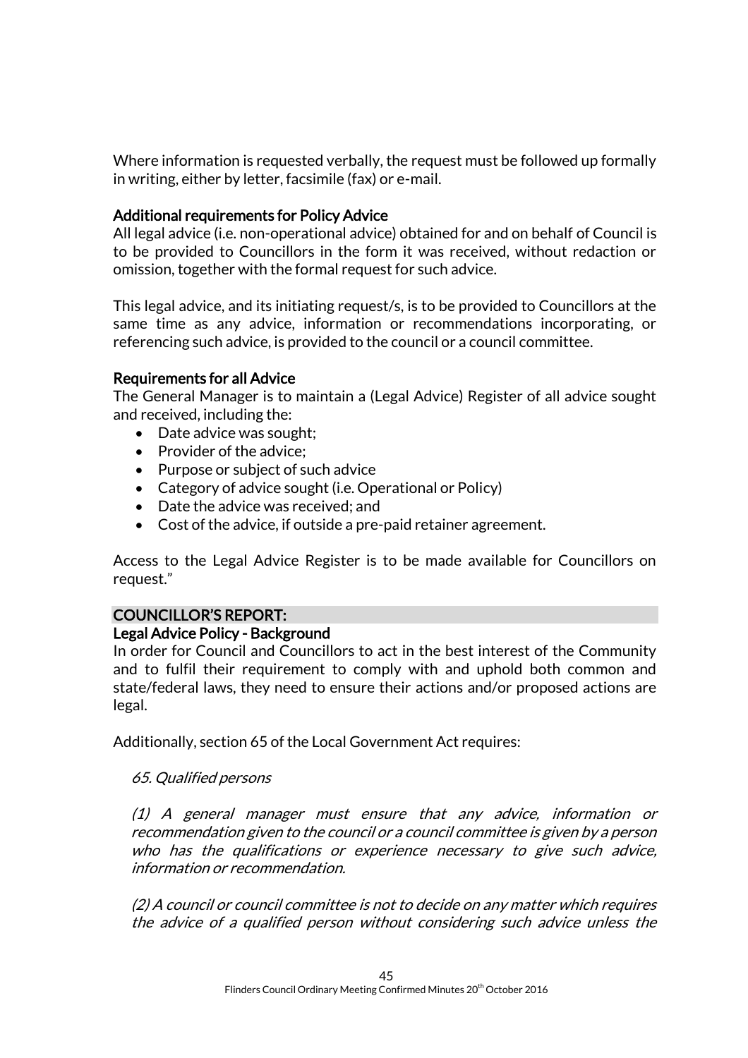Where information is requested verbally, the request must be followed up formally in writing, either by letter, facsimile (fax) or e-mail.

**Additional requirements for Policy Advice**
All legal advice (i.e. non-operational advice) obtained for and on behalf of Council is to be provided to Councillors in the form it was received, without redaction or omission, together with the formal request for such advice.

This legal advice, and its initiating request/s, is to be provided to Councillors at the same time as any advice, information or recommendations incorporating, or referencing such advice, is provided to the council or a council committee.

**Requirements for all Advice**
The General Manager is to maintain a (Legal Advice) Register of all advice sought and received, including the:

- Date advice was sought;
- Provider of the advice;
- Purpose or subject of such advice
- Category of advice sought (i.e. Operational or Policy)
- Date the advice was received; and
- Cost of the advice, if outside a pre-paid retainer agreement.

Access to the Legal Advice Register is to be made available for Councillors on request."

## COUNCILLOR'S REPORT:

**Legal Advice Policy - Background**
In order for Council and Councillors to act in the best interest of the Community and to fulfil their requirement to comply with and uphold both common and state/federal laws, they need to ensure their actions and/or proposed actions are legal.

Additionally, section 65 of the Local Government Act requires:

*65. Qualified persons*

*(1) A general manager must ensure that any advice, information or recommendation given to the council or a council committee is given by a person who has the qualifications or experience necessary to give such advice, information or recommendation.*

*(2) A council or council committee is not to decide on any matter which requires the advice of a qualified person without considering such advice unless the*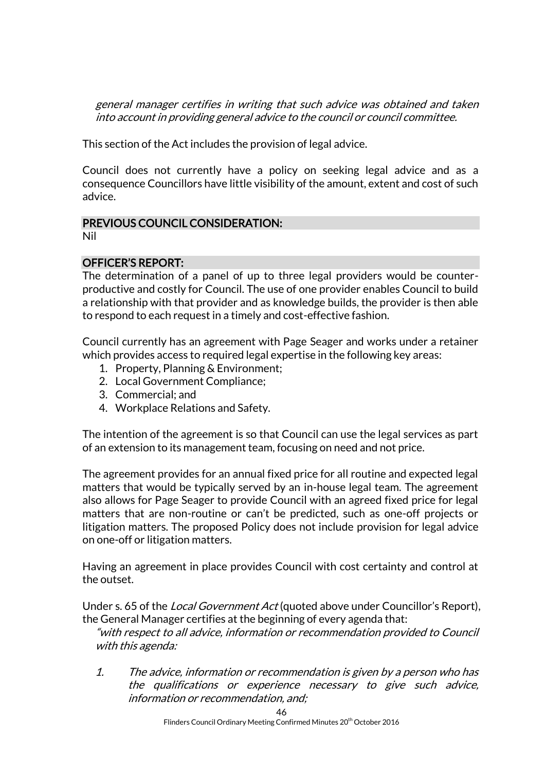*general manager certifies in writing that such advice was obtained and taken into account in providing general advice to the council or council committee.*

This section of the Act includes the provision of legal advice.

Council does not currently have a policy on seeking legal advice and as a consequence Councillors have little visibility of the amount, extent and cost of such advice.

## PREVIOUS COUNCIL CONSIDERATION:

Nil

## OFFICER'S REPORT:

The determination of a panel of up to three legal providers would be counter-productive and costly for Council. The use of one provider enables Council to build a relationship with that provider and as knowledge builds, the provider is then able to respond to each request in a timely and cost-effective fashion.

Council currently has an agreement with Page Seager and works under a retainer which provides access to required legal expertise in the following key areas:

1. Property, Planning & Environment;
2. Local Government Compliance;
3. Commercial; and
4. Workplace Relations and Safety.

The intention of the agreement is so that Council can use the legal services as part of an extension to its management team, focusing on need and not price.

The agreement provides for an annual fixed price for all routine and expected legal matters that would be typically served by an in-house legal team. The agreement also allows for Page Seager to provide Council with an agreed fixed price for legal matters that are non-routine or can't be predicted, such as one-off projects or litigation matters. The proposed Policy does not include provision for legal advice on one-off or litigation matters.

Having an agreement in place provides Council with cost certainty and control at the outset.

Under s. 65 of the *Local Government Act* (quoted above under Councillor's Report), the General Manager certifies at the beginning of every agenda that:

*"with respect to all advice, information or recommendation provided to Council with this agenda:*

1. *The advice, information or recommendation is given by a person who has the qualifications or experience necessary to give such advice, information or recommendation, and;*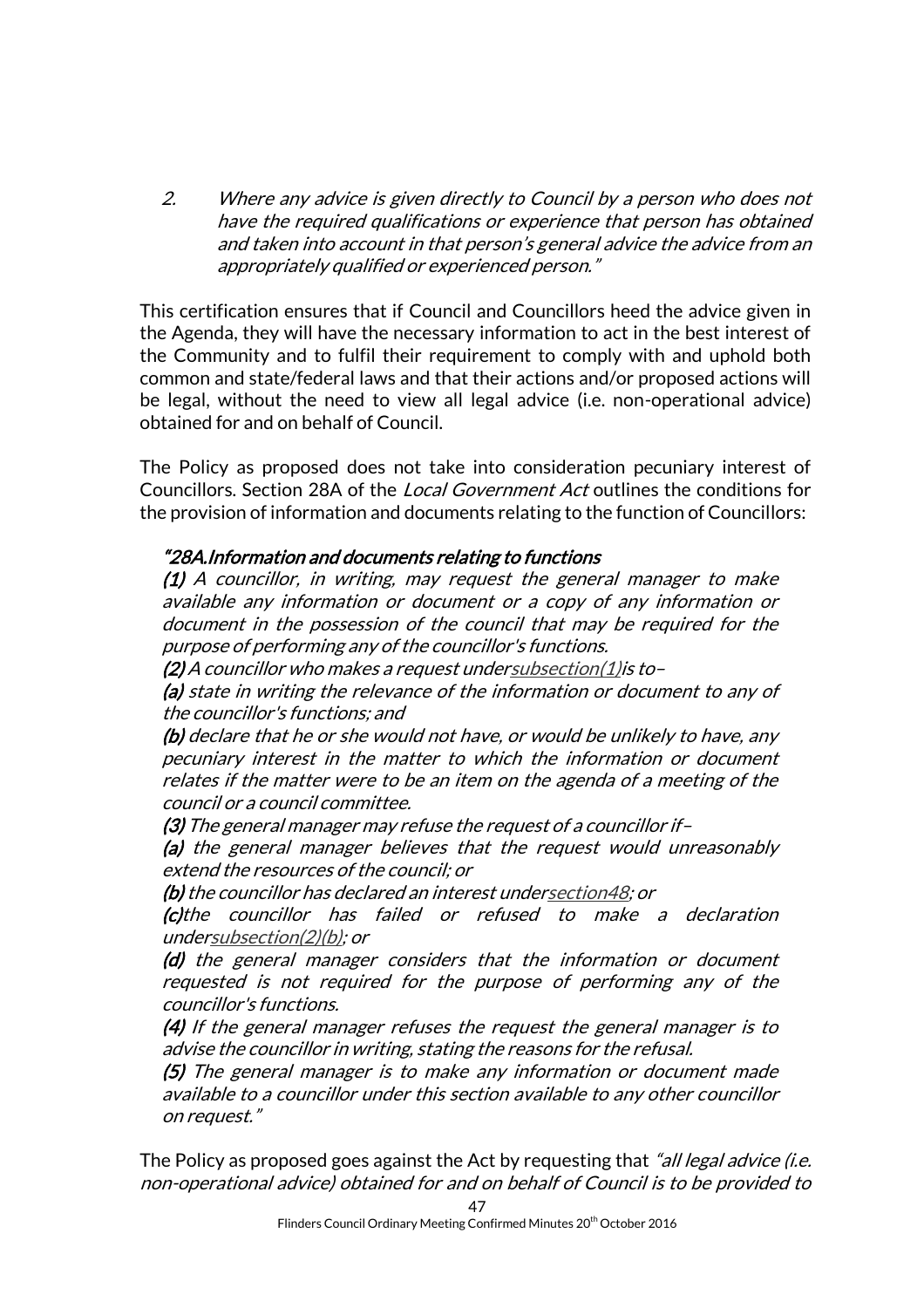*2. Where any advice is given directly to Council by a person who does not have the required qualifications or experience that person has obtained and taken into account in that person's general advice the advice from an appropriately qualified or experienced person."*

This certification ensures that if Council and Councillors heed the advice given in the Agenda, they will have the necessary information to act in the best interest of the Community and to fulfil their requirement to comply with and uphold both common and state/federal laws and that their actions and/or proposed actions will be legal, without the need to view all legal advice (i.e. non-operational advice) obtained for and on behalf of Council.

The Policy as proposed does not take into consideration pecuniary interest of Councillors. Section 28A of the *Local Government Act* outlines the conditions for the provision of information and documents relating to the function of Councillors:

*"**28A.Information and documents relating to functions***

***(1)** A councillor, in writing, may request the general manager to make available any information or document or a copy of any information or document in the possession of the council that may be required for the purpose of performing any of the councillor's functions.*

***(2)** A councillor who makes a request under subsection(1) is to–*

***(a)** state in writing the relevance of the information or document to any of the councillor's functions; and*

***(b)** declare that he or she would not have, or would be unlikely to have, any pecuniary interest in the matter to which the information or document relates if the matter were to be an item on the agenda of a meeting of the council or a council committee.*

***(3)** The general manager may refuse the request of a councillor if–*

***(a)** the general manager believes that the request would unreasonably extend the resources of the council; or*

***(b)** the councillor has declared an interest under section48; or*

***(c)** the councillor has failed or refused to make a declaration under subsection(2)(b); or*

***(d)** the general manager considers that the information or document requested is not required for the purpose of performing any of the councillor's functions.*

***(4)** If the general manager refuses the request the general manager is to advise the councillor in writing, stating the reasons for the refusal.*

***(5)** The general manager is to make any information or document made available to a councillor under this section available to any other councillor on request."*

The Policy as proposed goes against the Act by requesting that *"all legal advice (i.e. non-operational advice) obtained for and on behalf of Council is to be provided to*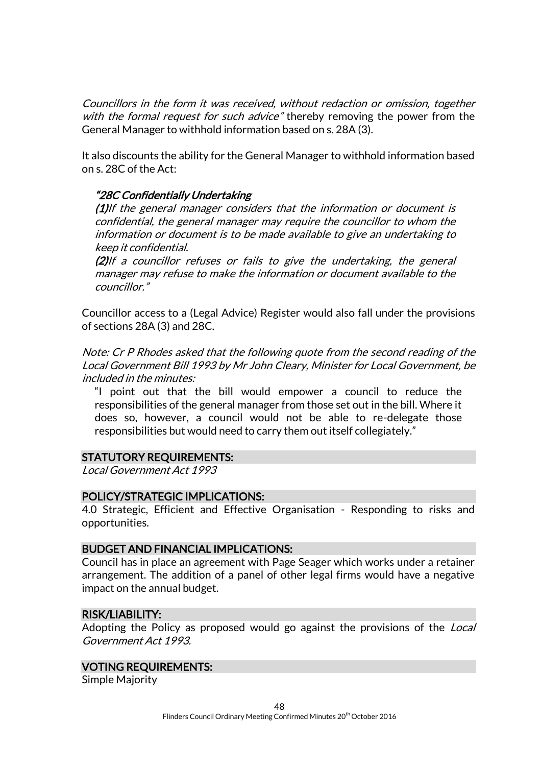*Councillors in the form it was received, without redaction or omission, together with the formal request for such advice"* thereby removing the power from the General Manager to withhold information based on s. 28A (3).

It also discounts the ability for the General Manager to withhold information based on s. 28C of the Act:

> *"28C Confidentially Undertaking*
> ***(1)****If the general manager considers that the information or document is confidential, the general manager may require the councillor to whom the information or document is to be made available to give an undertaking to keep it confidential.*
> ***(2)****If a councillor refuses or fails to give the undertaking, the general manager may refuse to make the information or document available to the councillor."*

Councillor access to a (Legal Advice) Register would also fall under the provisions of sections 28A (3) and 28C.

*Note: Cr P Rhodes asked that the following quote from the second reading of the Local Government Bill 1993 by Mr John Cleary, Minister for Local Government, be included in the minutes:*

> "I point out that the bill would empower a council to reduce the responsibilities of the general manager from those set out in the bill. Where it does so, however, a council would not be able to re-delegate those responsibilities but would need to carry them out itself collegiately."

## STATUTORY REQUIREMENTS:

*Local Government Act 1993*

## POLICY/STRATEGIC IMPLICATIONS:

4.0 Strategic, Efficient and Effective Organisation - Responding to risks and opportunities.

## BUDGET AND FINANCIAL IMPLICATIONS:

Council has in place an agreement with Page Seager which works under a retainer arrangement. The addition of a panel of other legal firms would have a negative impact on the annual budget.

## RISK/LIABILITY:

Adopting the Policy as proposed would go against the provisions of the *Local Government Act 1993*.

## VOTING REQUIREMENTS:

Simple Majority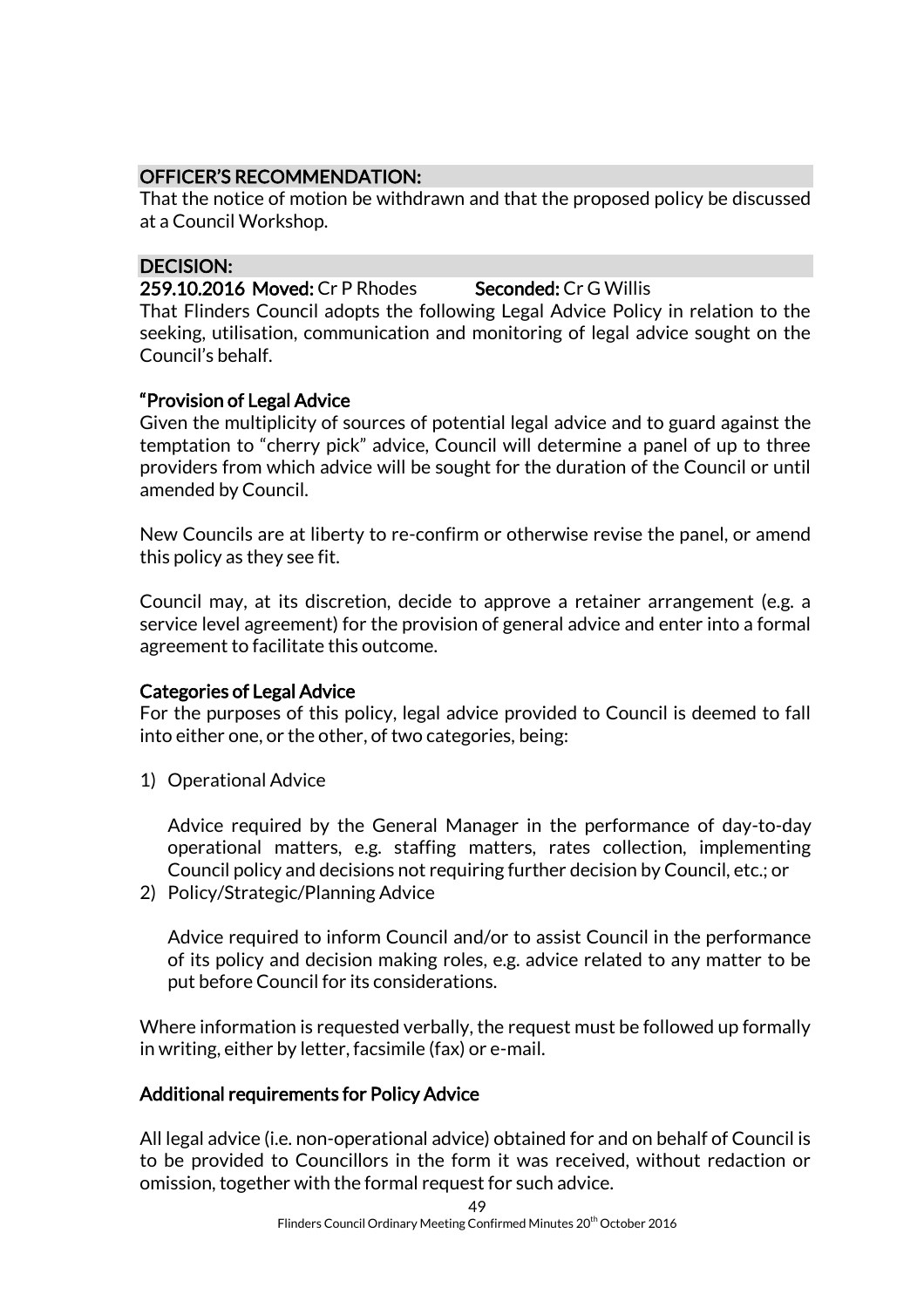**OFFICER'S RECOMMENDATION:**

That the notice of motion be withdrawn and that the proposed policy be discussed at a Council Workshop.

**DECISION:**

**259.10.2016 Moved:** Cr P Rhodes **Seconded:** Cr G Willis

That Flinders Council adopts the following Legal Advice Policy in relation to the seeking, utilisation, communication and monitoring of legal advice sought on the Council's behalf.

**"Provision of Legal Advice**

Given the multiplicity of sources of potential legal advice and to guard against the temptation to "cherry pick" advice, Council will determine a panel of up to three providers from which advice will be sought for the duration of the Council or until amended by Council.

New Councils are at liberty to re-confirm or otherwise revise the panel, or amend this policy as they see fit.

Council may, at its discretion, decide to approve a retainer arrangement (e.g. a service level agreement) for the provision of general advice and enter into a formal agreement to facilitate this outcome.

**Categories of Legal Advice**

For the purposes of this policy, legal advice provided to Council is deemed to fall into either one, or the other, of two categories, being:

1) Operational Advice

   Advice required by the General Manager in the performance of day-to-day operational matters, e.g. staffing matters, rates collection, implementing Council policy and decisions not requiring further decision by Council, etc.; or

2) Policy/Strategic/Planning Advice

   Advice required to inform Council and/or to assist Council in the performance of its policy and decision making roles, e.g. advice related to any matter to be put before Council for its considerations.

Where information is requested verbally, the request must be followed up formally in writing, either by letter, facsimile (fax) or e-mail.

**Additional requirements for Policy Advice**

All legal advice (i.e. non-operational advice) obtained for and on behalf of Council is to be provided to Councillors in the form it was received, without redaction or omission, together with the formal request for such advice.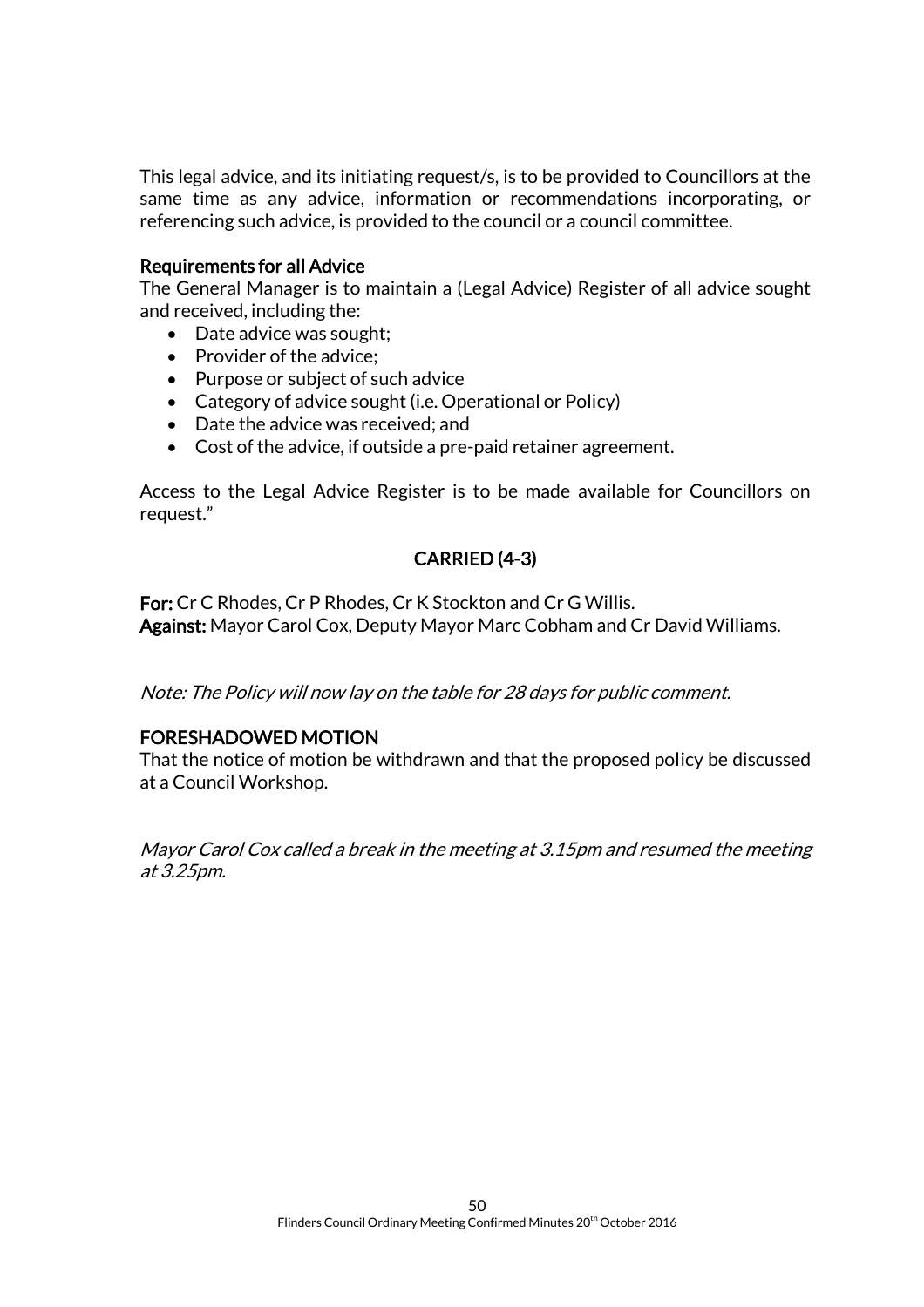This legal advice, and its initiating request/s, is to be provided to Councillors at the same time as any advice, information or recommendations incorporating, or referencing such advice, is provided to the council or a council committee.

**Requirements for all Advice**

The General Manager is to maintain a (Legal Advice) Register of all advice sought and received, including the:

- Date advice was sought;
- Provider of the advice;
- Purpose or subject of such advice
- Category of advice sought (i.e. Operational or Policy)
- Date the advice was received; and
- Cost of the advice, if outside a pre-paid retainer agreement.

Access to the Legal Advice Register is to be made available for Councillors on request."

**CARRIED (4-3)**

**For:** Cr C Rhodes, Cr P Rhodes, Cr K Stockton and Cr G Willis.
**Against:** Mayor Carol Cox, Deputy Mayor Marc Cobham and Cr David Williams.

*Note: The Policy will now lay on the table for 28 days for public comment.*

**FORESHADOWED MOTION**

That the notice of motion be withdrawn and that the proposed policy be discussed at a Council Workshop.

*Mayor Carol Cox called a break in the meeting at 3.15pm and resumed the meeting at 3.25pm.*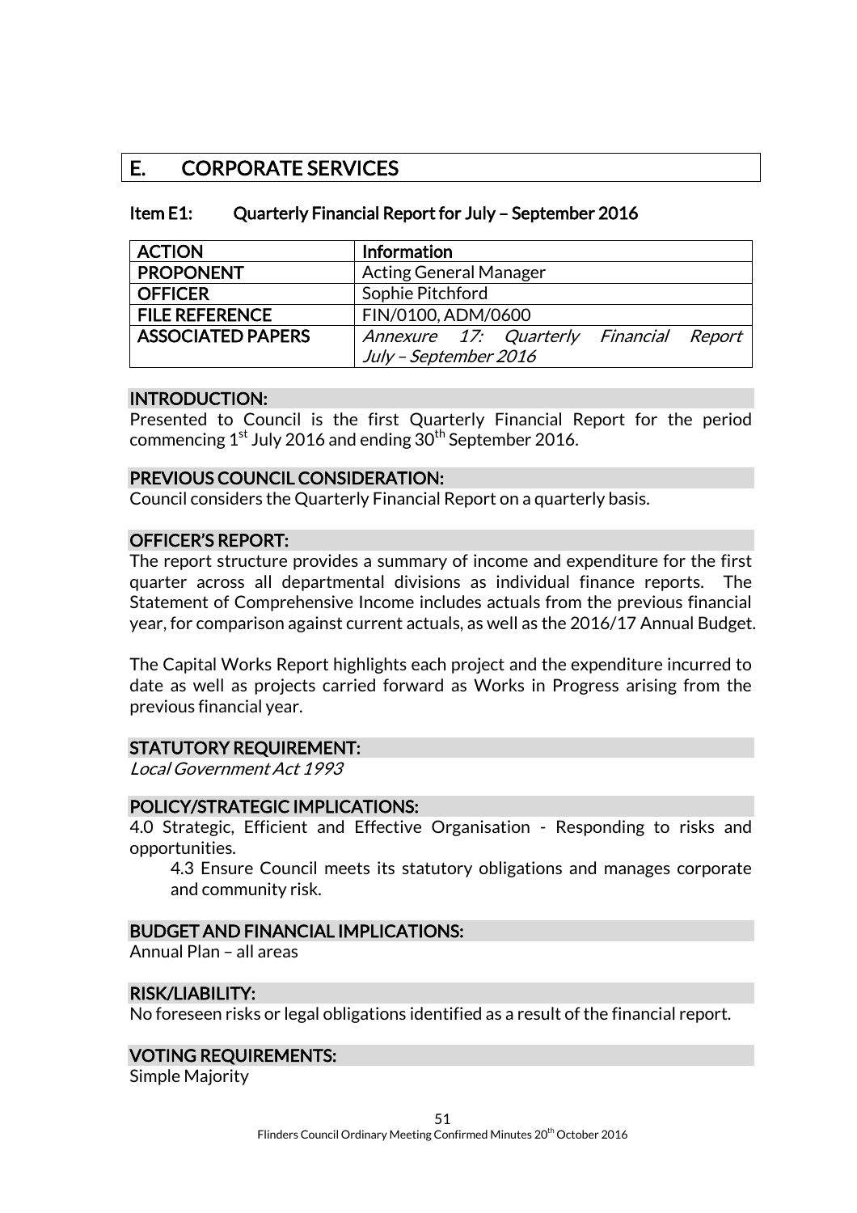# E. CORPORATE SERVICES

## Item E1: Quarterly Financial Report for July – September 2016

| ACTION | Information |
|---|---|
| PROPONENT | Acting General Manager |
| OFFICER | Sophie Pitchford |
| FILE REFERENCE | FIN/0100, ADM/0600 |
| ASSOCIATED PAPERS | *Annexure 17: Quarterly Financial Report July – September 2016* |

### INTRODUCTION:

Presented to Council is the first Quarterly Financial Report for the period commencing 1st July 2016 and ending 30th September 2016.

### PREVIOUS COUNCIL CONSIDERATION:

Council considers the Quarterly Financial Report on a quarterly basis.

### OFFICER'S REPORT:

The report structure provides a summary of income and expenditure for the first quarter across all departmental divisions as individual finance reports. The Statement of Comprehensive Income includes actuals from the previous financial year, for comparison against current actuals, as well as the 2016/17 Annual Budget.

The Capital Works Report highlights each project and the expenditure incurred to date as well as projects carried forward as Works in Progress arising from the previous financial year.

### STATUTORY REQUIREMENT:

*Local Government Act 1993*

### POLICY/STRATEGIC IMPLICATIONS:

4.0 Strategic, Efficient and Effective Organisation - Responding to risks and opportunities.

> 4.3 Ensure Council meets its statutory obligations and manages corporate and community risk.

### BUDGET AND FINANCIAL IMPLICATIONS:

Annual Plan – all areas

### RISK/LIABILITY:

No foreseen risks or legal obligations identified as a result of the financial report.

### VOTING REQUIREMENTS:

Simple Majority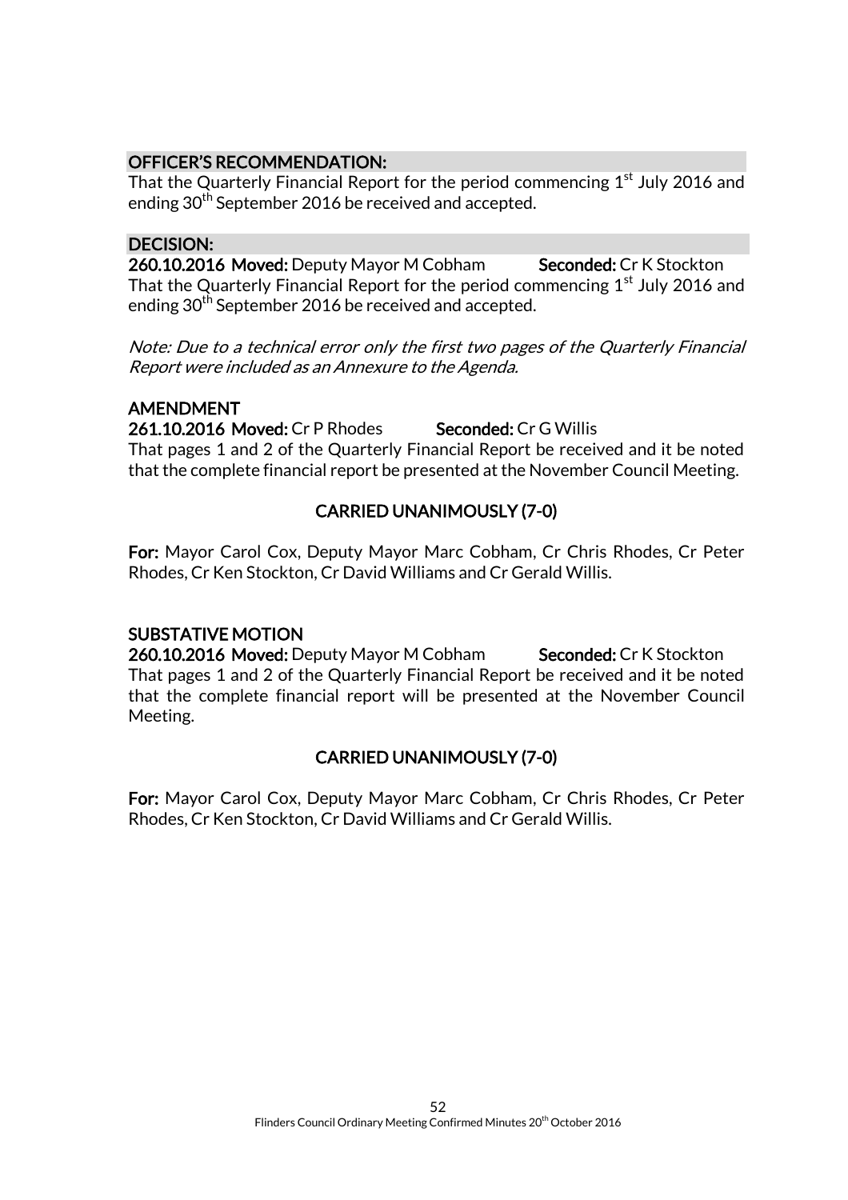### OFFICER'S RECOMMENDATION:

That the Quarterly Financial Report for the period commencing 1st July 2016 and ending 30th September 2016 be received and accepted.

### DECISION:

**260.10.2016 Moved:** Deputy Mayor M Cobham **Seconded:** Cr K Stockton

That the Quarterly Financial Report for the period commencing 1st July 2016 and ending 30th September 2016 be received and accepted.

*Note: Due to a technical error only the first two pages of the Quarterly Financial Report were included as an Annexure to the Agenda.*

### AMENDMENT

**261.10.2016 Moved:** Cr P Rhodes **Seconded:** Cr G Willis

That pages 1 and 2 of the Quarterly Financial Report be received and it be noted that the complete financial report be presented at the November Council Meeting.

**CARRIED UNANIMOUSLY (7-0)**

**For:** Mayor Carol Cox, Deputy Mayor Marc Cobham, Cr Chris Rhodes, Cr Peter Rhodes, Cr Ken Stockton, Cr David Williams and Cr Gerald Willis.

### SUBSTATIVE MOTION

**260.10.2016 Moved:** Deputy Mayor M Cobham **Seconded:** Cr K Stockton

That pages 1 and 2 of the Quarterly Financial Report be received and it be noted that the complete financial report will be presented at the November Council Meeting.

**CARRIED UNANIMOUSLY (7-0)**

**For:** Mayor Carol Cox, Deputy Mayor Marc Cobham, Cr Chris Rhodes, Cr Peter Rhodes, Cr Ken Stockton, Cr David Williams and Cr Gerald Willis.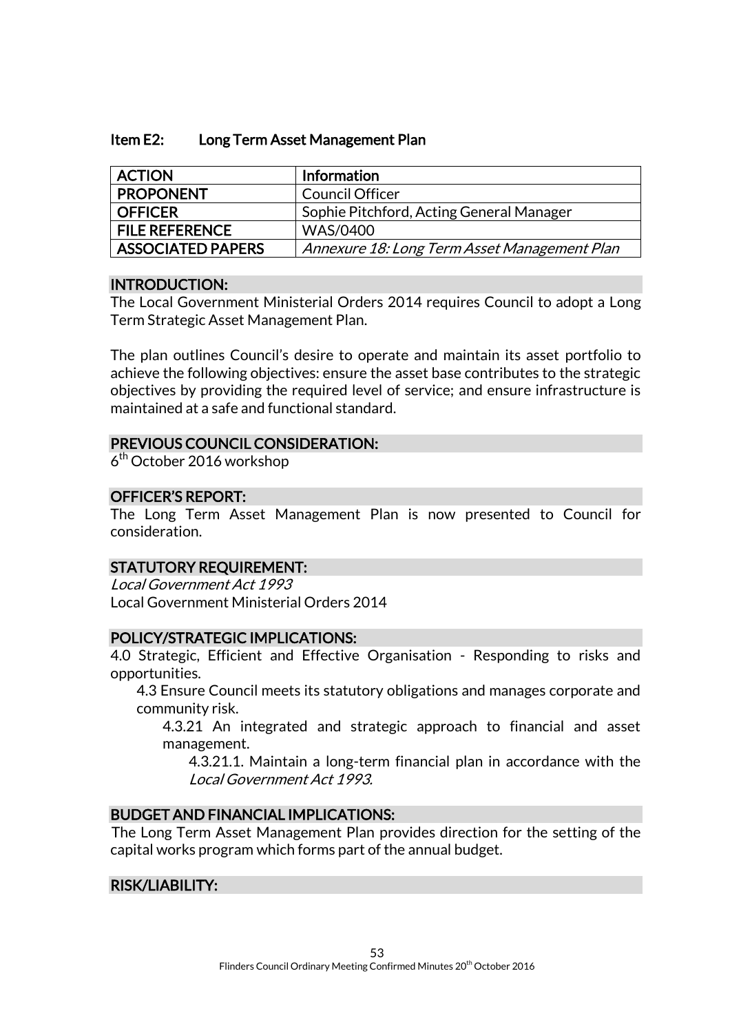### Item E2: Long Term Asset Management Plan

| ACTION | Information |
|---|---|
| PROPONENT | Council Officer |
| OFFICER | Sophie Pitchford, Acting General Manager |
| FILE REFERENCE | WAS/0400 |
| ASSOCIATED PAPERS | *Annexure 18: Long Term Asset Management Plan* |

#### INTRODUCTION:

The Local Government Ministerial Orders 2014 requires Council to adopt a Long Term Strategic Asset Management Plan.

The plan outlines Council's desire to operate and maintain its asset portfolio to achieve the following objectives: ensure the asset base contributes to the strategic objectives by providing the required level of service; and ensure infrastructure is maintained at a safe and functional standard.

#### PREVIOUS COUNCIL CONSIDERATION:

6th October 2016 workshop

#### OFFICER'S REPORT:

The Long Term Asset Management Plan is now presented to Council for consideration.

#### STATUTORY REQUIREMENT:

*Local Government Act 1993*
Local Government Ministerial Orders 2014

#### POLICY/STRATEGIC IMPLICATIONS:

4.0 Strategic, Efficient and Effective Organisation - Responding to risks and opportunities.

- 4.3 Ensure Council meets its statutory obligations and manages corporate and community risk.
  - 4.3.21 An integrated and strategic approach to financial and asset management.
    - 4.3.21.1. Maintain a long-term financial plan in accordance with the *Local Government Act 1993*.

#### BUDGET AND FINANCIAL IMPLICATIONS:

The Long Term Asset Management Plan provides direction for the setting of the capital works program which forms part of the annual budget.

#### RISK/LIABILITY: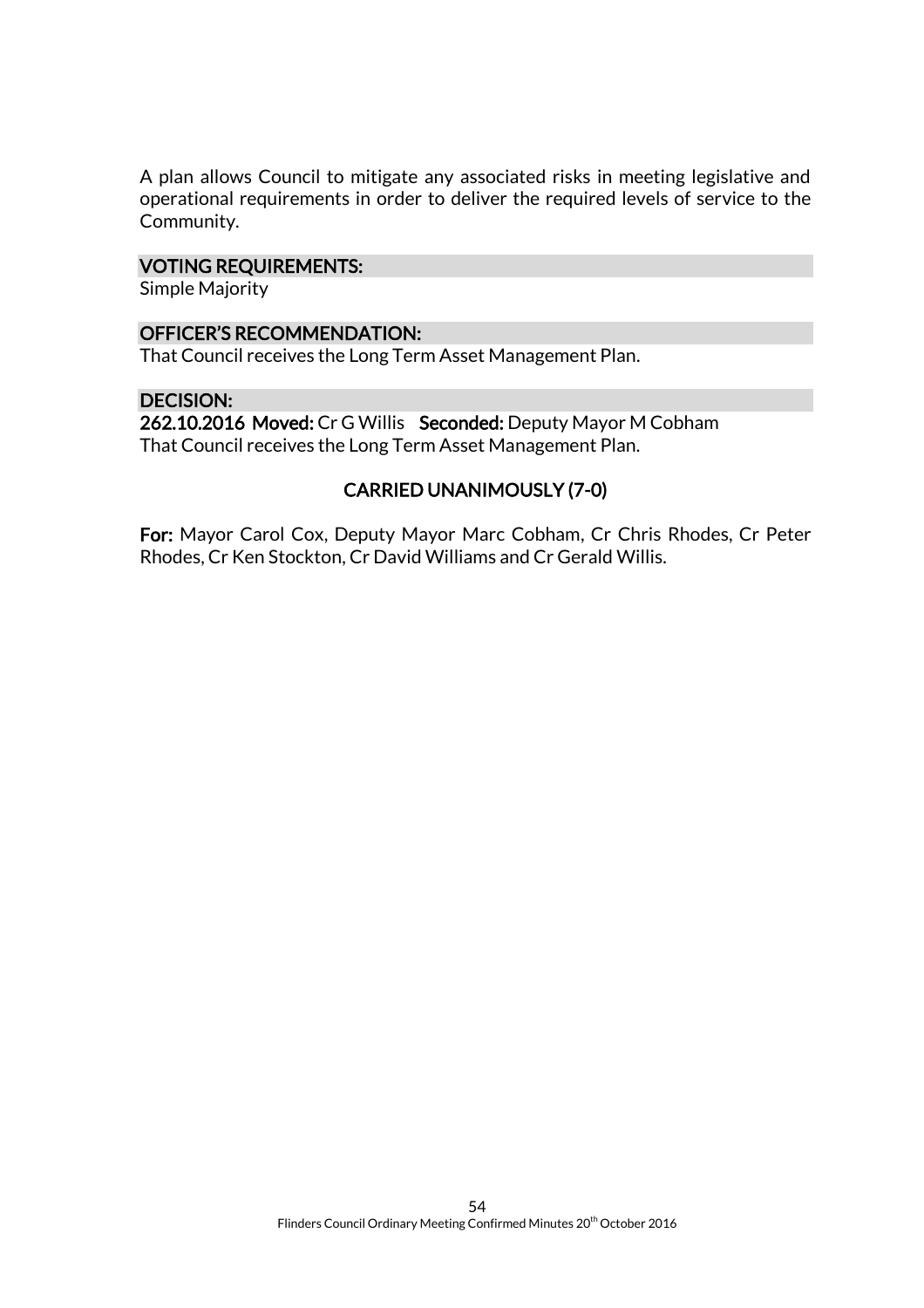A plan allows Council to mitigate any associated risks in meeting legislative and operational requirements in order to deliver the required levels of service to the Community.

### VOTING REQUIREMENTS:

Simple Majority

### OFFICER'S RECOMMENDATION:

That Council receives the Long Term Asset Management Plan.

### DECISION:

**262.10.2016 Moved:** Cr G Willis **Seconded:** Deputy Mayor M Cobham
That Council receives the Long Term Asset Management Plan.

**CARRIED UNANIMOUSLY (7-0)**

**For:** Mayor Carol Cox, Deputy Mayor Marc Cobham, Cr Chris Rhodes, Cr Peter Rhodes, Cr Ken Stockton, Cr David Williams and Cr Gerald Willis.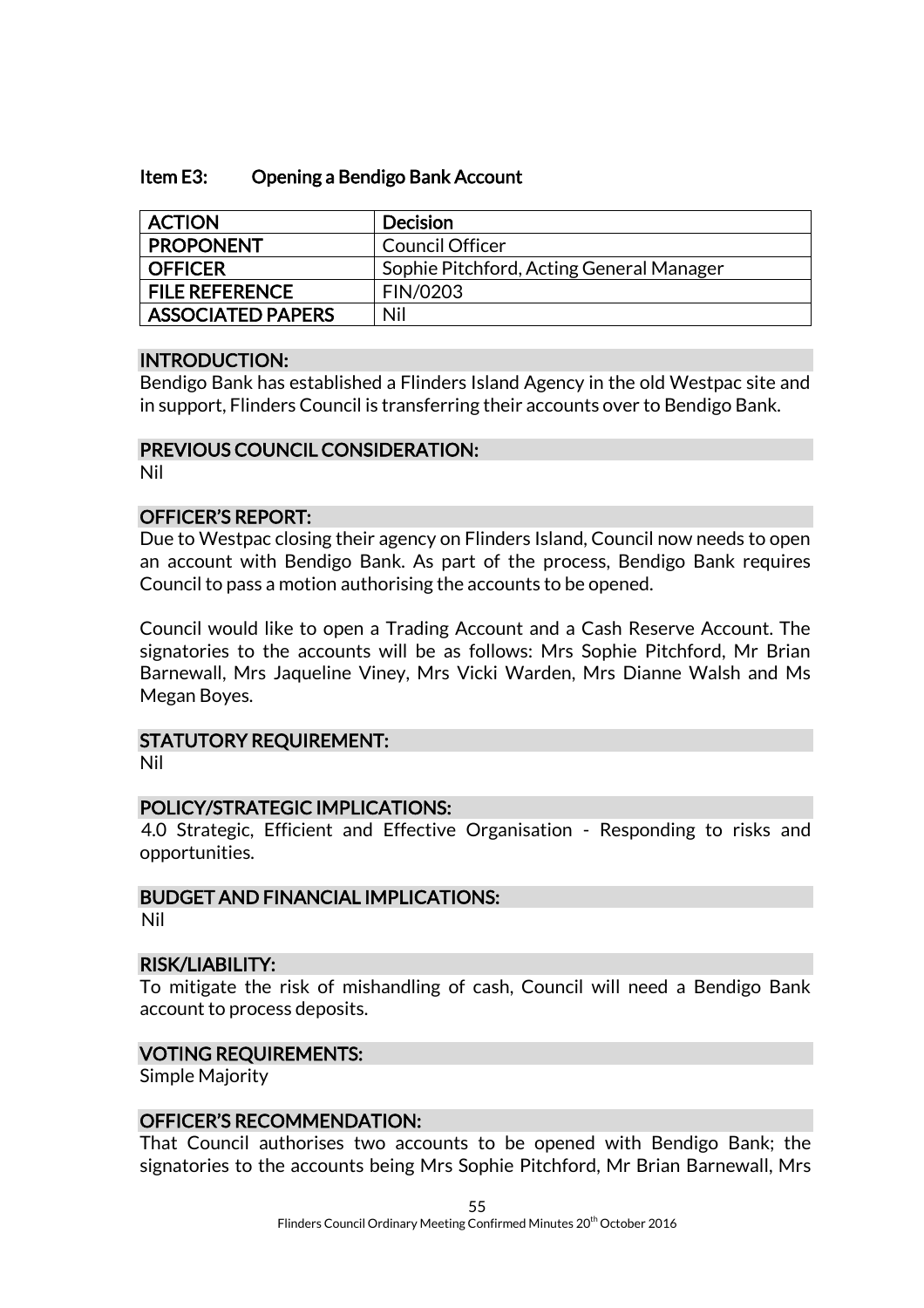## Item E3: Opening a Bendigo Bank Account

| ACTION | Decision |
|---|---|
| PROPONENT | Council Officer |
| OFFICER | Sophie Pitchford, Acting General Manager |
| FILE REFERENCE | FIN/0203 |
| ASSOCIATED PAPERS | Nil |

### INTRODUCTION:

Bendigo Bank has established a Flinders Island Agency in the old Westpac site and in support, Flinders Council is transferring their accounts over to Bendigo Bank.

### PREVIOUS COUNCIL CONSIDERATION:

Nil

### OFFICER'S REPORT:

Due to Westpac closing their agency on Flinders Island, Council now needs to open an account with Bendigo Bank. As part of the process, Bendigo Bank requires Council to pass a motion authorising the accounts to be opened.

Council would like to open a Trading Account and a Cash Reserve Account. The signatories to the accounts will be as follows: Mrs Sophie Pitchford, Mr Brian Barnewall, Mrs Jaqueline Viney, Mrs Vicki Warden, Mrs Dianne Walsh and Ms Megan Boyes.

### STATUTORY REQUIREMENT:

Nil

### POLICY/STRATEGIC IMPLICATIONS:

4.0 Strategic, Efficient and Effective Organisation - Responding to risks and opportunities.

### BUDGET AND FINANCIAL IMPLICATIONS:

Nil

### RISK/LIABILITY:

To mitigate the risk of mishandling of cash, Council will need a Bendigo Bank account to process deposits.

### VOTING REQUIREMENTS:

Simple Majority

### OFFICER'S RECOMMENDATION:

That Council authorises two accounts to be opened with Bendigo Bank; the signatories to the accounts being Mrs Sophie Pitchford, Mr Brian Barnewall, Mrs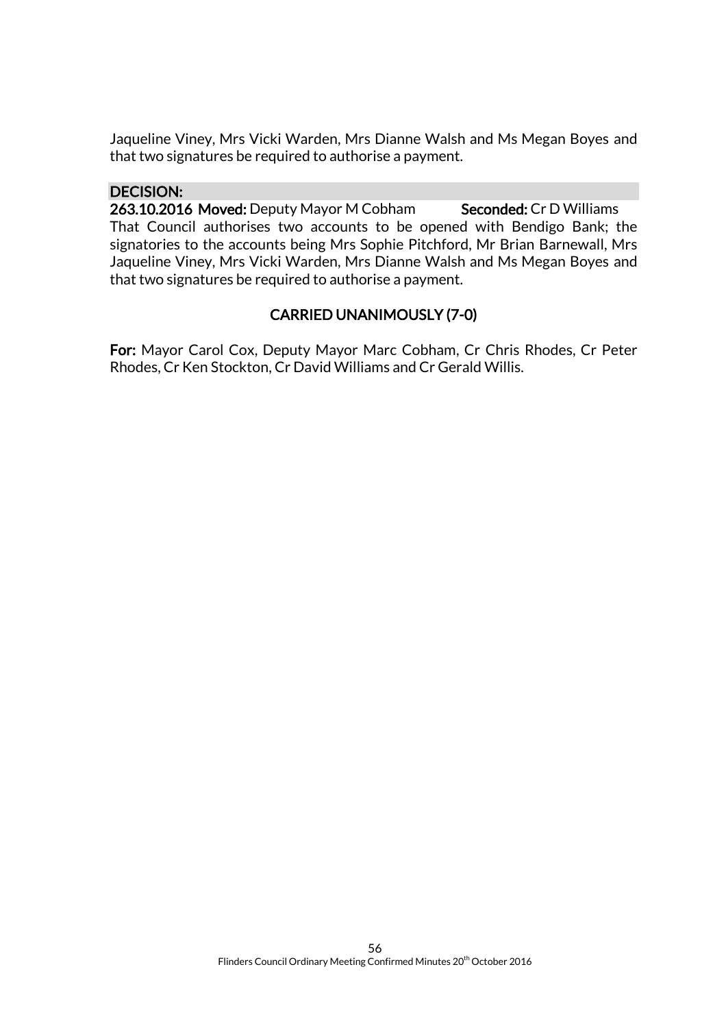Jaqueline Viney, Mrs Vicki Warden, Mrs Dianne Walsh and Ms Megan Boyes and that two signatures be required to authorise a payment.

**DECISION:**

**263.10.2016 Moved:** Deputy Mayor M Cobham **Seconded:** Cr D Williams

That Council authorises two accounts to be opened with Bendigo Bank; the signatories to the accounts being Mrs Sophie Pitchford, Mr Brian Barnewall, Mrs Jaqueline Viney, Mrs Vicki Warden, Mrs Dianne Walsh and Ms Megan Boyes and that two signatures be required to authorise a payment.

**CARRIED UNANIMOUSLY (7-0)**

**For:** Mayor Carol Cox, Deputy Mayor Marc Cobham, Cr Chris Rhodes, Cr Peter Rhodes, Cr Ken Stockton, Cr David Williams and Cr Gerald Willis.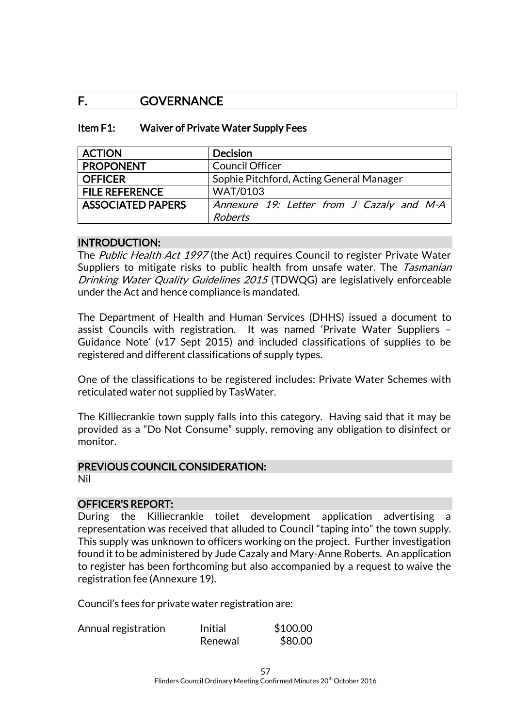# F. GOVERNANCE

## Item F1: Waiver of Private Water Supply Fees

| ACTION | Decision |
|---|---|
| PROPONENT | Council Officer |
| OFFICER | Sophie Pitchford, Acting General Manager |
| FILE REFERENCE | WAT/0103 |
| ASSOCIATED PAPERS | *Annexure 19: Letter from J Cazaly and M-A Roberts* |

### INTRODUCTION:

The *Public Health Act 1997* (the Act) requires Council to register Private Water Suppliers to mitigate risks to public health from unsafe water. The *Tasmanian Drinking Water Quality Guidelines 2015* (TDWQG) are legislatively enforceable under the Act and hence compliance is mandated.

The Department of Health and Human Services (DHHS) issued a document to assist Councils with registration. It was named 'Private Water Suppliers – Guidance Note' (v17 Sept 2015) and included classifications of supplies to be registered and different classifications of supply types.

One of the classifications to be registered includes: Private Water Schemes with reticulated water not supplied by TasWater.

The Killiecrankie town supply falls into this category. Having said that it may be provided as a "Do Not Consume" supply, removing any obligation to disinfect or monitor.

### PREVIOUS COUNCIL CONSIDERATION:

Nil

### OFFICER'S REPORT:

During the Killiecrankie toilet development application advertising a representation was received that alluded to Council "taping into" the town supply. This supply was unknown to officers working on the project. Further investigation found it to be administered by Jude Cazaly and Mary-Anne Roberts. An application to register has been forthcoming but also accompanied by a request to waive the registration fee (Annexure 19).

Council's fees for private water registration are:

| | | |
|---|---|---|
| Annual registration | Initial | \$100.00 |
| | Renewal | \$80.00 |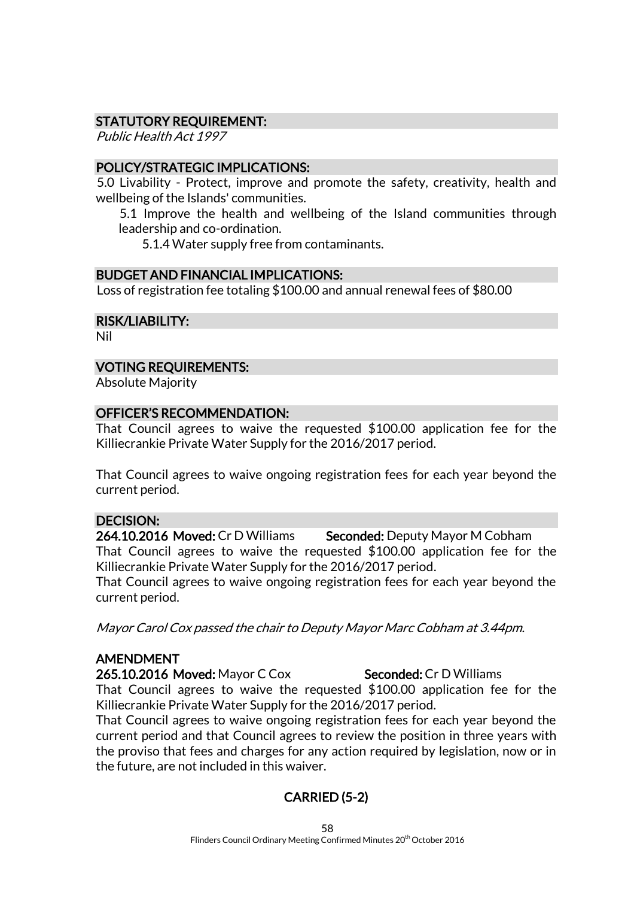## STATUTORY REQUIREMENT:

*Public Health Act 1997*

## POLICY/STRATEGIC IMPLICATIONS:

5.0 Livability - Protect, improve and promote the safety, creativity, health and wellbeing of the Islands' communities.

5.1 Improve the health and wellbeing of the Island communities through leadership and co-ordination.

5.1.4 Water supply free from contaminants.

## BUDGET AND FINANCIAL IMPLICATIONS:

Loss of registration fee totaling $100.00 and annual renewal fees of $80.00

## RISK/LIABILITY:

Nil

## VOTING REQUIREMENTS:

Absolute Majority

## OFFICER'S RECOMMENDATION:

That Council agrees to waive the requested $100.00 application fee for the Killiecrankie Private Water Supply for the 2016/2017 period.

That Council agrees to waive ongoing registration fees for each year beyond the current period.

## DECISION:

**264.10.2016 Moved:** Cr D Williams **Seconded:** Deputy Mayor M Cobham

That Council agrees to waive the requested $100.00 application fee for the Killiecrankie Private Water Supply for the 2016/2017 period.

That Council agrees to waive ongoing registration fees for each year beyond the current period.

*Mayor Carol Cox passed the chair to Deputy Mayor Marc Cobham at 3.44pm.*

## AMENDMENT

**265.10.2016 Moved:** Mayor C Cox **Seconded:** Cr D Williams

That Council agrees to waive the requested $100.00 application fee for the Killiecrankie Private Water Supply for the 2016/2017 period.

That Council agrees to waive ongoing registration fees for each year beyond the current period and that Council agrees to review the position in three years with the proviso that fees and charges for any action required by legislation, now or in the future, are not included in this waiver.

**CARRIED (5-2)**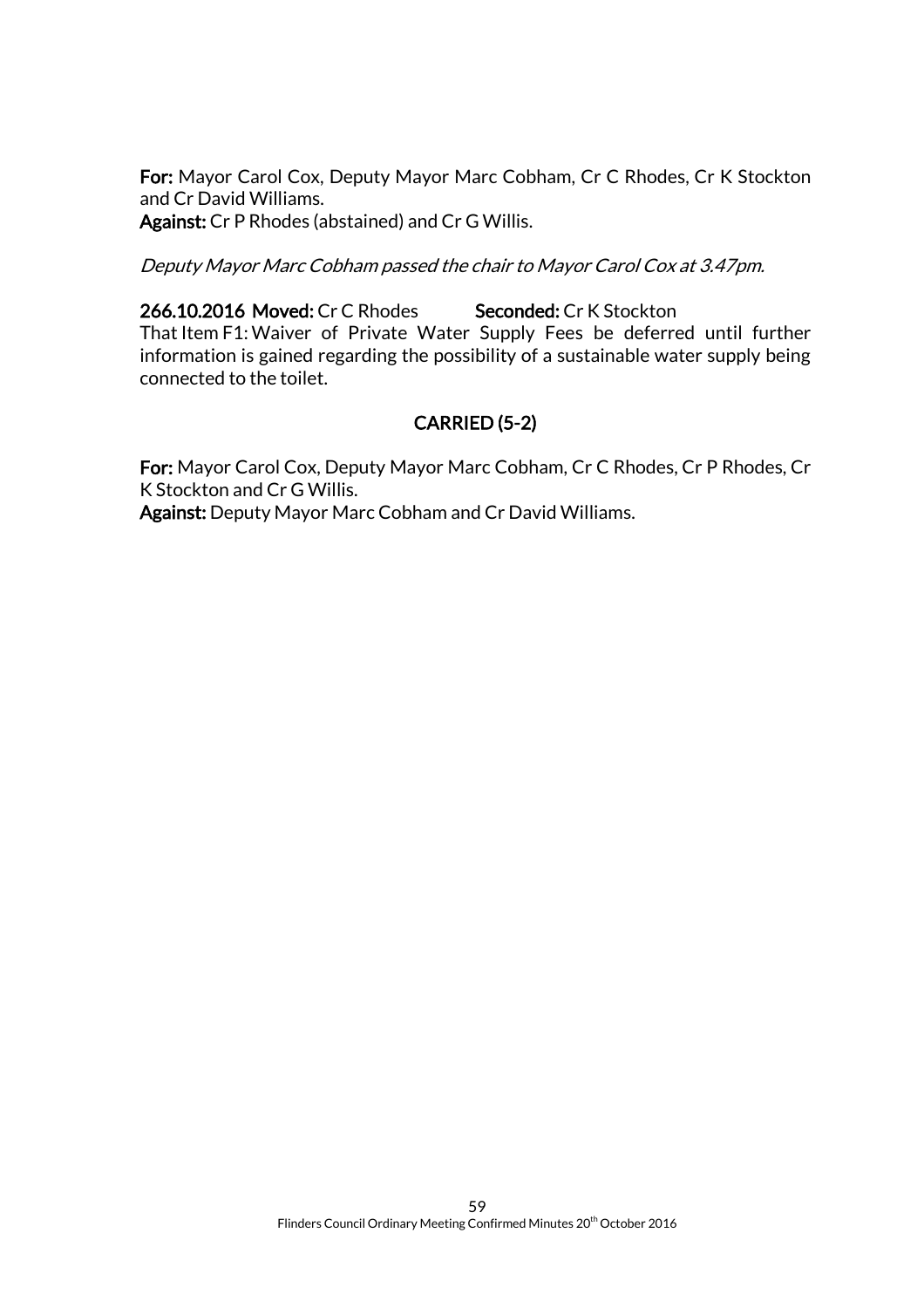**For:** Mayor Carol Cox, Deputy Mayor Marc Cobham, Cr C Rhodes, Cr K Stockton and Cr David Williams.
**Against:** Cr P Rhodes (abstained) and Cr G Willis.

*Deputy Mayor Marc Cobham passed the chair to Mayor Carol Cox at 3.47pm.*

**266.10.2016 Moved:** Cr C Rhodes **Seconded:** Cr K Stockton
That Item F1: Waiver of Private Water Supply Fees be deferred until further information is gained regarding the possibility of a sustainable water supply being connected to the toilet.

**CARRIED (5-2)**

**For:** Mayor Carol Cox, Deputy Mayor Marc Cobham, Cr C Rhodes, Cr P Rhodes, Cr K Stockton and Cr G Willis.
**Against:** Deputy Mayor Marc Cobham and Cr David Williams.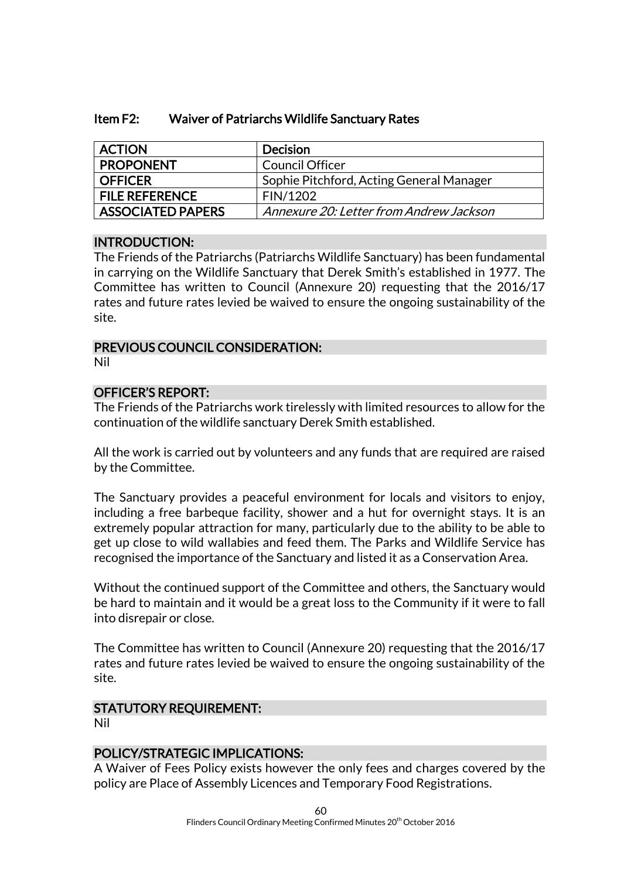## Item F2: Waiver of Patriarchs Wildlife Sanctuary Rates

| ACTION | Decision |
|---|---|
| PROPONENT | Council Officer |
| OFFICER | Sophie Pitchford, Acting General Manager |
| FILE REFERENCE | FIN/1202 |
| ASSOCIATED PAPERS | *Annexure 20: Letter from Andrew Jackson* |

### INTRODUCTION:

The Friends of the Patriarchs (Patriarchs Wildlife Sanctuary) has been fundamental in carrying on the Wildlife Sanctuary that Derek Smith's established in 1977. The Committee has written to Council (Annexure 20) requesting that the 2016/17 rates and future rates levied be waived to ensure the ongoing sustainability of the site.

### PREVIOUS COUNCIL CONSIDERATION:

Nil

### OFFICER'S REPORT:

The Friends of the Patriarchs work tirelessly with limited resources to allow for the continuation of the wildlife sanctuary Derek Smith established.

All the work is carried out by volunteers and any funds that are required are raised by the Committee.

The Sanctuary provides a peaceful environment for locals and visitors to enjoy, including a free barbeque facility, shower and a hut for overnight stays. It is an extremely popular attraction for many, particularly due to the ability to be able to get up close to wild wallabies and feed them. The Parks and Wildlife Service has recognised the importance of the Sanctuary and listed it as a Conservation Area.

Without the continued support of the Committee and others, the Sanctuary would be hard to maintain and it would be a great loss to the Community if it were to fall into disrepair or close.

The Committee has written to Council (Annexure 20) requesting that the 2016/17 rates and future rates levied be waived to ensure the ongoing sustainability of the site.

### STATUTORY REQUIREMENT:

Nil

### POLICY/STRATEGIC IMPLICATIONS:

A Waiver of Fees Policy exists however the only fees and charges covered by the policy are Place of Assembly Licences and Temporary Food Registrations.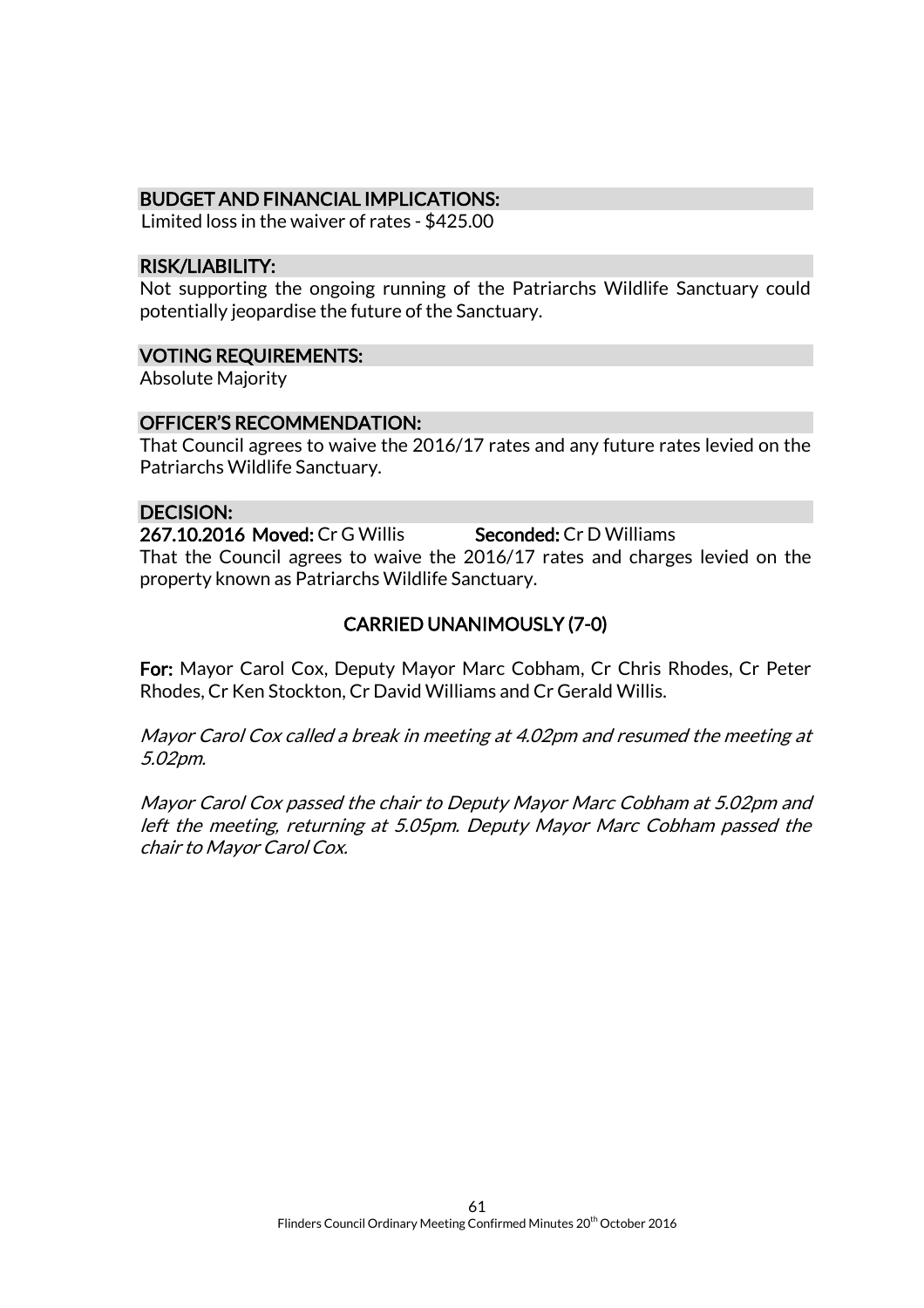## BUDGET AND FINANCIAL IMPLICATIONS:

Limited loss in the waiver of rates - $425.00

## RISK/LIABILITY:

Not supporting the ongoing running of the Patriarchs Wildlife Sanctuary could potentially jeopardise the future of the Sanctuary.

## VOTING REQUIREMENTS:

Absolute Majority

## OFFICER'S RECOMMENDATION:

That Council agrees to waive the 2016/17 rates and any future rates levied on the Patriarchs Wildlife Sanctuary.

## DECISION:

**267.10.2016 Moved:** Cr G Willis **Seconded:** Cr D Williams

That the Council agrees to waive the 2016/17 rates and charges levied on the property known as Patriarchs Wildlife Sanctuary.

**CARRIED UNANIMOUSLY (7-0)**

**For:** Mayor Carol Cox, Deputy Mayor Marc Cobham, Cr Chris Rhodes, Cr Peter Rhodes, Cr Ken Stockton, Cr David Williams and Cr Gerald Willis.

*Mayor Carol Cox called a break in meeting at 4.02pm and resumed the meeting at 5.02pm.*

*Mayor Carol Cox passed the chair to Deputy Mayor Marc Cobham at 5.02pm and left the meeting, returning at 5.05pm. Deputy Mayor Marc Cobham passed the chair to Mayor Carol Cox.*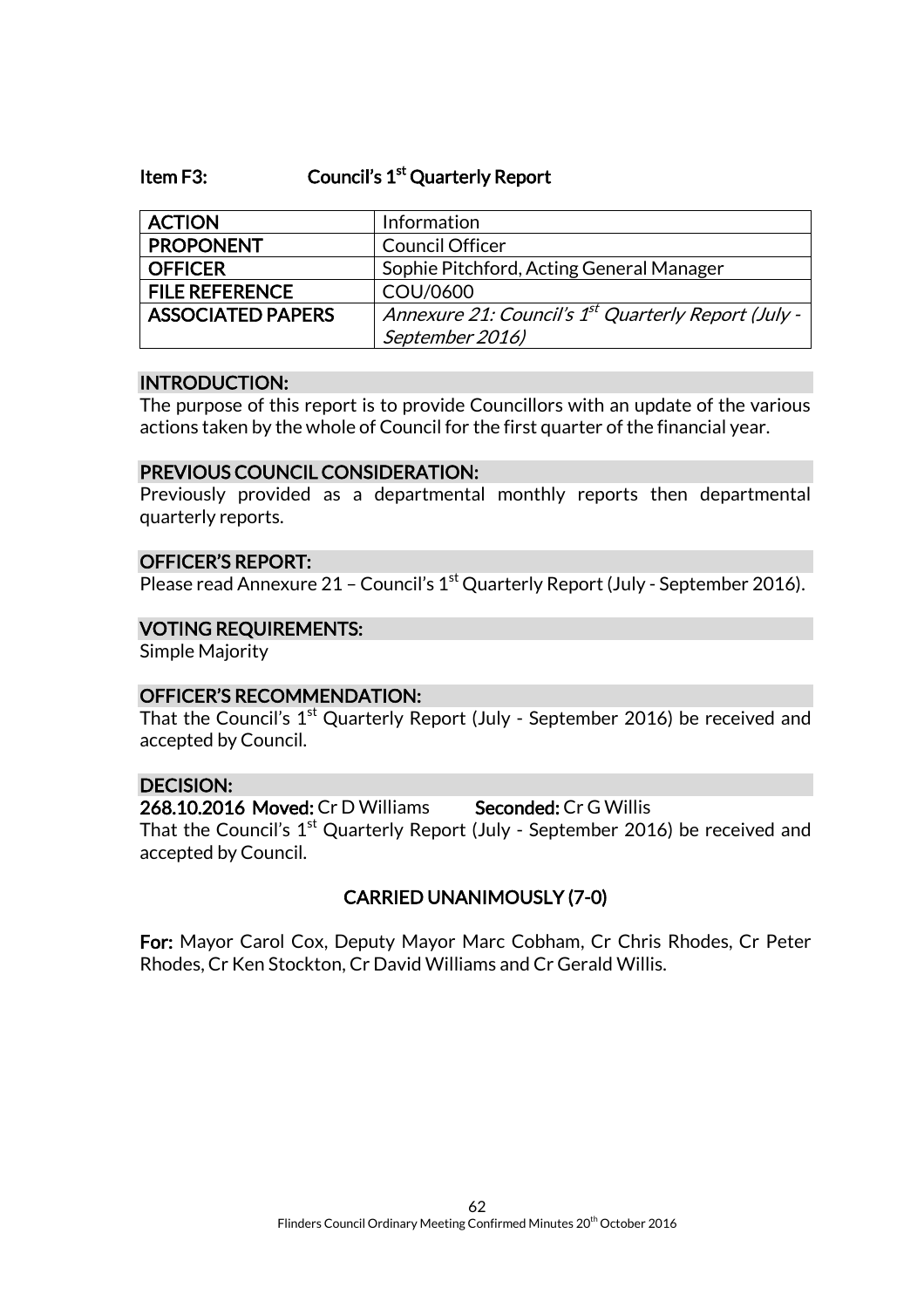## Item F3: Council's 1st Quarterly Report

| | |
|---|---|
| **ACTION** | Information |
| **PROPONENT** | Council Officer |
| **OFFICER** | Sophie Pitchford, Acting General Manager |
| **FILE REFERENCE** | COU/0600 |
| **ASSOCIATED PAPERS** | *Annexure 21: Council's 1st Quarterly Report (July - September 2016)* |

### INTRODUCTION:

The purpose of this report is to provide Councillors with an update of the various actions taken by the whole of Council for the first quarter of the financial year.

### PREVIOUS COUNCIL CONSIDERATION:

Previously provided as a departmental monthly reports then departmental quarterly reports.

### OFFICER'S REPORT:

Please read Annexure 21 – Council's 1st Quarterly Report (July - September 2016).

### VOTING REQUIREMENTS:

Simple Majority

### OFFICER'S RECOMMENDATION:

That the Council's 1st Quarterly Report (July - September 2016) be received and accepted by Council.

### DECISION:

**268.10.2016 Moved:** Cr D Williams **Seconded:** Cr G Willis

That the Council's 1st Quarterly Report (July - September 2016) be received and accepted by Council.

**CARRIED UNANIMOUSLY (7-0)**

**For:** Mayor Carol Cox, Deputy Mayor Marc Cobham, Cr Chris Rhodes, Cr Peter Rhodes, Cr Ken Stockton, Cr David Williams and Cr Gerald Willis.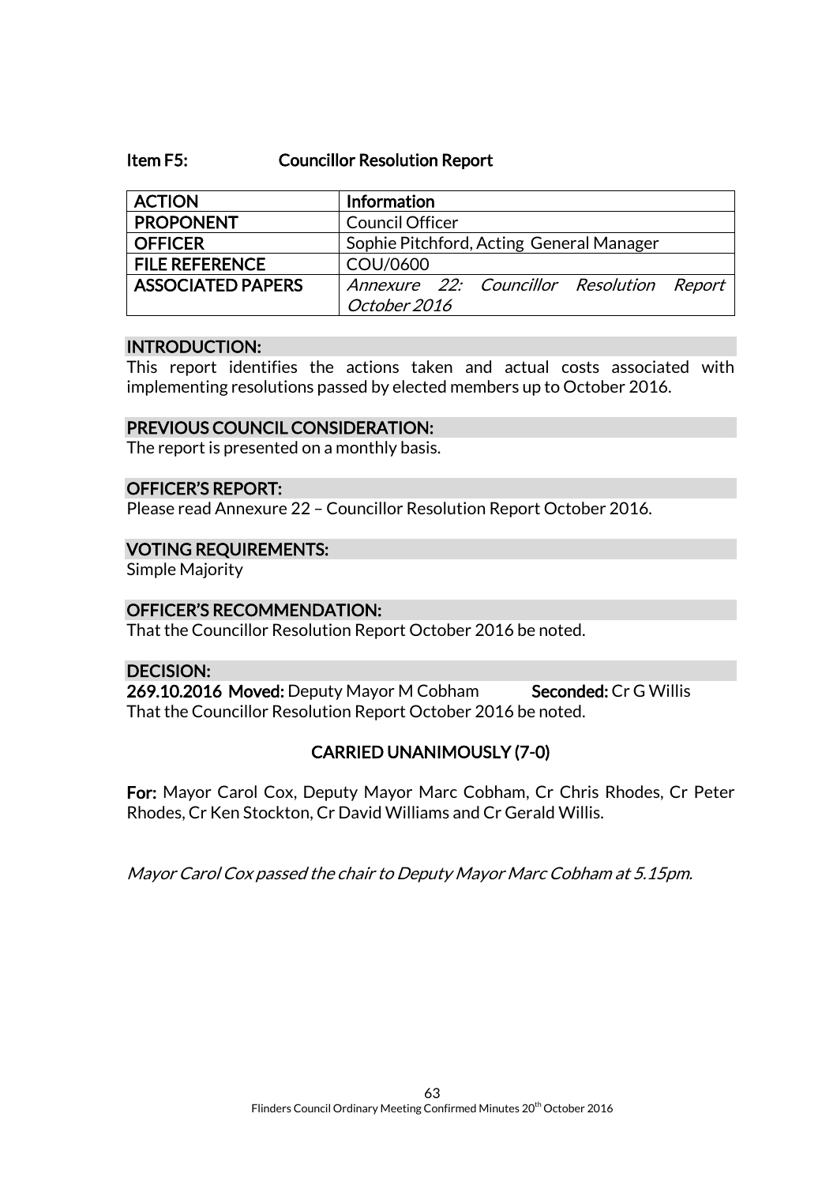**Item F5: Councillor Resolution Report**

| | |
|---|---|
| **ACTION** | **Information** |
| **PROPONENT** | Council Officer |
| **OFFICER** | Sophie Pitchford, Acting General Manager |
| **FILE REFERENCE** | COU/0600 |
| **ASSOCIATED PAPERS** | *Annexure 22: Councillor Resolution Report October 2016* |

**INTRODUCTION:**

This report identifies the actions taken and actual costs associated with implementing resolutions passed by elected members up to October 2016.

**PREVIOUS COUNCIL CONSIDERATION:**

The report is presented on a monthly basis.

**OFFICER'S REPORT:**

Please read Annexure 22 – Councillor Resolution Report October 2016.

**VOTING REQUIREMENTS:**

Simple Majority

**OFFICER'S RECOMMENDATION:**

That the Councillor Resolution Report October 2016 be noted.

**DECISION:**

**269.10.2016 Moved:** Deputy Mayor M Cobham **Seconded:** Cr G Willis

That the Councillor Resolution Report October 2016 be noted.

**CARRIED UNANIMOUSLY (7-0)**

**For:** Mayor Carol Cox, Deputy Mayor Marc Cobham, Cr Chris Rhodes, Cr Peter Rhodes, Cr Ken Stockton, Cr David Williams and Cr Gerald Willis.

*Mayor Carol Cox passed the chair to Deputy Mayor Marc Cobham at 5.15pm.*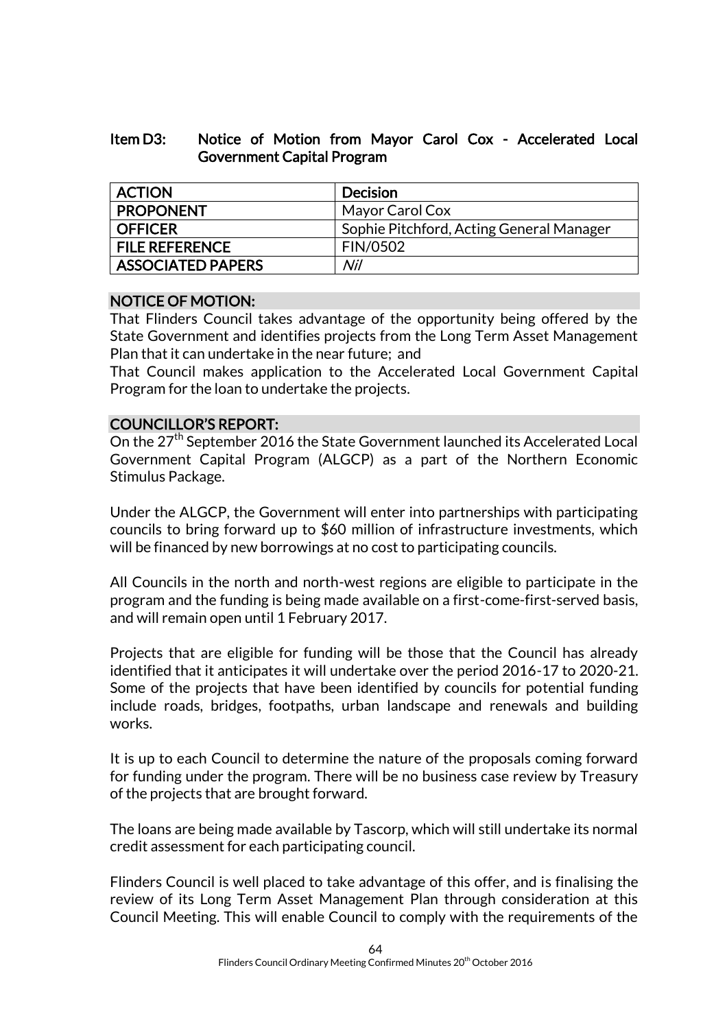## Item D3: Notice of Motion from Mayor Carol Cox - Accelerated Local Government Capital Program

| ACTION | Decision |
| --- | --- |
| PROPONENT | Mayor Carol Cox |
| OFFICER | Sophie Pitchford, Acting General Manager |
| FILE REFERENCE | FIN/0502 |
| ASSOCIATED PAPERS | *Nil* |

### NOTICE OF MOTION:

That Flinders Council takes advantage of the opportunity being offered by the State Government and identifies projects from the Long Term Asset Management Plan that it can undertake in the near future; and

That Council makes application to the Accelerated Local Government Capital Program for the loan to undertake the projects.

### COUNCILLOR'S REPORT:

On the 27th September 2016 the State Government launched its Accelerated Local Government Capital Program (ALGCP) as a part of the Northern Economic Stimulus Package.

Under the ALGCP, the Government will enter into partnerships with participating councils to bring forward up to $60 million of infrastructure investments, which will be financed by new borrowings at no cost to participating councils.

All Councils in the north and north-west regions are eligible to participate in the program and the funding is being made available on a first-come-first-served basis, and will remain open until 1 February 2017.

Projects that are eligible for funding will be those that the Council has already identified that it anticipates it will undertake over the period 2016-17 to 2020-21. Some of the projects that have been identified by councils for potential funding include roads, bridges, footpaths, urban landscape and renewals and building works.

It is up to each Council to determine the nature of the proposals coming forward for funding under the program. There will be no business case review by Treasury of the projects that are brought forward.

The loans are being made available by Tascorp, which will still undertake its normal credit assessment for each participating council.

Flinders Council is well placed to take advantage of this offer, and is finalising the review of its Long Term Asset Management Plan through consideration at this Council Meeting. This will enable Council to comply with the requirements of the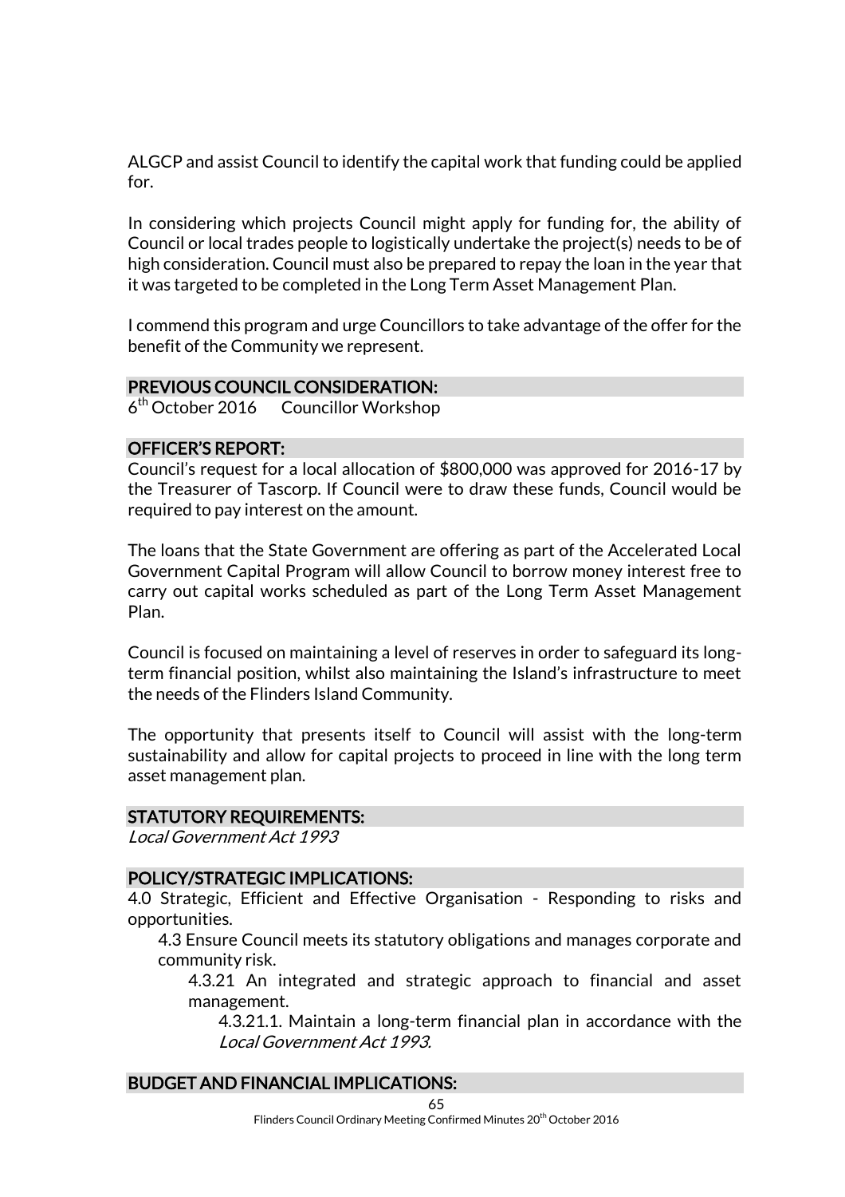ALGCP and assist Council to identify the capital work that funding could be applied for.

In considering which projects Council might apply for funding for, the ability of Council or local trades people to logistically undertake the project(s) needs to be of high consideration. Council must also be prepared to repay the loan in the year that it was targeted to be completed in the Long Term Asset Management Plan.

I commend this program and urge Councillors to take advantage of the offer for the benefit of the Community we represent.

## PREVIOUS COUNCIL CONSIDERATION:

6th October 2016 Councillor Workshop

## OFFICER'S REPORT:

Council's request for a local allocation of $800,000 was approved for 2016-17 by the Treasurer of Tascorp. If Council were to draw these funds, Council would be required to pay interest on the amount.

The loans that the State Government are offering as part of the Accelerated Local Government Capital Program will allow Council to borrow money interest free to carry out capital works scheduled as part of the Long Term Asset Management Plan.

Council is focused on maintaining a level of reserves in order to safeguard its long-term financial position, whilst also maintaining the Island's infrastructure to meet the needs of the Flinders Island Community.

The opportunity that presents itself to Council will assist with the long-term sustainability and allow for capital projects to proceed in line with the long term asset management plan.

## STATUTORY REQUIREMENTS:

*Local Government Act 1993*

## POLICY/STRATEGIC IMPLICATIONS:

4.0 Strategic, Efficient and Effective Organisation - Responding to risks and opportunities.

- 4.3 Ensure Council meets its statutory obligations and manages corporate and community risk.
  - 4.3.21 An integrated and strategic approach to financial and asset management.
    - 4.3.21.1. Maintain a long-term financial plan in accordance with the *Local Government Act 1993*.

## BUDGET AND FINANCIAL IMPLICATIONS: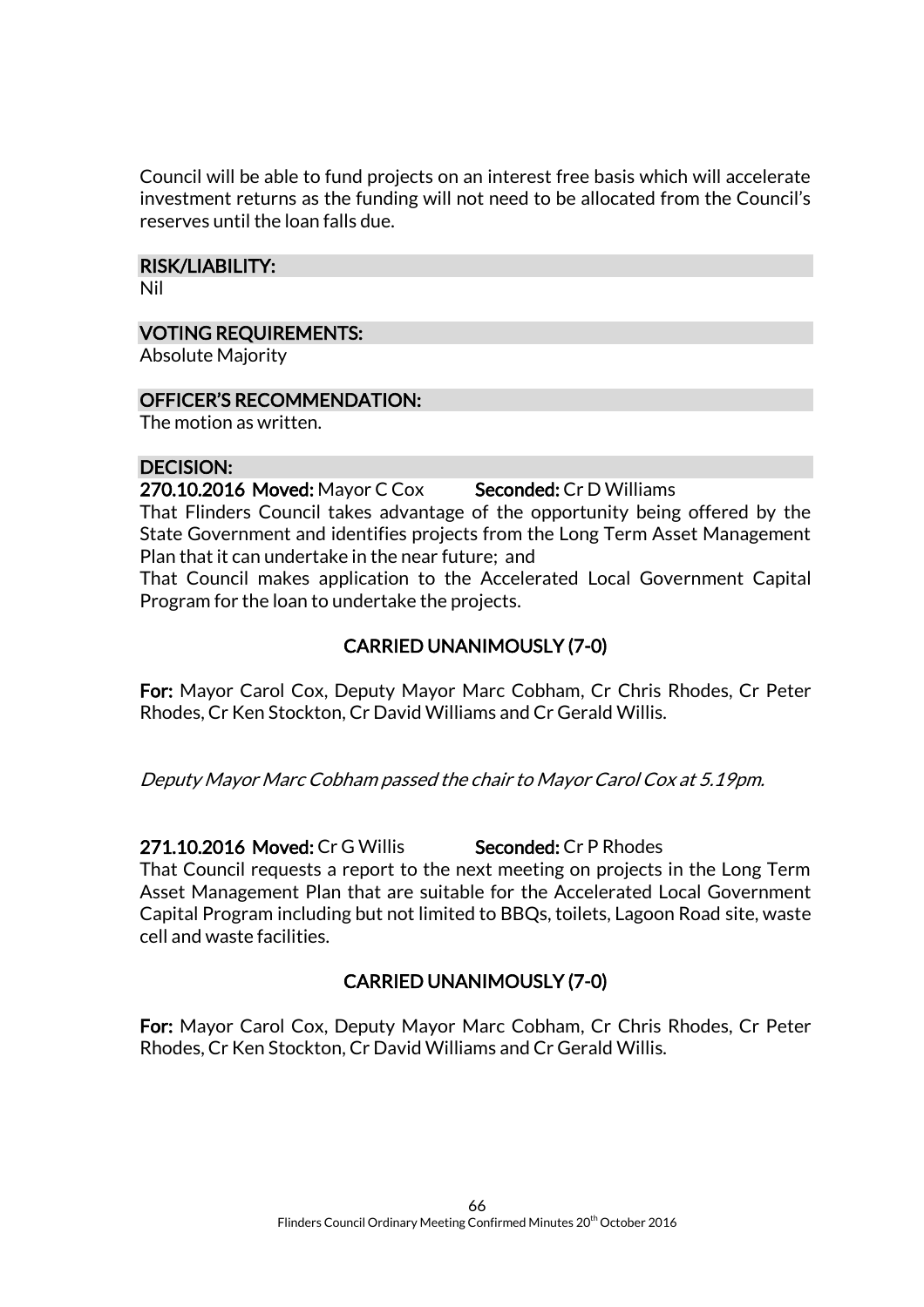Council will be able to fund projects on an interest free basis which will accelerate investment returns as the funding will not need to be allocated from the Council's reserves until the loan falls due.

### RISK/LIABILITY:

Nil

### VOTING REQUIREMENTS:

Absolute Majority

### OFFICER'S RECOMMENDATION:

The motion as written.

### DECISION:

**270.10.2016 Moved:** Mayor C Cox **Seconded:** Cr D Williams

That Flinders Council takes advantage of the opportunity being offered by the State Government and identifies projects from the Long Term Asset Management Plan that it can undertake in the near future; and

That Council makes application to the Accelerated Local Government Capital Program for the loan to undertake the projects.

**CARRIED UNANIMOUSLY (7-0)**

**For:** Mayor Carol Cox, Deputy Mayor Marc Cobham, Cr Chris Rhodes, Cr Peter Rhodes, Cr Ken Stockton, Cr David Williams and Cr Gerald Willis.

*Deputy Mayor Marc Cobham passed the chair to Mayor Carol Cox at 5.19pm.*

**271.10.2016 Moved:** Cr G Willis **Seconded:** Cr P Rhodes

That Council requests a report to the next meeting on projects in the Long Term Asset Management Plan that are suitable for the Accelerated Local Government Capital Program including but not limited to BBQs, toilets, Lagoon Road site, waste cell and waste facilities.

**CARRIED UNANIMOUSLY (7-0)**

**For:** Mayor Carol Cox, Deputy Mayor Marc Cobham, Cr Chris Rhodes, Cr Peter Rhodes, Cr Ken Stockton, Cr David Williams and Cr Gerald Willis.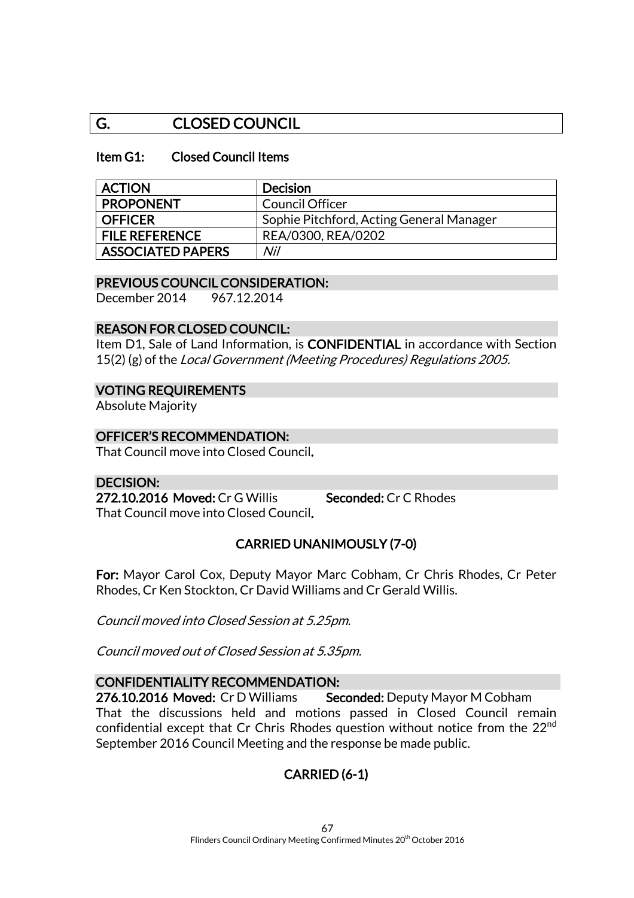# G. CLOSED COUNCIL

### Item G1: Closed Council Items

| ACTION | Decision |
|---|---|
| PROPONENT | Council Officer |
| OFFICER | Sophie Pitchford, Acting General Manager |
| FILE REFERENCE | REA/0300, REA/0202 |
| ASSOCIATED PAPERS | *Nil* |

**PREVIOUS COUNCIL CONSIDERATION:**

December 2014 967.12.2014

**REASON FOR CLOSED COUNCIL:**

Item D1, Sale of Land Information, is **CONFIDENTIAL** in accordance with Section 15(2) (g) of the *Local Government (Meeting Procedures) Regulations 2005.*

**VOTING REQUIREMENTS**

Absolute Majority

**OFFICER'S RECOMMENDATION:**

That Council move into Closed Council.

**DECISION:**

**272.10.2016 Moved:** Cr G Willis **Seconded:** Cr C Rhodes

That Council move into Closed Council.

**CARRIED UNANIMOUSLY (7-0)**

**For:** Mayor Carol Cox, Deputy Mayor Marc Cobham, Cr Chris Rhodes, Cr Peter Rhodes, Cr Ken Stockton, Cr David Williams and Cr Gerald Willis.

*Council moved into Closed Session at 5.25pm.*

*Council moved out of Closed Session at 5.35pm.*

**CONFIDENTIALITY RECOMMENDATION:**

**276.10.2016 Moved:** Cr D Williams **Seconded:** Deputy Mayor M Cobham

That the discussions held and motions passed in Closed Council remain confidential except that Cr Chris Rhodes question without notice from the 22nd September 2016 Council Meeting and the response be made public.

**CARRIED (6-1)**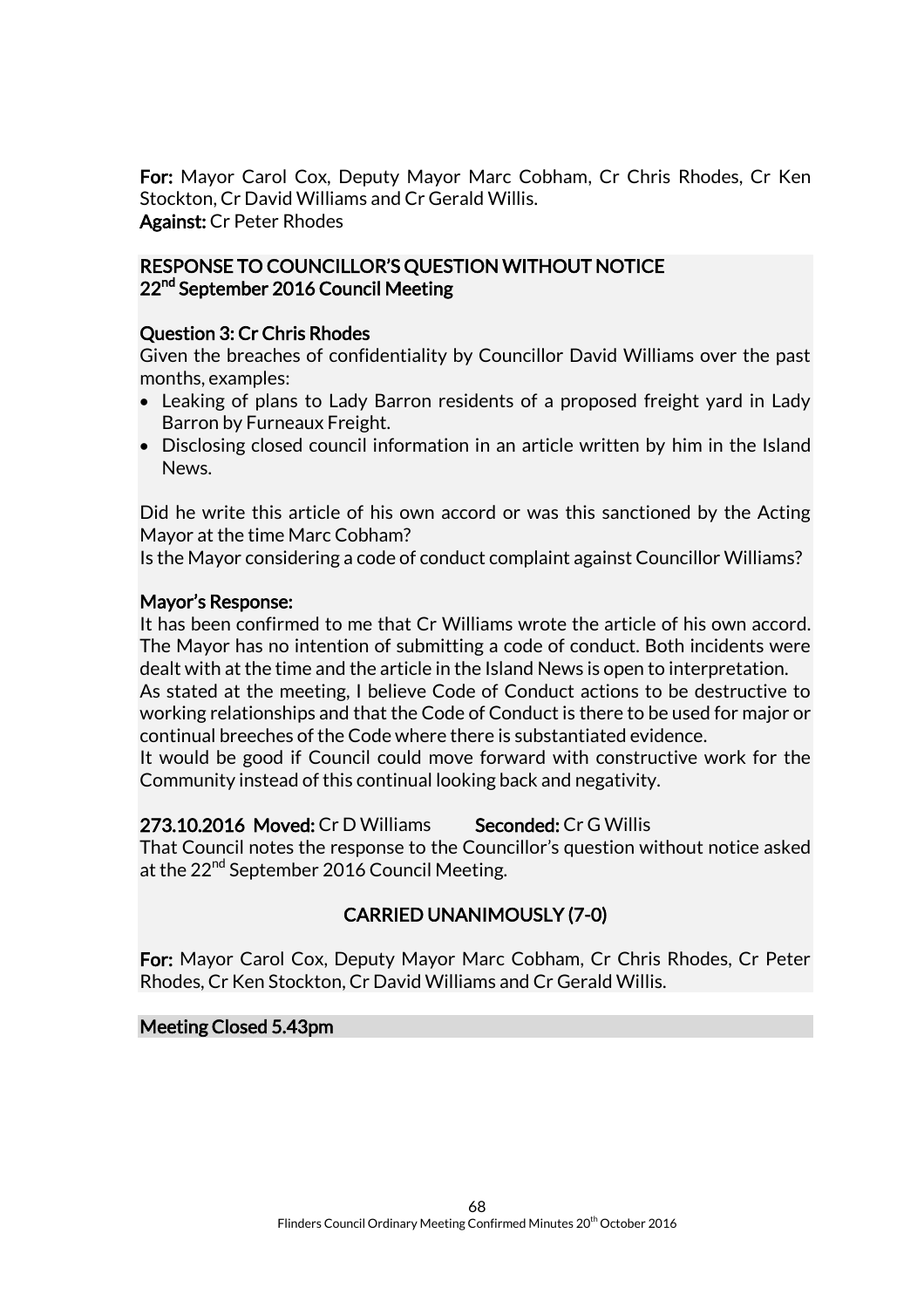**For:** Mayor Carol Cox, Deputy Mayor Marc Cobham, Cr Chris Rhodes, Cr Ken Stockton, Cr David Williams and Cr Gerald Willis.
**Against:** Cr Peter Rhodes

## RESPONSE TO COUNCILLOR'S QUESTION WITHOUT NOTICE 22nd September 2016 Council Meeting

**Question 3: Cr Chris Rhodes**

Given the breaches of confidentiality by Councillor David Williams over the past months, examples:

- Leaking of plans to Lady Barron residents of a proposed freight yard in Lady Barron by Furneaux Freight.
- Disclosing closed council information in an article written by him in the Island News.

Did he write this article of his own accord or was this sanctioned by the Acting Mayor at the time Marc Cobham?
Is the Mayor considering a code of conduct complaint against Councillor Williams?

**Mayor's Response:**

It has been confirmed to me that Cr Williams wrote the article of his own accord. The Mayor has no intention of submitting a code of conduct. Both incidents were dealt with at the time and the article in the Island News is open to interpretation.
As stated at the meeting, I believe Code of Conduct actions to be destructive to working relationships and that the Code of Conduct is there to be used for major or continual breeches of the Code where there is substantiated evidence.
It would be good if Council could move forward with constructive work for the Community instead of this continual looking back and negativity.

**273.10.2016 Moved:** Cr D Williams **Seconded:** Cr G Willis
That Council notes the response to the Councillor's question without notice asked at the 22nd September 2016 Council Meeting.

**CARRIED UNANIMOUSLY (7-0)**

**For:** Mayor Carol Cox, Deputy Mayor Marc Cobham, Cr Chris Rhodes, Cr Peter Rhodes, Cr Ken Stockton, Cr David Williams and Cr Gerald Willis.

**Meeting Closed 5.43pm**